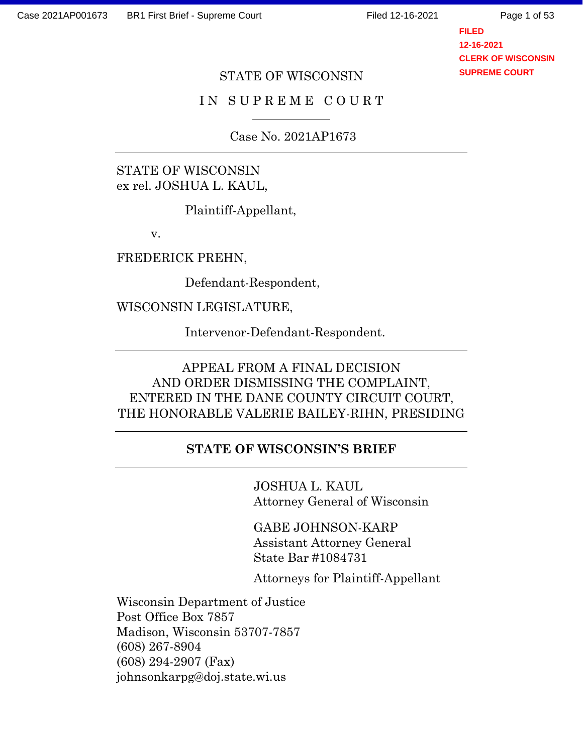STATE OF WISCONSIN

IN SUPREME COURT

Case No. 2021AP1673

---

STATE OF WISCONSIN
ex rel. JOSHUA L. KAUL,

Plaintiff-Appellant,

v.

FREDERICK PREHN,

Defendant-Respondent,

WISCONSIN LEGISLATURE,

Intervenor-Defendant-Respondent.

---

APPEAL FROM A FINAL DECISION
AND ORDER DISMISSING THE COMPLAINT,
ENTERED IN THE DANE COUNTY CIRCUIT COURT,
THE HONORABLE VALERIE BAILEY-RIHN, PRESIDING

---

**STATE OF WISCONSIN'S BRIEF**

---

JOSHUA L. KAUL
Attorney General of Wisconsin

GABE JOHNSON-KARP
Assistant Attorney General
State Bar #1084731

Attorneys for Plaintiff-Appellant

Wisconsin Department of Justice
Post Office Box 7857
Madison, Wisconsin 53707-7857
(608) 267-8904
(608) 294-2907 (Fax)
johnsonkarpg@doj.state.wi.us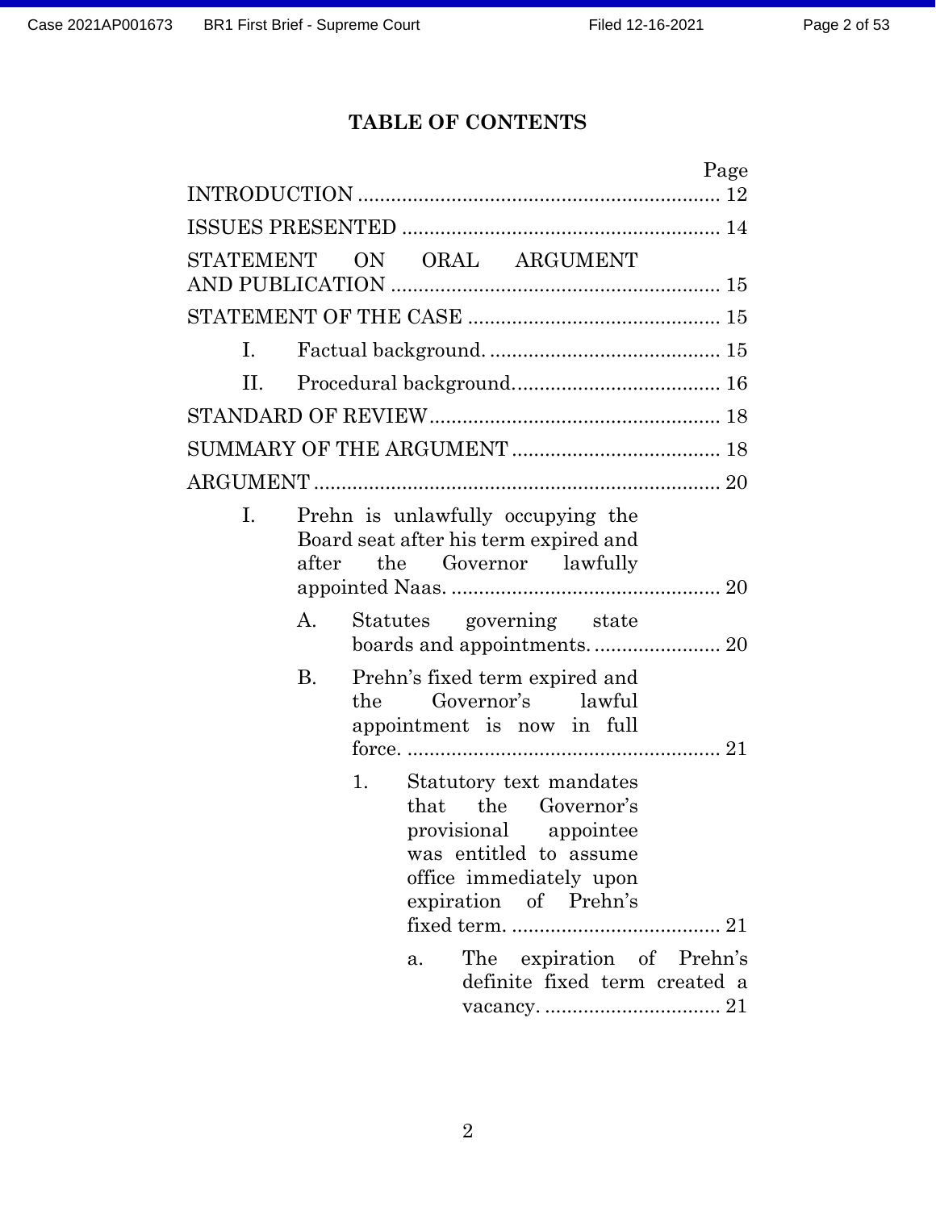# TABLE OF CONTENTS

Page

INTRODUCTION .................................................................. 12

ISSUES PRESENTED .......................................................... 14

STATEMENT ON ORAL ARGUMENT AND PUBLICATION ............................................................ 15

STATEMENT OF THE CASE .............................................. 15

- I. Factual background. .......................................... 15
- II. Procedural background. ..................................... 16

STANDARD OF REVIEW ..................................................... 18

SUMMARY OF THE ARGUMENT ...................................... 18

ARGUMENT .......................................................................... 20

- I. Prehn is unlawfully occupying the Board seat after his term expired and after the Governor lawfully appointed Naas. ................................................. 20
  - A. Statutes governing state boards and appointments. ....................... 20
  - B. Prehn's fixed term expired and the Governor's lawful appointment is now in full force. ......................................................... 21
    - 1. Statutory text mandates that the Governor's provisional appointee was entitled to assume office immediately upon expiration of Prehn's fixed term. ..................................... 21
      - a. The expiration of Prehn's definite fixed term created a vacancy. ................................ 21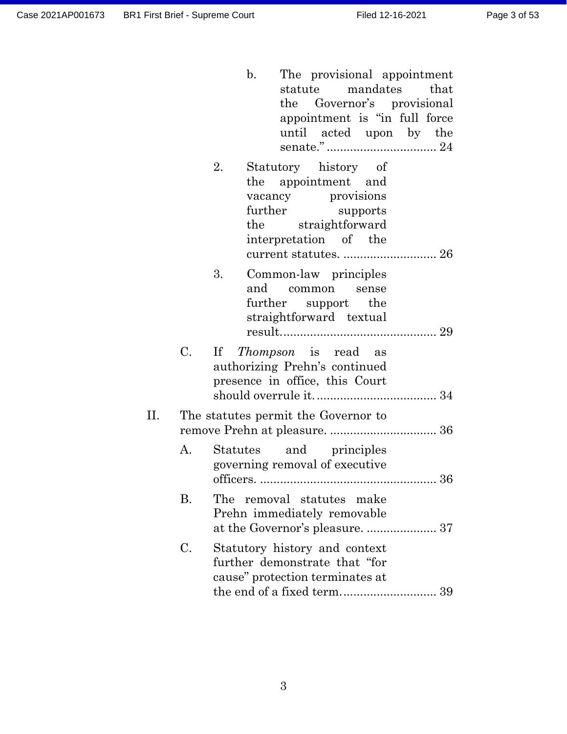b. The provisional appointment statute mandates that the Governor's provisional appointment is "in full force until acted upon by the senate." ................................ 24

2. Statutory history of the appointment and vacancy provisions further supports the straightforward interpretation of the current statutes. ............................ 26

3. Common-law principles and common sense further support the straightforward textual result.............................................. 29

C. If *Thompson* is read as authorizing Prehn's continued presence in office, this Court should overrule it.................................... 34

II. The statutes permit the Governor to remove Prehn at pleasure. ................................ 36

A. Statutes and principles governing removal of executive officers. .................................................... 36

B. The removal statutes make Prehn immediately removable at the Governor's pleasure. ..................... 37

C. Statutory history and context further demonstrate that "for cause" protection terminates at the end of a fixed term............................ 39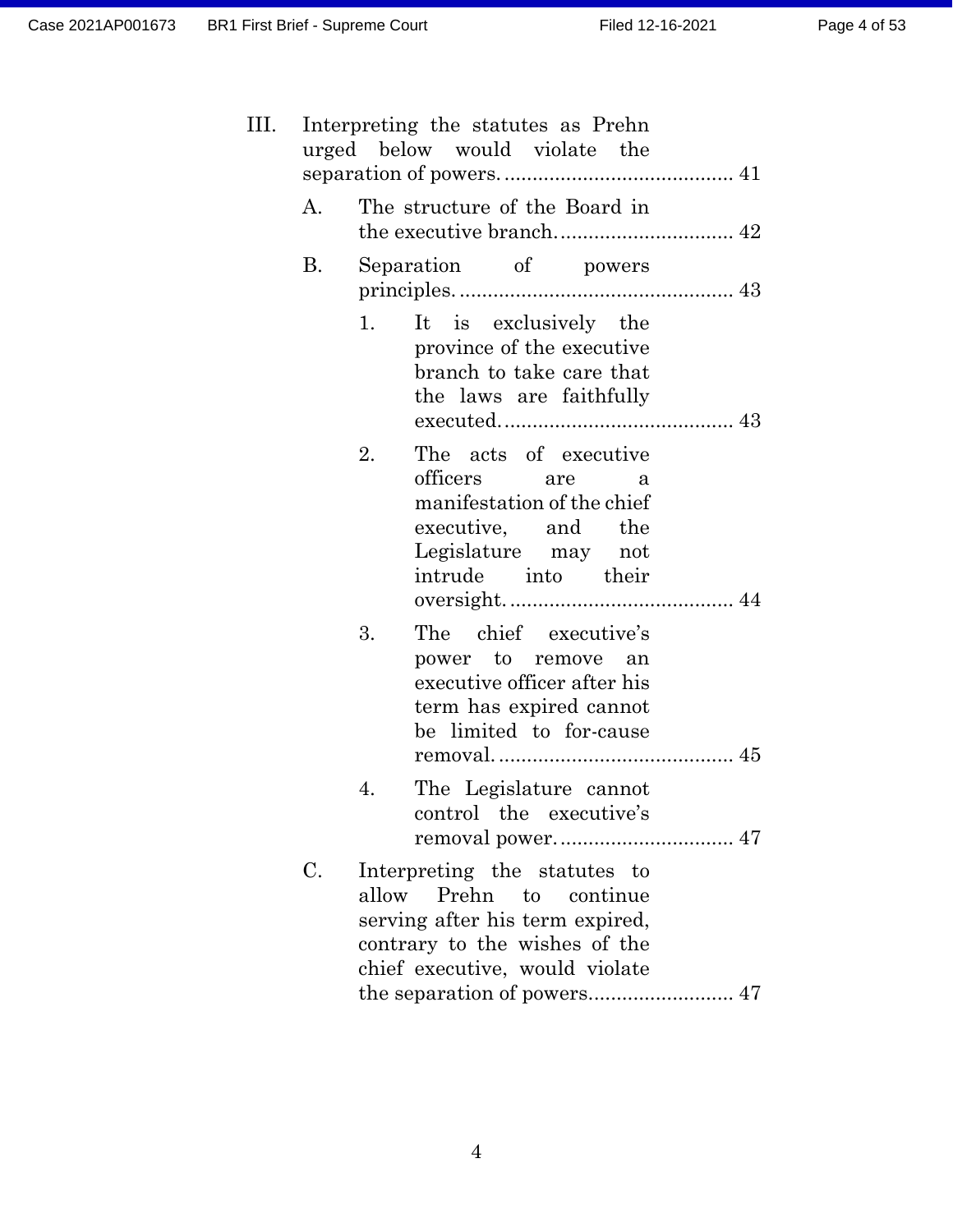III. Interpreting the statutes as Prehn urged below would violate the separation of powers. ......................................... 41

   A. The structure of the Board in the executive branch. ............................... 42

   B. Separation of powers principles. ................................................. 43

      1. It is exclusively the province of the executive branch to take care that the laws are faithfully executed. ......................................... 43

      2. The acts of executive officers are a manifestation of the chief executive, and the Legislature may not intrude into their oversight. ........................................ 44

      3. The chief executive's power to remove an executive officer after his term has expired cannot be limited to for-cause removal. .......................................... 45

      4. The Legislature cannot control the executive's removal power. ............................... 47

   C. Interpreting the statutes to allow Prehn to continue serving after his term expired, contrary to the wishes of the chief executive, would violate the separation of powers.......................... 47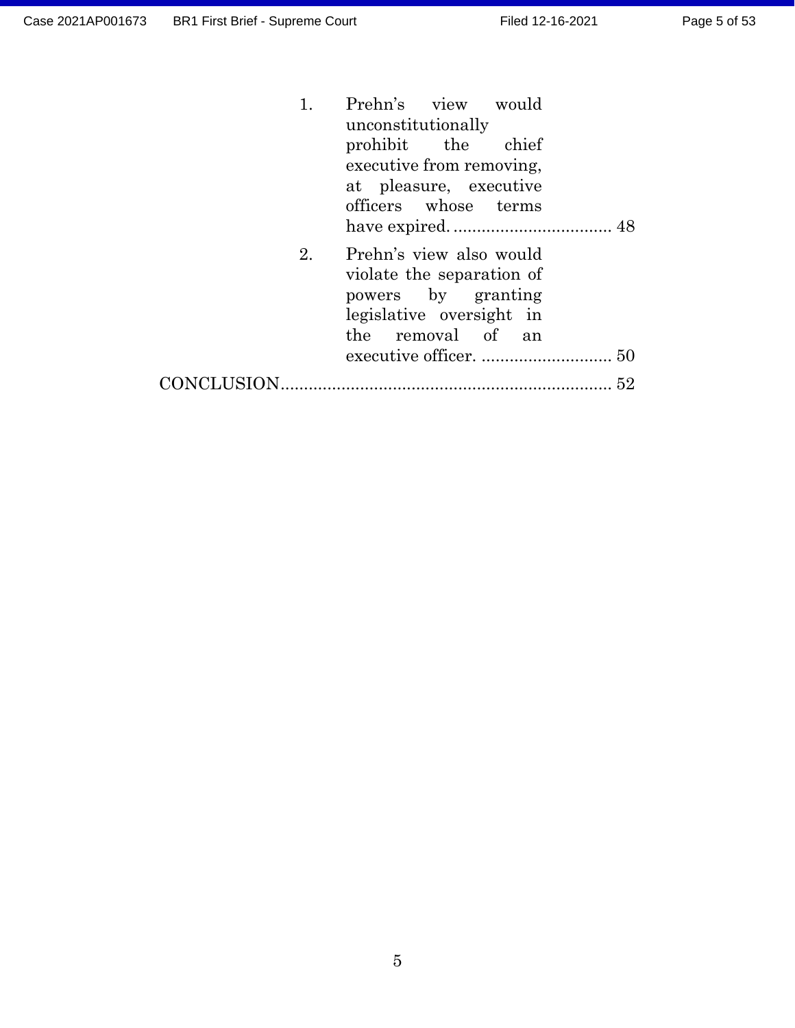1. Prehn's view would unconstitutionally prohibit the chief executive from removing, at pleasure, executive officers whose terms have expired. .................................. 48

2. Prehn's view also would violate the separation of powers by granting legislative oversight in the removal of an executive officer. ............................ 50

CONCLUSION....................................................................... 52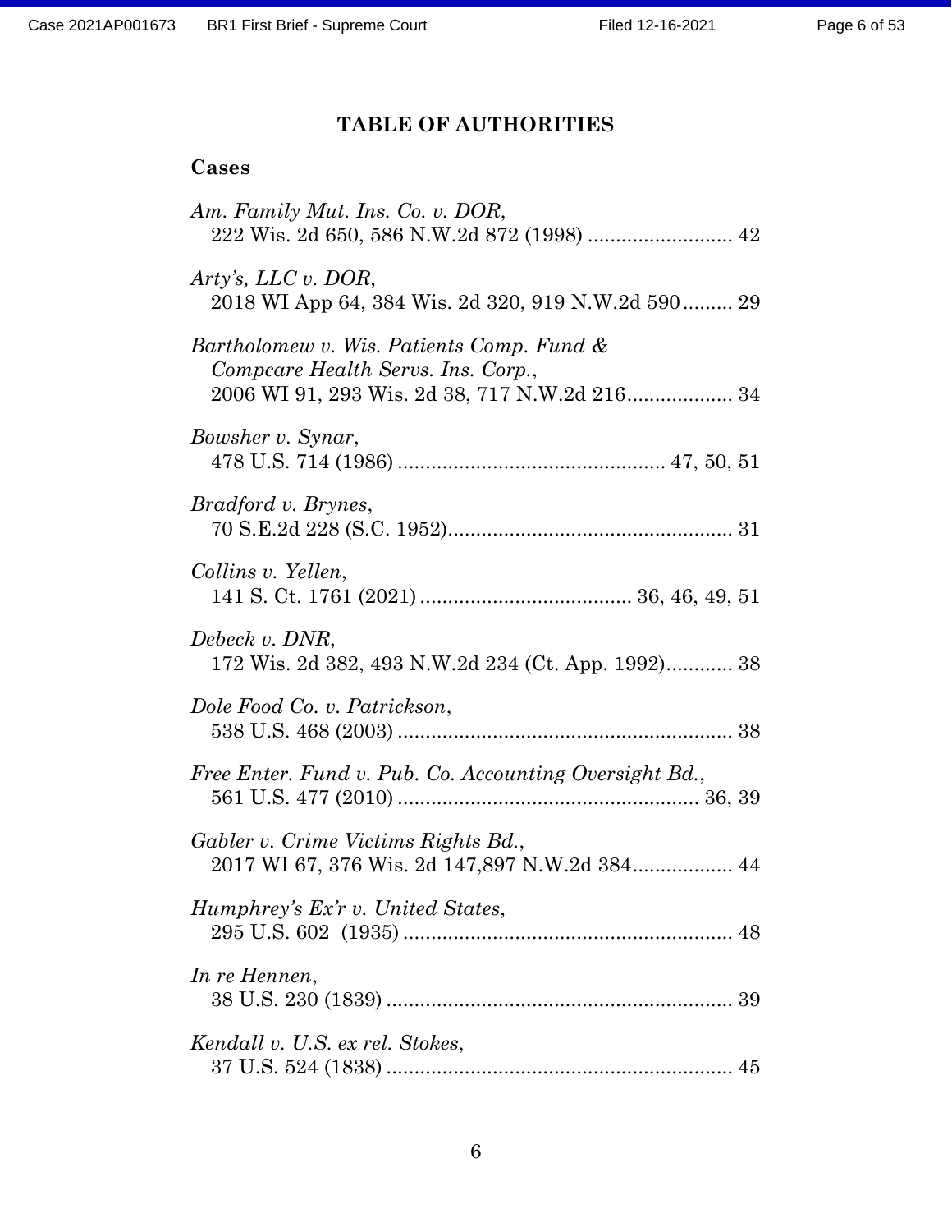# TABLE OF AUTHORITIES

**Cases**

*Am. Family Mut. Ins. Co. v. DOR*,
222 Wis. 2d 650, 586 N.W.2d 872 (1998) .......................... 42

*Arty's, LLC v. DOR*,
2018 WI App 64, 384 Wis. 2d 320, 919 N.W.2d 590 ......... 29

*Bartholomew v. Wis. Patients Comp. Fund & Compcare Health Servs. Ins. Corp.*,
2006 WI 91, 293 Wis. 2d 38, 717 N.W.2d 216 .................. 34

*Bowsher v. Synar*,
478 U.S. 714 (1986) ................................................ 47, 50, 51

*Bradford v. Brynes*,
70 S.E.2d 228 (S.C. 1952) ................................................... 31

*Collins v. Yellen*,
141 S. Ct. 1761 (2021) ...................................... 36, 46, 49, 51

*Debeck v. DNR*,
172 Wis. 2d 382, 493 N.W.2d 234 (Ct. App. 1992) ............ 38

*Dole Food Co. v. Patrickson*,
538 U.S. 468 (2003) ............................................................ 38

*Free Enter. Fund v. Pub. Co. Accounting Oversight Bd.*,
561 U.S. 477 (2010) ...................................................... 36, 39

*Gabler v. Crime Victims Rights Bd.*,
2017 WI 67, 376 Wis. 2d 147,897 N.W.2d 384 .................. 44

*Humphrey's Ex'r v. United States*,
295 U.S. 602 (1935) ........................................................... 48

*In re Hennen*,
38 U.S. 230 (1839) .............................................................. 39

*Kendall v. U.S. ex rel. Stokes*,
37 U.S. 524 (1838) .............................................................. 45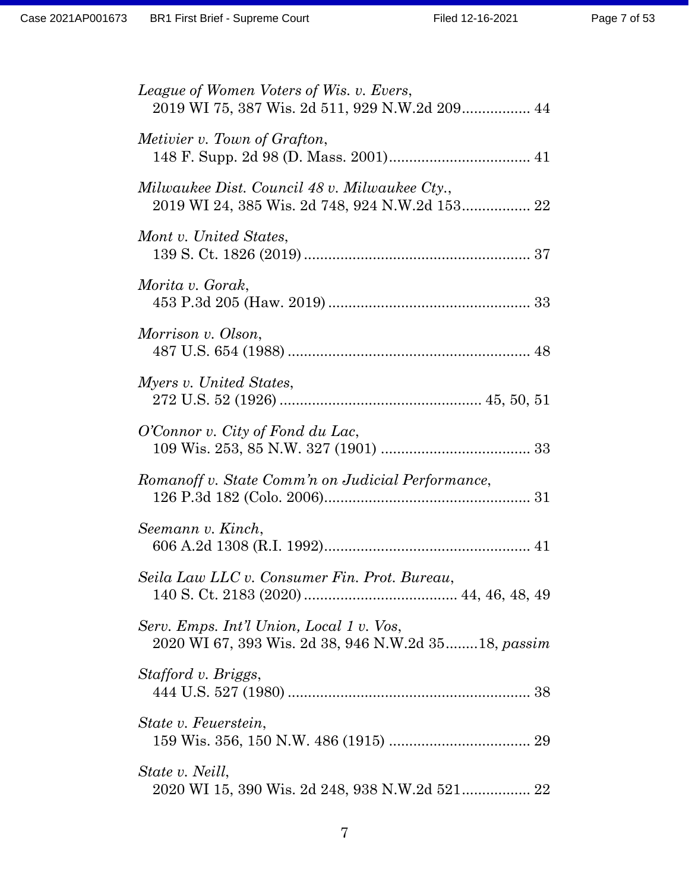*League of Women Voters of Wis. v. Evers*,
2019 WI 75, 387 Wis. 2d 511, 929 N.W.2d 209................. 44

*Metivier v. Town of Grafton*,
148 F. Supp. 2d 98 (D. Mass. 2001)................................... 41

*Milwaukee Dist. Council 48 v. Milwaukee Cty.*,
2019 WI 24, 385 Wis. 2d 748, 924 N.W.2d 153................. 22

*Mont v. United States*,
139 S. Ct. 1826 (2019) ........................................................ 37

*Morita v. Gorak*,
453 P.3d 205 (Haw. 2019) .................................................. 33

*Morrison v. Olson*,
487 U.S. 654 (1988) ............................................................ 48

*Myers v. United States*,
272 U.S. 52 (1926) ................................................. 45, 50, 51

*O'Connor v. City of Fond du Lac*,
109 Wis. 253, 85 N.W. 327 (1901) ..................................... 33

*Romanoff v. State Comm'n on Judicial Performance*,
126 P.3d 182 (Colo. 2006)................................................... 31

*Seemann v. Kinch*,
606 A.2d 1308 (R.I. 1992)................................................... 41

*Seila Law LLC v. Consumer Fin. Prot. Bureau*,
140 S. Ct. 2183 (2020) ...................................... 44, 46, 48, 49

*Serv. Emps. Int'l Union, Local 1 v. Vos*,
2020 WI 67, 393 Wis. 2d 38, 946 N.W.2d 35........18, *passim*

*Stafford v. Briggs*,
444 U.S. 527 (1980) ............................................................ 38

*State v. Feuerstein*,
159 Wis. 356, 150 N.W. 486 (1915) ................................... 29

*State v. Neill*,
2020 WI 15, 390 Wis. 2d 248, 938 N.W.2d 521................. 22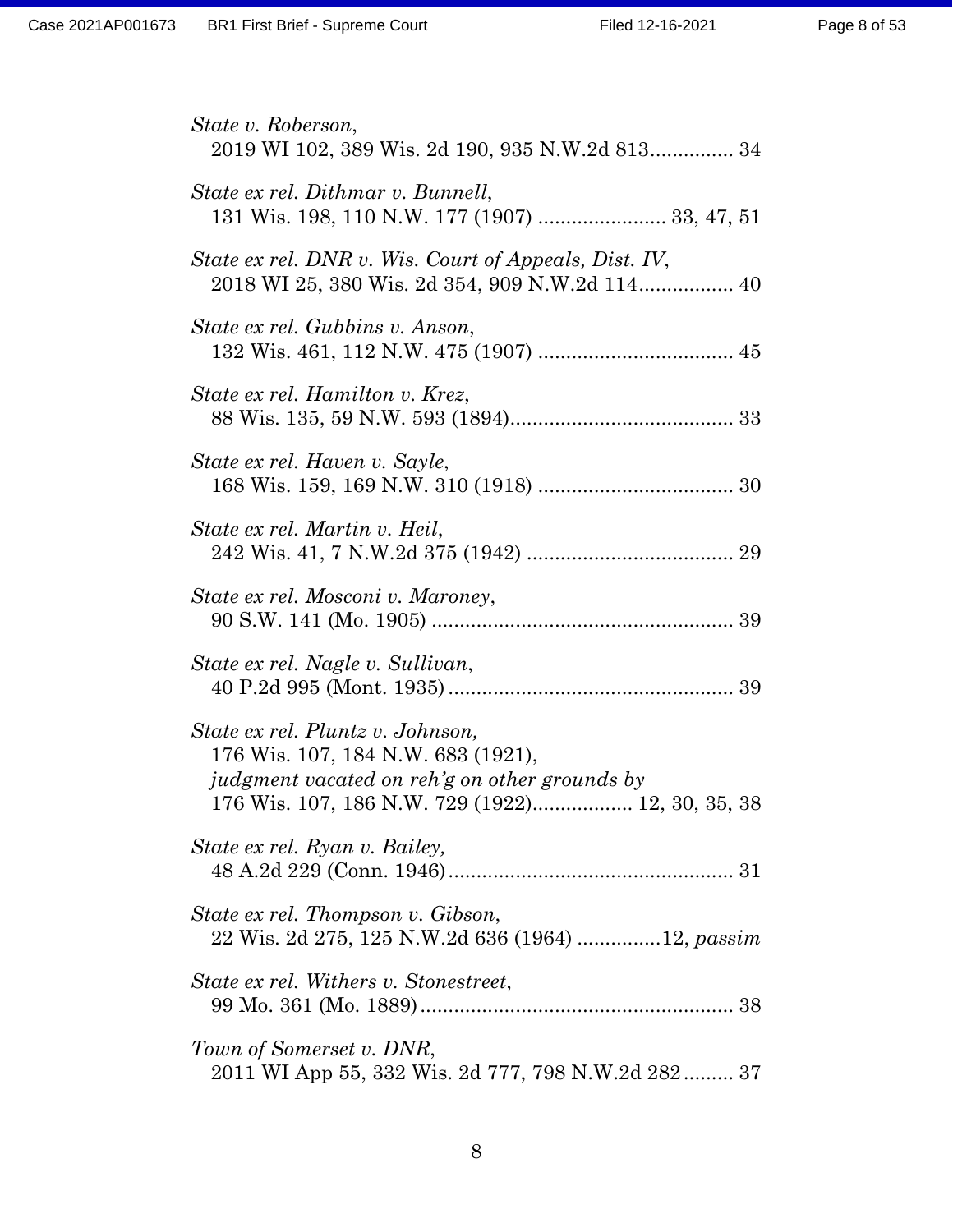*State v. Roberson*,
2019 WI 102, 389 Wis. 2d 190, 935 N.W.2d 813............... 34

*State ex rel. Dithmar v. Bunnell*,
131 Wis. 198, 110 N.W. 177 (1907) ....................... 33, 47, 51

*State ex rel. DNR v. Wis. Court of Appeals, Dist. IV*,
2018 WI 25, 380 Wis. 2d 354, 909 N.W.2d 114................. 40

*State ex rel. Gubbins v. Anson*,
132 Wis. 461, 112 N.W. 475 (1907) ................................... 45

*State ex rel. Hamilton v. Krez*,
88 Wis. 135, 59 N.W. 593 (1894)........................................ 33

*State ex rel. Haven v. Sayle*,
168 Wis. 159, 169 N.W. 310 (1918) ................................... 30

*State ex rel. Martin v. Heil*,
242 Wis. 41, 7 N.W.2d 375 (1942) ..................................... 29

*State ex rel. Mosconi v. Maroney*,
90 S.W. 141 (Mo. 1905) ...................................................... 39

*State ex rel. Nagle v. Sullivan*,
40 P.2d 995 (Mont. 1935) ................................................... 39

*State ex rel. Pluntz v. Johnson,*
176 Wis. 107, 184 N.W. 683 (1921),
*judgment vacated on reh'g on other grounds by*
176 Wis. 107, 186 N.W. 729 (1922).................. 12, 30, 35, 38

*State ex rel. Ryan v. Bailey,*
48 A.2d 229 (Conn. 1946) ................................................... 31

*State ex rel. Thompson v. Gibson*,
22 Wis. 2d 275, 125 N.W.2d 636 (1964) ...............12, *passim*

*State ex rel. Withers v. Stonestreet*,
99 Mo. 361 (Mo. 1889) ........................................................ 38

*Town of Somerset v. DNR*,
2011 WI App 55, 332 Wis. 2d 777, 798 N.W.2d 282......... 37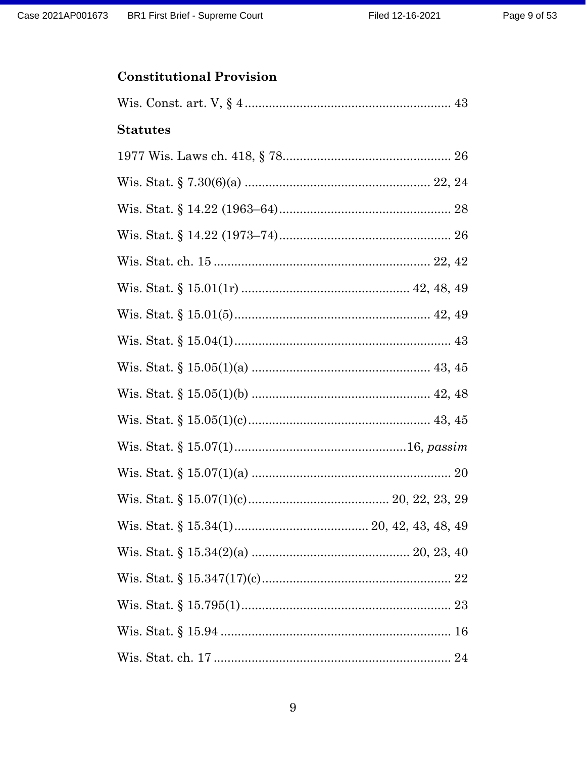**Constitutional Provision**

Wis. Const. art. V, § 4 ........................................................... 43

**Statutes**

1977 Wis. Laws ch. 418, § 78................................................ 26

Wis. Stat. § 7.30(6)(a) ..................................................... 22, 24

Wis. Stat. § 14.22 (1963–64)................................................. 28

Wis. Stat. § 14.22 (1973–74)................................................. 26

Wis. Stat. ch. 15 ............................................................. 22, 42

Wis. Stat. § 15.01(1r) ................................................ 42, 48, 49

Wis. Stat. § 15.01(5)......................................................... 42, 49

Wis. Stat. § 15.04(1).............................................................. 43

Wis. Stat. § 15.05(1)(a) ................................................... 43, 45

Wis. Stat. § 15.05(1)(b) ................................................... 42, 48

Wis. Stat. § 15.05(1)(c).................................................... 43, 45

Wis. Stat. § 15.07(1).................................................16, *passim*

Wis. Stat. § 15.07(1)(a) .......................................................... 20

Wis. Stat. § 15.07(1)(c)......................................... 20, 22, 23, 29

Wis. Stat. § 15.34(1)....................................... 20, 42, 43, 48, 49

Wis. Stat. § 15.34(2)(a) ............................................. 20, 23, 40

Wis. Stat. § 15.347(17)(c)........................................................ 22

Wis. Stat. § 15.795(1)............................................................. 23

Wis. Stat. § 15.94 ................................................................... 16

Wis. Stat. ch. 17 ..................................................................... 24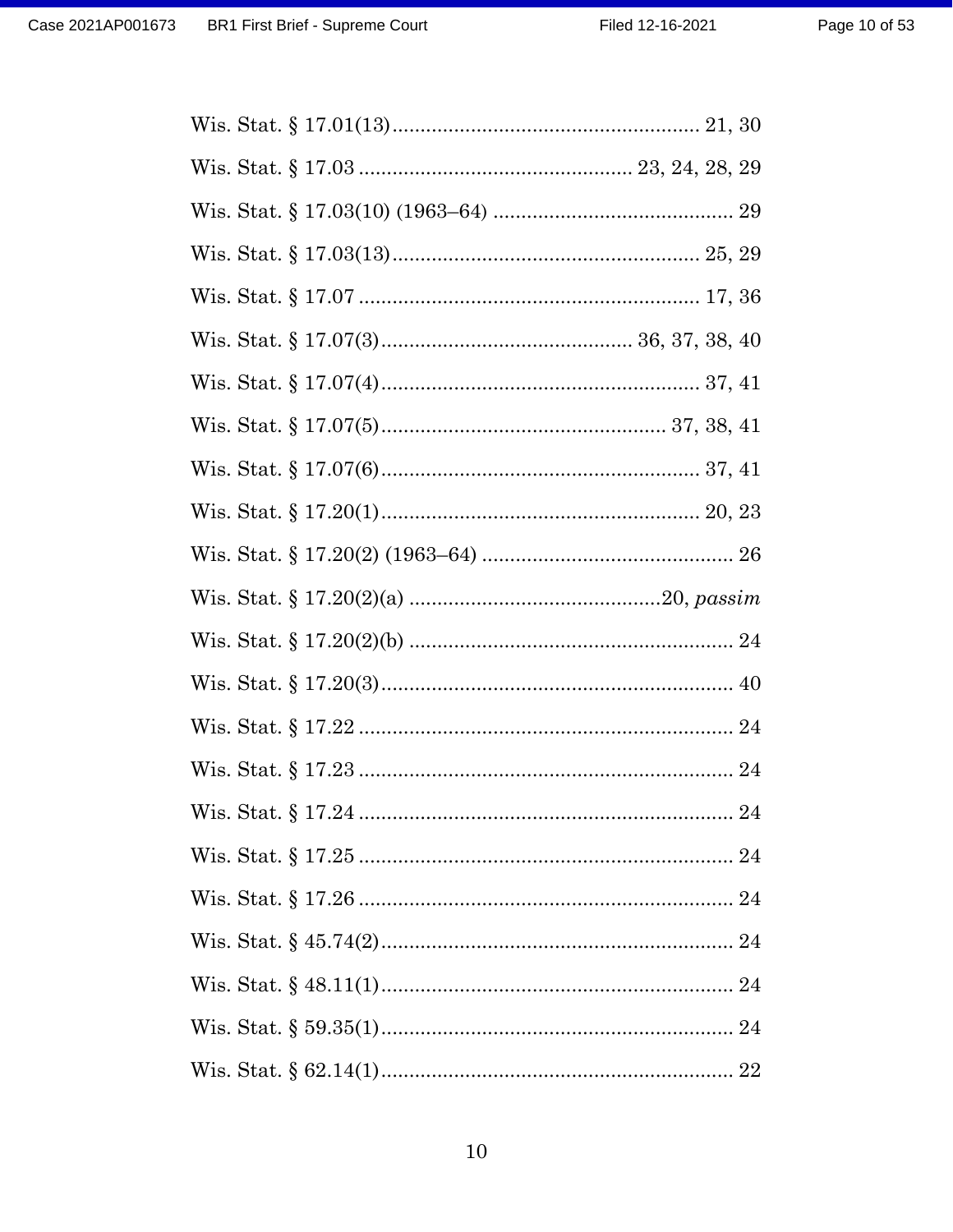Wis. Stat. § 17.01(13) ........................................................ 21, 30

Wis. Stat. § 17.03 .................................................. 23, 24, 28, 29

Wis. Stat. § 17.03(10) (1963–64) ........................................... 29

Wis. Stat. § 17.03(13) ........................................................ 25, 29

Wis. Stat. § 17.07 ............................................................. 17, 36

Wis. Stat. § 17.07(3) ............................................. 36, 37, 38, 40

Wis. Stat. § 17.07(4) .......................................................... 37, 41

Wis. Stat. § 17.07(5) ................................................... 37, 38, 41

Wis. Stat. § 17.07(6) .......................................................... 37, 41

Wis. Stat. § 17.20(1) .......................................................... 20, 23

Wis. Stat. § 17.20(2) (1963–64) ............................................. 26

Wis. Stat. § 17.20(2)(a) .............................................20, *passim*

Wis. Stat. § 17.20(2)(b) .......................................................... 24

Wis. Stat. § 17.20(3) ............................................................... 40

Wis. Stat. § 17.22 ................................................................... 24

Wis. Stat. § 17.23 ................................................................... 24

Wis. Stat. § 17.24 ................................................................... 24

Wis. Stat. § 17.25 ................................................................... 24

Wis. Stat. § 17.26 ................................................................... 24

Wis. Stat. § 45.74(2) ............................................................... 24

Wis. Stat. § 48.11(1) ............................................................... 24

Wis. Stat. § 59.35(1) ............................................................... 24

Wis. Stat. § 62.14(1) ............................................................... 22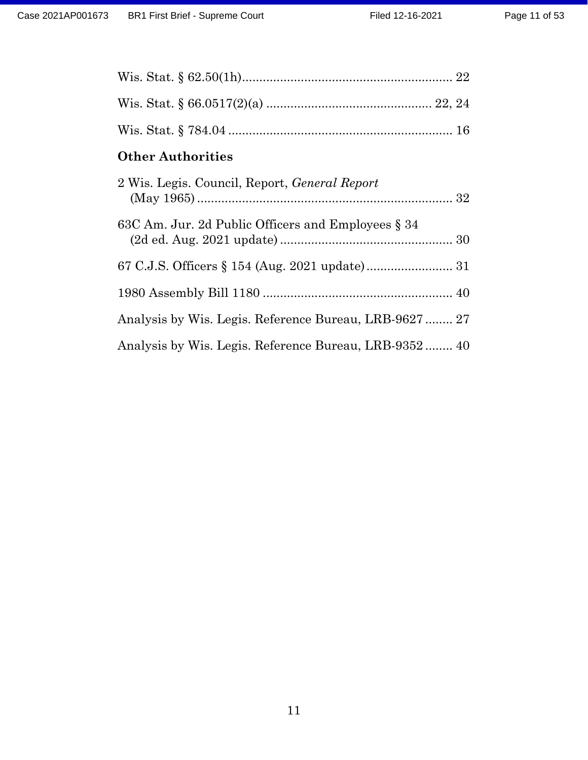Wis. Stat. § 62.50(1h)............................................................ 22

Wis. Stat. § 66.0517(2)(a) ................................................ 22, 24

Wis. Stat. § 784.04 ................................................................ 16

**Other Authorities**

2 Wis. Legis. Council, Report, *General Report* (May 1965) .......................................................................... 32

63C Am. Jur. 2d Public Officers and Employees § 34 (2d ed. Aug. 2021 update) .................................................. 30

67 C.J.S. Officers § 154 (Aug. 2021 update) ......................... 31

1980 Assembly Bill 1180 ...................................................... 40

Analysis by Wis. Legis. Reference Bureau, LRB-9627 ........ 27

Analysis by Wis. Legis. Reference Bureau, LRB-9352 ........ 40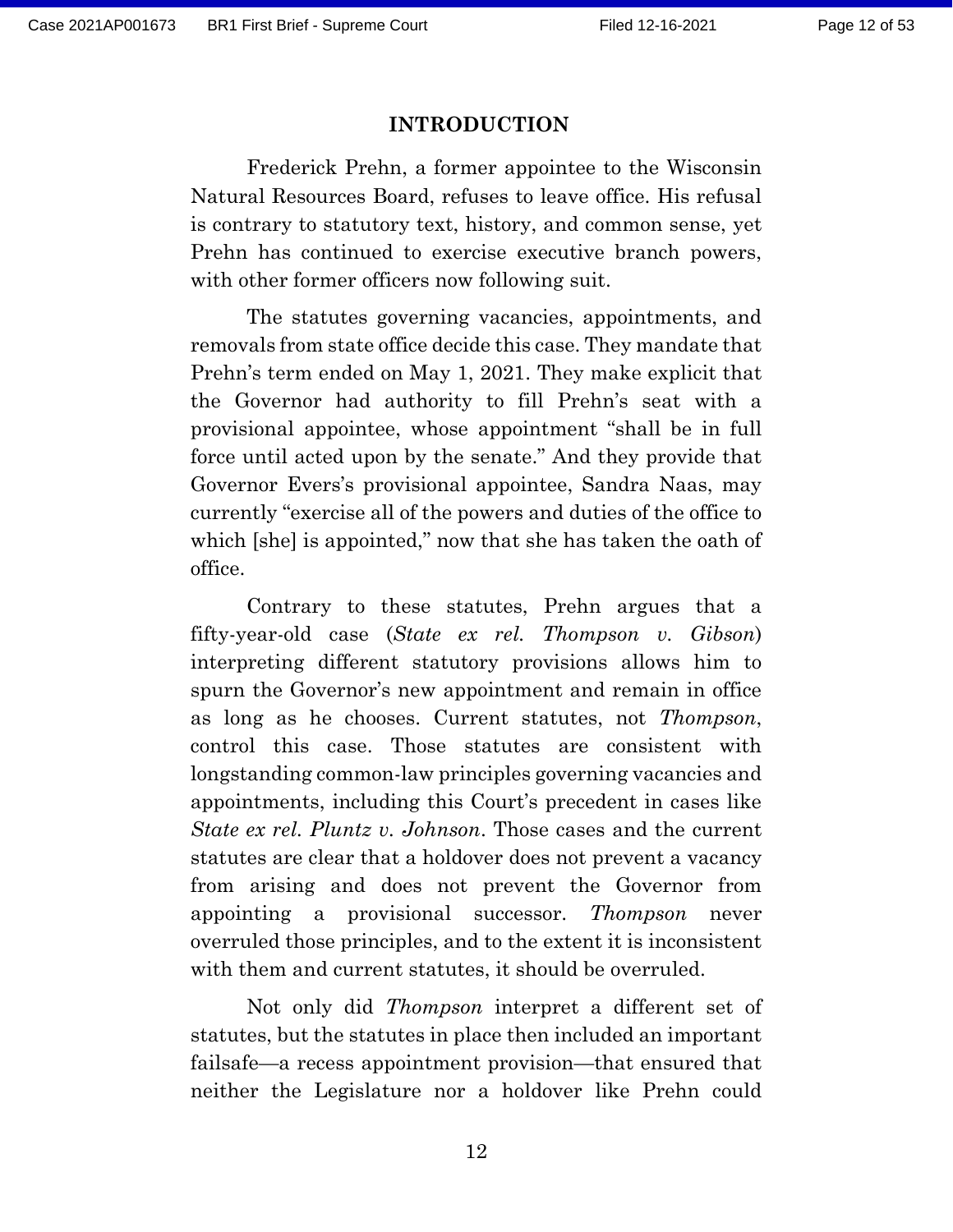# INTRODUCTION

Frederick Prehn, a former appointee to the Wisconsin Natural Resources Board, refuses to leave office. His refusal is contrary to statutory text, history, and common sense, yet Prehn has continued to exercise executive branch powers, with other former officers now following suit.

The statutes governing vacancies, appointments, and removals from state office decide this case. They mandate that Prehn's term ended on May 1, 2021. They make explicit that the Governor had authority to fill Prehn's seat with a provisional appointee, whose appointment "shall be in full force until acted upon by the senate." And they provide that Governor Evers's provisional appointee, Sandra Naas, may currently "exercise all of the powers and duties of the office to which [she] is appointed," now that she has taken the oath of office.

Contrary to these statutes, Prehn argues that a fifty-year-old case (*State ex rel. Thompson v. Gibson*) interpreting different statutory provisions allows him to spurn the Governor's new appointment and remain in office as long as he chooses. Current statutes, not *Thompson*, control this case. Those statutes are consistent with longstanding common-law principles governing vacancies and appointments, including this Court's precedent in cases like *State ex rel. Pluntz v. Johnson*. Those cases and the current statutes are clear that a holdover does not prevent a vacancy from arising and does not prevent the Governor from appointing a provisional successor. *Thompson* never overruled those principles, and to the extent it is inconsistent with them and current statutes, it should be overruled.

Not only did *Thompson* interpret a different set of statutes, but the statutes in place then included an important failsafe—a recess appointment provision—that ensured that neither the Legislature nor a holdover like Prehn could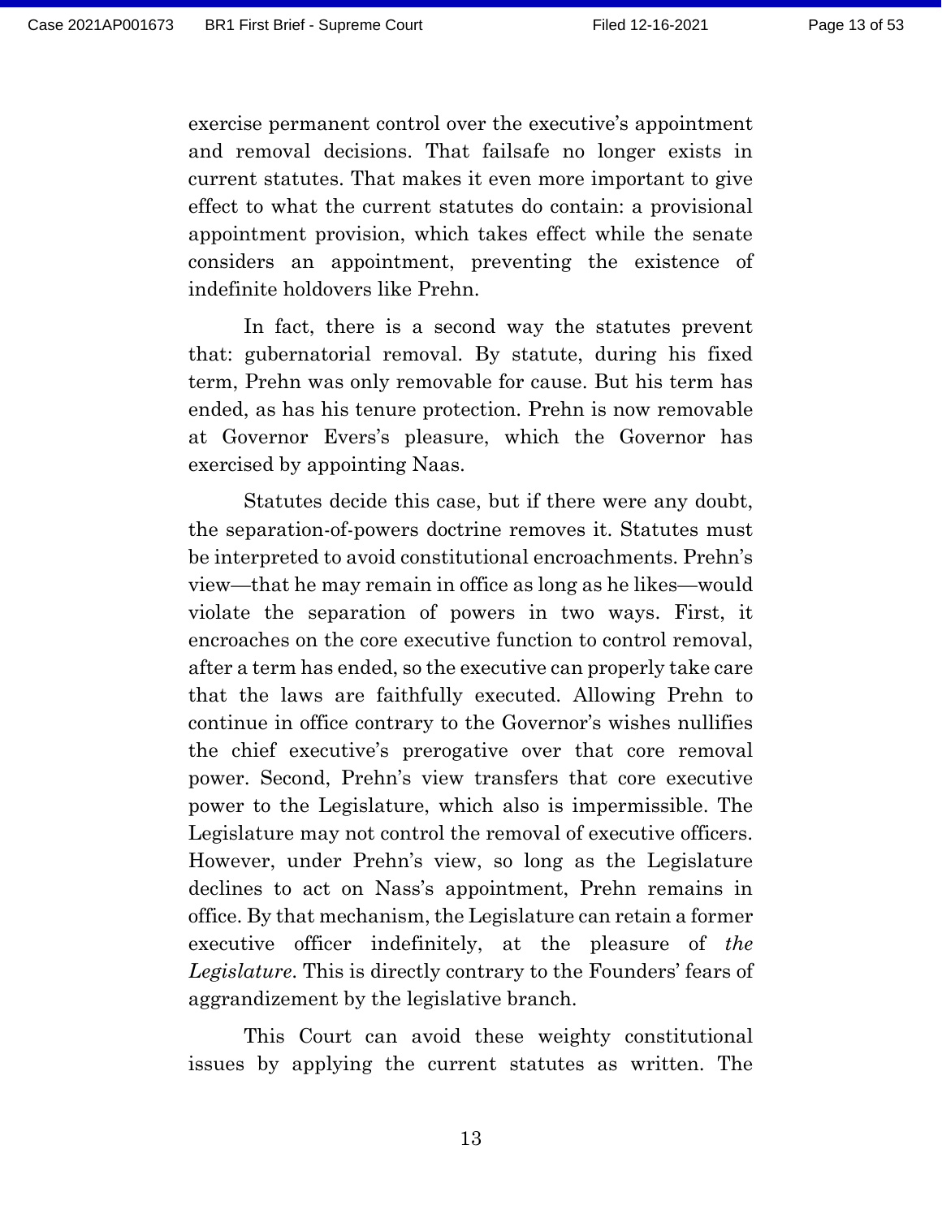exercise permanent control over the executive's appointment and removal decisions. That failsafe no longer exists in current statutes. That makes it even more important to give effect to what the current statutes do contain: a provisional appointment provision, which takes effect while the senate considers an appointment, preventing the existence of indefinite holdovers like Prehn.

In fact, there is a second way the statutes prevent that: gubernatorial removal. By statute, during his fixed term, Prehn was only removable for cause. But his term has ended, as has his tenure protection. Prehn is now removable at Governor Evers's pleasure, which the Governor has exercised by appointing Naas.

Statutes decide this case, but if there were any doubt, the separation-of-powers doctrine removes it. Statutes must be interpreted to avoid constitutional encroachments. Prehn's view—that he may remain in office as long as he likes—would violate the separation of powers in two ways. First, it encroaches on the core executive function to control removal, after a term has ended, so the executive can properly take care that the laws are faithfully executed. Allowing Prehn to continue in office contrary to the Governor's wishes nullifies the chief executive's prerogative over that core removal power. Second, Prehn's view transfers that core executive power to the Legislature, which also is impermissible. The Legislature may not control the removal of executive officers. However, under Prehn's view, so long as the Legislature declines to act on Nass's appointment, Prehn remains in office. By that mechanism, the Legislature can retain a former executive officer indefinitely, at the pleasure of *the Legislature*. This is directly contrary to the Founders' fears of aggrandizement by the legislative branch.

This Court can avoid these weighty constitutional issues by applying the current statutes as written. The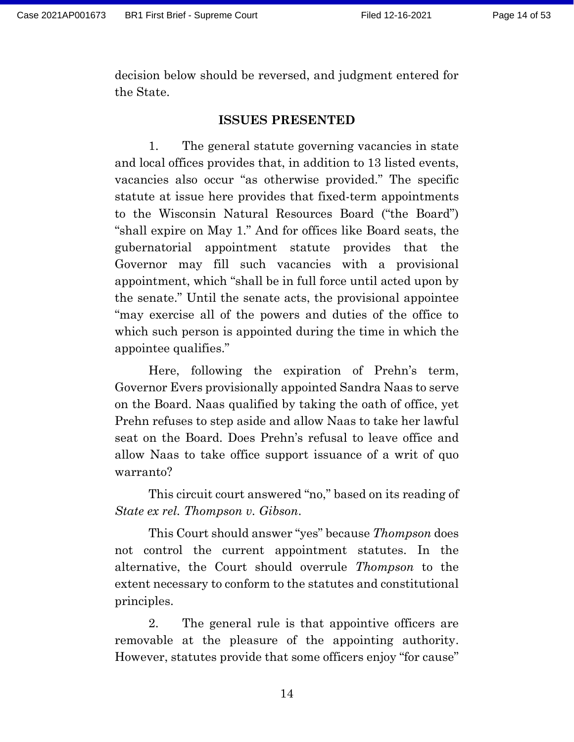decision below should be reversed, and judgment entered for the State.

## ISSUES PRESENTED

1. The general statute governing vacancies in state and local offices provides that, in addition to 13 listed events, vacancies also occur "as otherwise provided." The specific statute at issue here provides that fixed-term appointments to the Wisconsin Natural Resources Board ("the Board") "shall expire on May 1." And for offices like Board seats, the gubernatorial appointment statute provides that the Governor may fill such vacancies with a provisional appointment, which "shall be in full force until acted upon by the senate." Until the senate acts, the provisional appointee "may exercise all of the powers and duties of the office to which such person is appointed during the time in which the appointee qualifies."

Here, following the expiration of Prehn's term, Governor Evers provisionally appointed Sandra Naas to serve on the Board. Naas qualified by taking the oath of office, yet Prehn refuses to step aside and allow Naas to take her lawful seat on the Board. Does Prehn's refusal to leave office and allow Naas to take office support issuance of a writ of quo warranto?

This circuit court answered "no," based on its reading of *State ex rel. Thompson v. Gibson*.

This Court should answer "yes" because *Thompson* does not control the current appointment statutes. In the alternative, the Court should overrule *Thompson* to the extent necessary to conform to the statutes and constitutional principles.

2. The general rule is that appointive officers are removable at the pleasure of the appointing authority. However, statutes provide that some officers enjoy "for cause"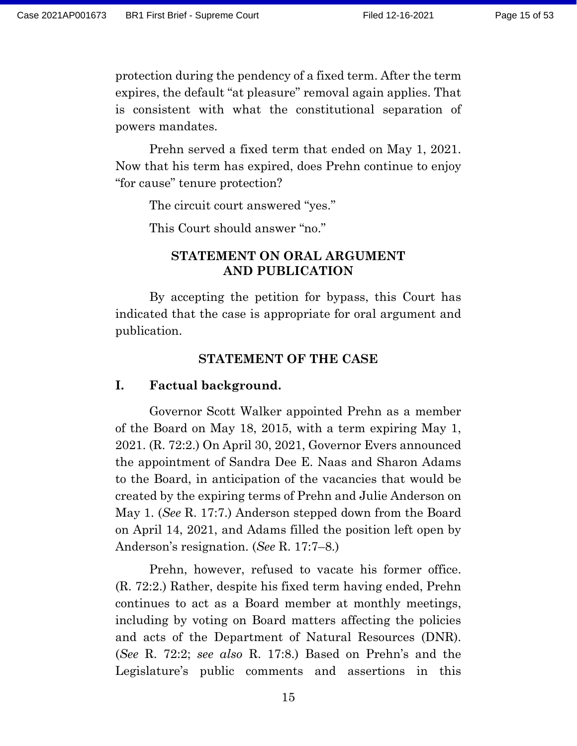protection during the pendency of a fixed term. After the term expires, the default "at pleasure" removal again applies. That is consistent with what the constitutional separation of powers mandates.

Prehn served a fixed term that ended on May 1, 2021. Now that his term has expired, does Prehn continue to enjoy "for cause" tenure protection?

The circuit court answered "yes."

This Court should answer "no."

## STATEMENT ON ORAL ARGUMENT AND PUBLICATION

By accepting the petition for bypass, this Court has indicated that the case is appropriate for oral argument and publication.

## STATEMENT OF THE CASE

### I. Factual background.

Governor Scott Walker appointed Prehn as a member of the Board on May 18, 2015, with a term expiring May 1, 2021. (R. 72:2.) On April 30, 2021, Governor Evers announced the appointment of Sandra Dee E. Naas and Sharon Adams to the Board, in anticipation of the vacancies that would be created by the expiring terms of Prehn and Julie Anderson on May 1. (*See* R. 17:7.) Anderson stepped down from the Board on April 14, 2021, and Adams filled the position left open by Anderson's resignation. (*See* R. 17:7–8.)

Prehn, however, refused to vacate his former office. (R. 72:2.) Rather, despite his fixed term having ended, Prehn continues to act as a Board member at monthly meetings, including by voting on Board matters affecting the policies and acts of the Department of Natural Resources (DNR). (*See* R. 72:2; *see also* R. 17:8.) Based on Prehn's and the Legislature's public comments and assertions in this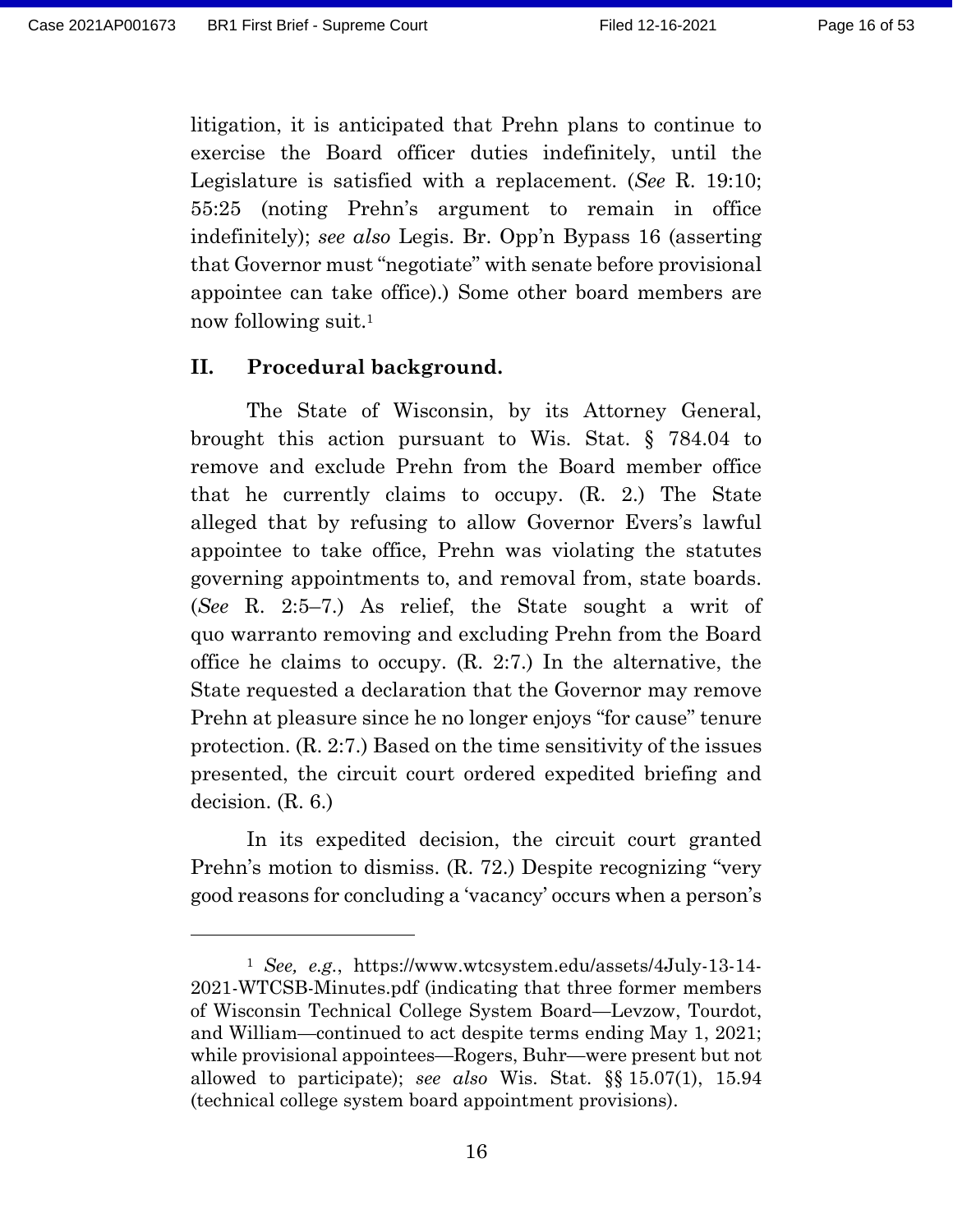litigation, it is anticipated that Prehn plans to continue to exercise the Board officer duties indefinitely, until the Legislature is satisfied with a replacement. (*See* R. 19:10; 55:25 (noting Prehn's argument to remain in office indefinitely); *see also* Legis. Br. Opp'n Bypass 16 (asserting that Governor must "negotiate" with senate before provisional appointee can take office).) Some other board members are now following suit.[1]

## II. Procedural background.

The State of Wisconsin, by its Attorney General, brought this action pursuant to Wis. Stat. § 784.04 to remove and exclude Prehn from the Board member office that he currently claims to occupy. (R. 2.) The State alleged that by refusing to allow Governor Evers's lawful appointee to take office, Prehn was violating the statutes governing appointments to, and removal from, state boards. (*See* R. 2:5–7.) As relief, the State sought a writ of quo warranto removing and excluding Prehn from the Board office he claims to occupy. (R. 2:7.) In the alternative, the State requested a declaration that the Governor may remove Prehn at pleasure since he no longer enjoys "for cause" tenure protection. (R. 2:7.) Based on the time sensitivity of the issues presented, the circuit court ordered expedited briefing and decision. (R. 6.)

In its expedited decision, the circuit court granted Prehn's motion to dismiss. (R. 72.) Despite recognizing "very good reasons for concluding a 'vacancy' occurs when a person's

---

[1] *See, e.g.*, https://www.wtcsystem.edu/assets/4July-13-14-2021-WTCSB-Minutes.pdf (indicating that three former members of Wisconsin Technical College System Board—Levzow, Tourdot, and William—continued to act despite terms ending May 1, 2021; while provisional appointees—Rogers, Buhr—were present but not allowed to participate); *see also* Wis. Stat. §§ 15.07(1), 15.94 (technical college system board appointment provisions).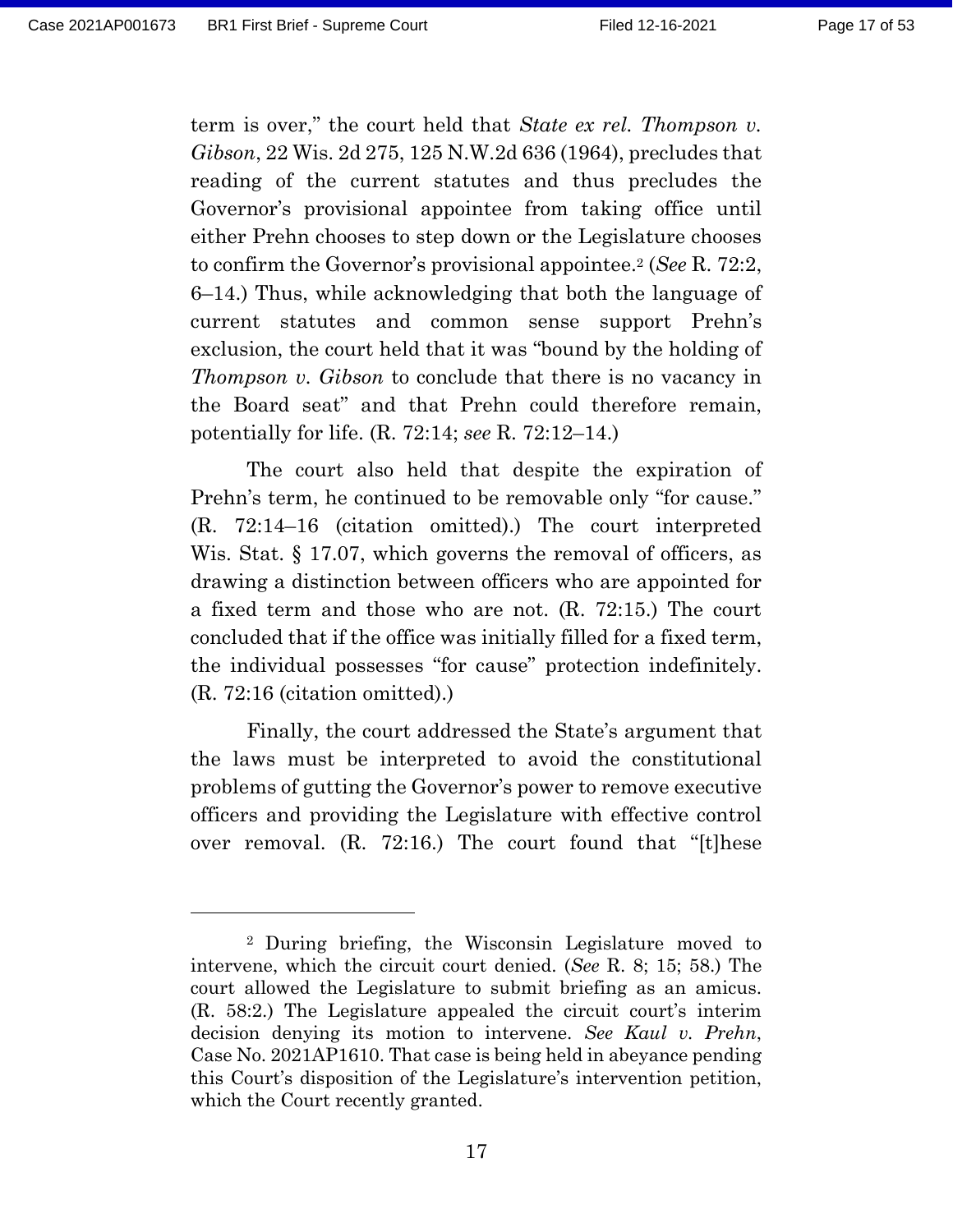term is over," the court held that *State ex rel. Thompson v. Gibson*, 22 Wis. 2d 275, 125 N.W.2d 636 (1964), precludes that reading of the current statutes and thus precludes the Governor's provisional appointee from taking office until either Prehn chooses to step down or the Legislature chooses to confirm the Governor's provisional appointee.[2] (*See* R. 72:2, 6–14.) Thus, while acknowledging that both the language of current statutes and common sense support Prehn's exclusion, the court held that it was "bound by the holding of *Thompson v. Gibson* to conclude that there is no vacancy in the Board seat" and that Prehn could therefore remain, potentially for life. (R. 72:14; *see* R. 72:12–14.)

The court also held that despite the expiration of Prehn's term, he continued to be removable only "for cause." (R. 72:14–16 (citation omitted).) The court interpreted Wis. Stat. § 17.07, which governs the removal of officers, as drawing a distinction between officers who are appointed for a fixed term and those who are not. (R. 72:15.) The court concluded that if the office was initially filled for a fixed term, the individual possesses "for cause" protection indefinitely. (R. 72:16 (citation omitted).)

Finally, the court addressed the State's argument that the laws must be interpreted to avoid the constitutional problems of gutting the Governor's power to remove executive officers and providing the Legislature with effective control over removal. (R. 72:16.) The court found that "[t]hese

---

[2] During briefing, the Wisconsin Legislature moved to intervene, which the circuit court denied. (*See* R. 8; 15; 58.) The court allowed the Legislature to submit briefing as an amicus. (R. 58:2.) The Legislature appealed the circuit court's interim decision denying its motion to intervene. *See Kaul v. Prehn*, Case No. 2021AP1610. That case is being held in abeyance pending this Court's disposition of the Legislature's intervention petition, which the Court recently granted.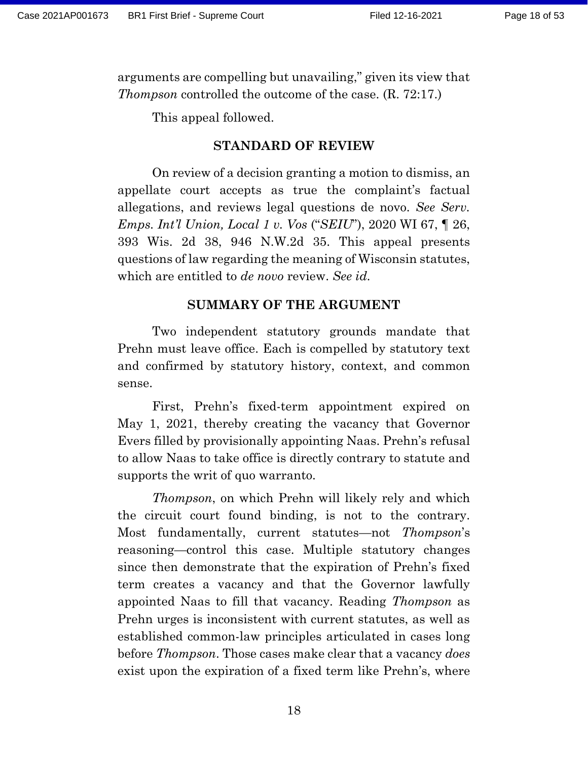arguments are compelling but unavailing," given its view that *Thompson* controlled the outcome of the case. (R. 72:17.)

This appeal followed.

## STANDARD OF REVIEW

On review of a decision granting a motion to dismiss, an appellate court accepts as true the complaint's factual allegations, and reviews legal questions de novo. *See Serv. Emps. Int'l Union, Local 1 v. Vos* ("*SEIU*"), 2020 WI 67, ¶ 26, 393 Wis. 2d 38, 946 N.W.2d 35. This appeal presents questions of law regarding the meaning of Wisconsin statutes, which are entitled to *de novo* review. *See id.*

## SUMMARY OF THE ARGUMENT

Two independent statutory grounds mandate that Prehn must leave office. Each is compelled by statutory text and confirmed by statutory history, context, and common sense.

First, Prehn's fixed-term appointment expired on May 1, 2021, thereby creating the vacancy that Governor Evers filled by provisionally appointing Naas. Prehn's refusal to allow Naas to take office is directly contrary to statute and supports the writ of quo warranto.

*Thompson*, on which Prehn will likely rely and which the circuit court found binding, is not to the contrary. Most fundamentally, current statutes—not *Thompson*'s reasoning—control this case. Multiple statutory changes since then demonstrate that the expiration of Prehn's fixed term creates a vacancy and that the Governor lawfully appointed Naas to fill that vacancy. Reading *Thompson* as Prehn urges is inconsistent with current statutes, as well as established common-law principles articulated in cases long before *Thompson*. Those cases make clear that a vacancy *does* exist upon the expiration of a fixed term like Prehn's, where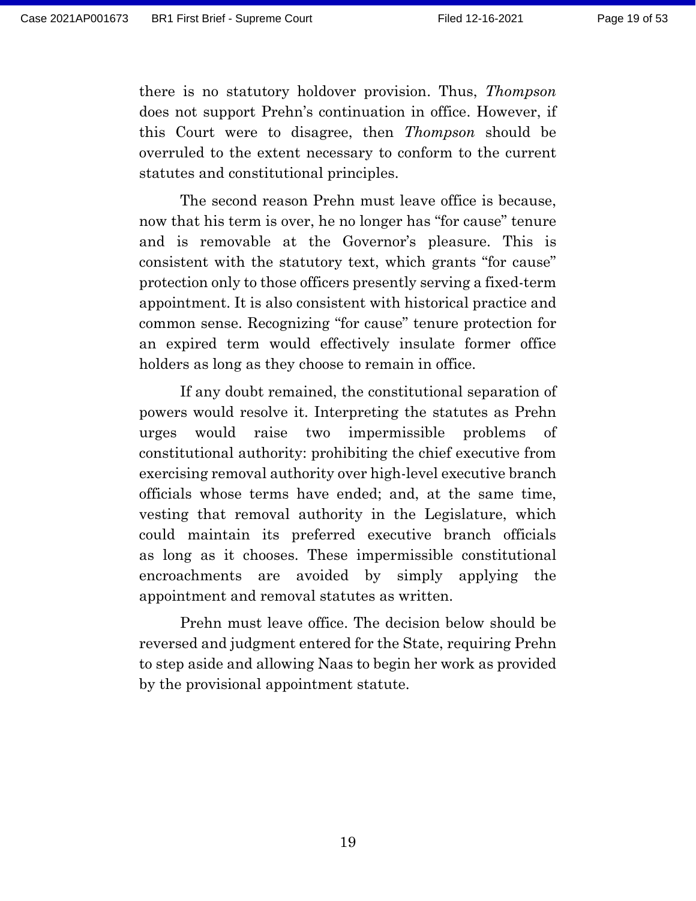there is no statutory holdover provision. Thus, *Thompson* does not support Prehn's continuation in office. However, if this Court were to disagree, then *Thompson* should be overruled to the extent necessary to conform to the current statutes and constitutional principles.

The second reason Prehn must leave office is because, now that his term is over, he no longer has "for cause" tenure and is removable at the Governor's pleasure. This is consistent with the statutory text, which grants "for cause" protection only to those officers presently serving a fixed-term appointment. It is also consistent with historical practice and common sense. Recognizing "for cause" tenure protection for an expired term would effectively insulate former office holders as long as they choose to remain in office.

If any doubt remained, the constitutional separation of powers would resolve it. Interpreting the statutes as Prehn urges would raise two impermissible problems of constitutional authority: prohibiting the chief executive from exercising removal authority over high-level executive branch officials whose terms have ended; and, at the same time, vesting that removal authority in the Legislature, which could maintain its preferred executive branch officials as long as it chooses. These impermissible constitutional encroachments are avoided by simply applying the appointment and removal statutes as written.

Prehn must leave office. The decision below should be reversed and judgment entered for the State, requiring Prehn to step aside and allowing Naas to begin her work as provided by the provisional appointment statute.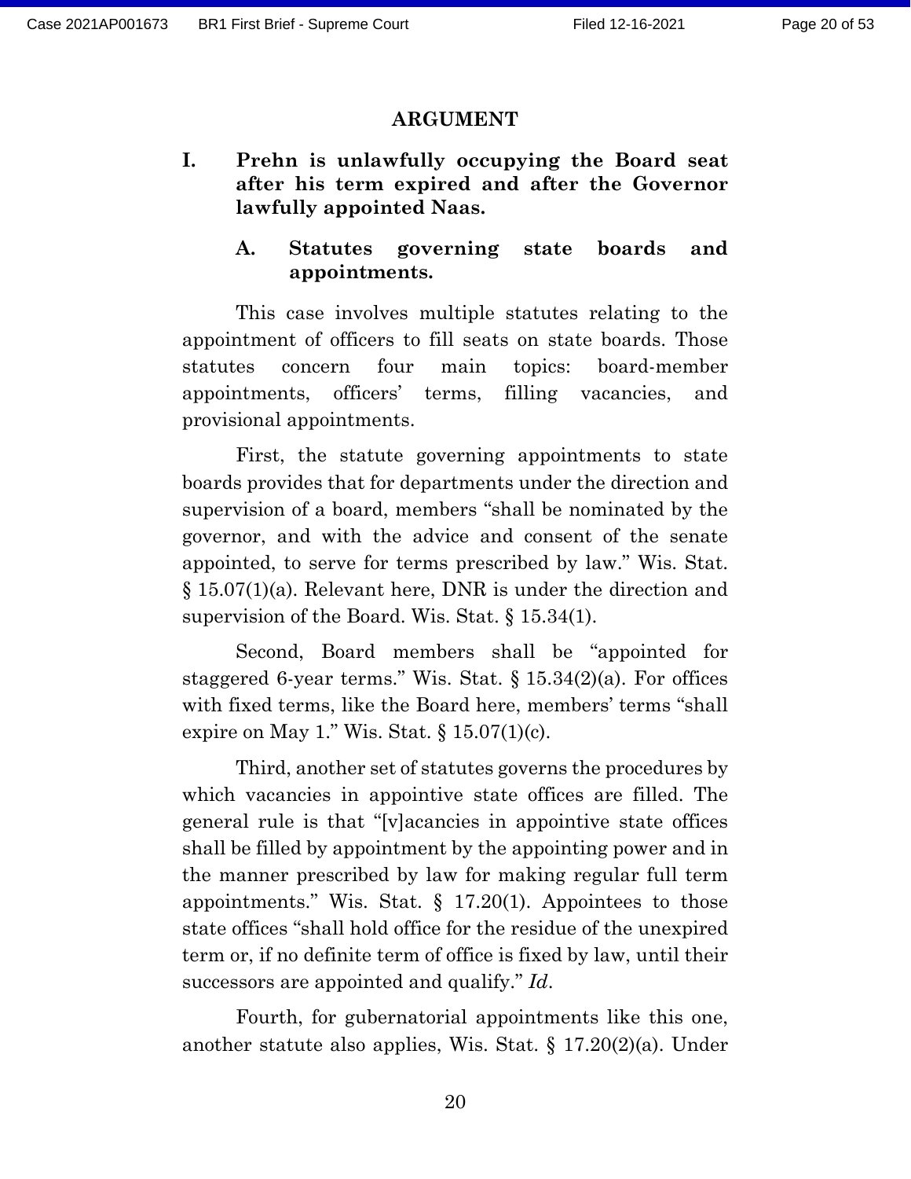## ARGUMENT

### I. Prehn is unlawfully occupying the Board seat after his term expired and after the Governor lawfully appointed Naas.

#### A. Statutes governing state boards and appointments.

This case involves multiple statutes relating to the appointment of officers to fill seats on state boards. Those statutes concern four main topics: board-member appointments, officers' terms, filling vacancies, and provisional appointments.

First, the statute governing appointments to state boards provides that for departments under the direction and supervision of a board, members "shall be nominated by the governor, and with the advice and consent of the senate appointed, to serve for terms prescribed by law." Wis. Stat. § 15.07(1)(a). Relevant here, DNR is under the direction and supervision of the Board. Wis. Stat. § 15.34(1).

Second, Board members shall be "appointed for staggered 6-year terms." Wis. Stat. § 15.34(2)(a). For offices with fixed terms, like the Board here, members' terms "shall expire on May 1." Wis. Stat. § 15.07(1)(c).

Third, another set of statutes governs the procedures by which vacancies in appointive state offices are filled. The general rule is that "[v]acancies in appointive state offices shall be filled by appointment by the appointing power and in the manner prescribed by law for making regular full term appointments." Wis. Stat. § 17.20(1). Appointees to those state offices "shall hold office for the residue of the unexpired term or, if no definite term of office is fixed by law, until their successors are appointed and qualify." *Id.*

Fourth, for gubernatorial appointments like this one, another statute also applies, Wis. Stat. § 17.20(2)(a). Under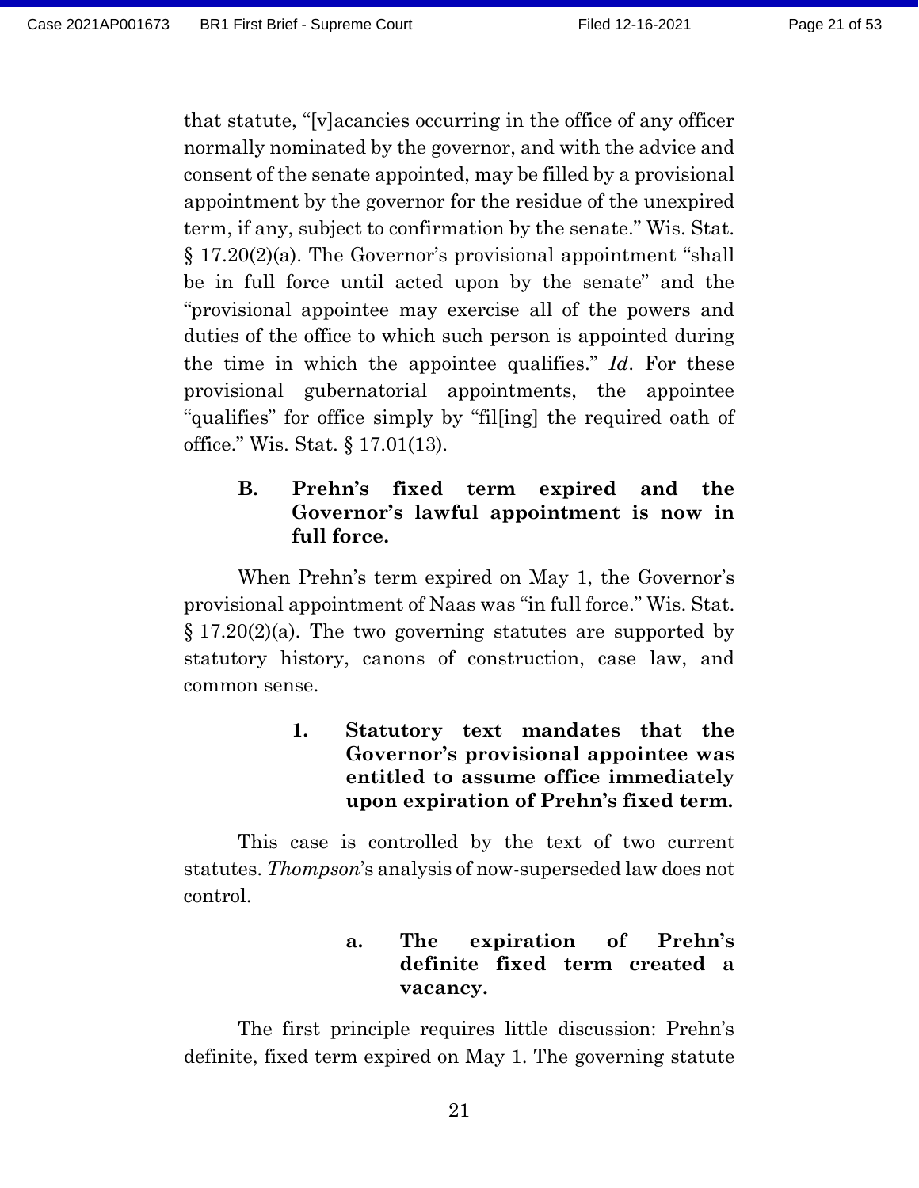that statute, "[v]acancies occurring in the office of any officer normally nominated by the governor, and with the advice and consent of the senate appointed, may be filled by a provisional appointment by the governor for the residue of the unexpired term, if any, subject to confirmation by the senate." Wis. Stat. § 17.20(2)(a). The Governor's provisional appointment "shall be in full force until acted upon by the senate" and the "provisional appointee may exercise all of the powers and duties of the office to which such person is appointed during the time in which the appointee qualifies." *Id*. For these provisional gubernatorial appointments, the appointee "qualifies" for office simply by "fil[ing] the required oath of office." Wis. Stat. § 17.01(13).

### B. Prehn's fixed term expired and the Governor's lawful appointment is now in full force.

When Prehn's term expired on May 1, the Governor's provisional appointment of Naas was "in full force." Wis. Stat. § 17.20(2)(a). The two governing statutes are supported by statutory history, canons of construction, case law, and common sense.

#### 1. Statutory text mandates that the Governor's provisional appointee was entitled to assume office immediately upon expiration of Prehn's fixed term.

This case is controlled by the text of two current statutes. *Thompson*'s analysis of now-superseded law does not control.

##### a. The expiration of Prehn's definite fixed term created a vacancy.

The first principle requires little discussion: Prehn's definite, fixed term expired on May 1. The governing statute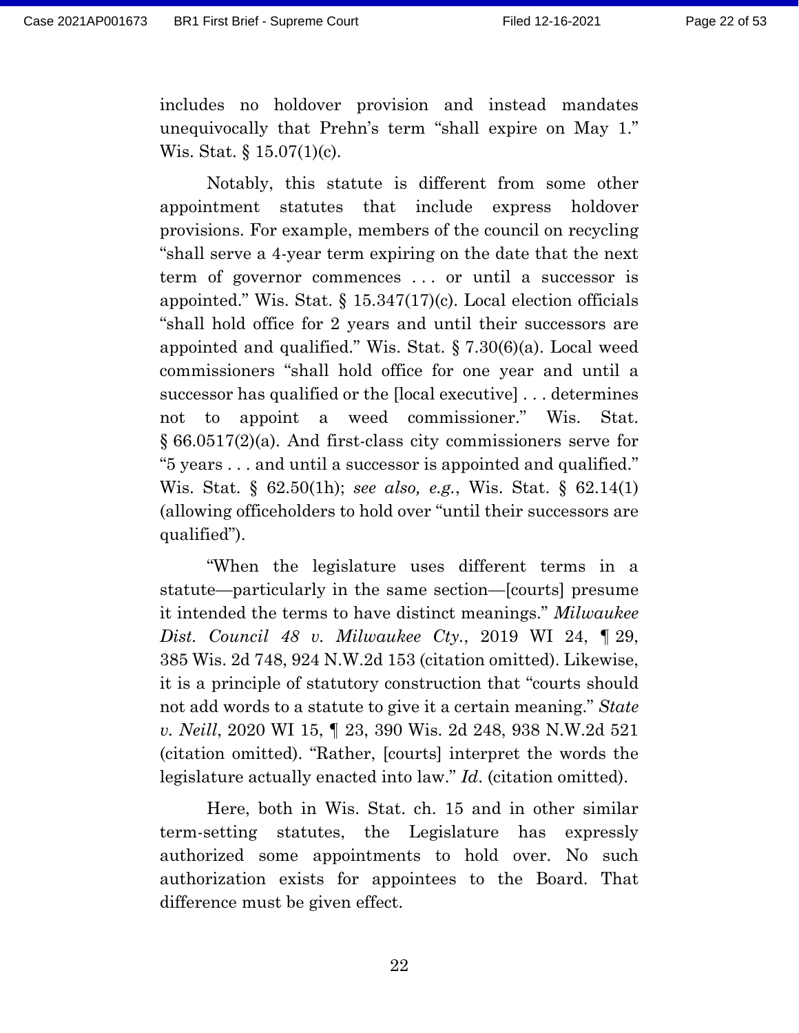includes no holdover provision and instead mandates unequivocally that Prehn's term "shall expire on May 1." Wis. Stat. § 15.07(1)(c).

Notably, this statute is different from some other appointment statutes that include express holdover provisions. For example, members of the council on recycling "shall serve a 4-year term expiring on the date that the next term of governor commences . . . or until a successor is appointed." Wis. Stat. § 15.347(17)(c). Local election officials "shall hold office for 2 years and until their successors are appointed and qualified." Wis. Stat. § 7.30(6)(a). Local weed commissioners "shall hold office for one year and until a successor has qualified or the [local executive] . . . determines not to appoint a weed commissioner." Wis. Stat. § 66.0517(2)(a). And first-class city commissioners serve for "5 years . . . and until a successor is appointed and qualified." Wis. Stat. § 62.50(1h); *see also, e.g.*, Wis. Stat. § 62.14(1) (allowing officeholders to hold over "until their successors are qualified").

"When the legislature uses different terms in a statute—particularly in the same section—[courts] presume it intended the terms to have distinct meanings." *Milwaukee Dist. Council 48 v. Milwaukee Cty.*, 2019 WI 24, ¶ 29, 385 Wis. 2d 748, 924 N.W.2d 153 (citation omitted). Likewise, it is a principle of statutory construction that "courts should not add words to a statute to give it a certain meaning." *State v. Neill*, 2020 WI 15, ¶ 23, 390 Wis. 2d 248, 938 N.W.2d 521 (citation omitted). "Rather, [courts] interpret the words the legislature actually enacted into law." *Id*. (citation omitted).

Here, both in Wis. Stat. ch. 15 and in other similar term-setting statutes, the Legislature has expressly authorized some appointments to hold over. No such authorization exists for appointees to the Board. That difference must be given effect.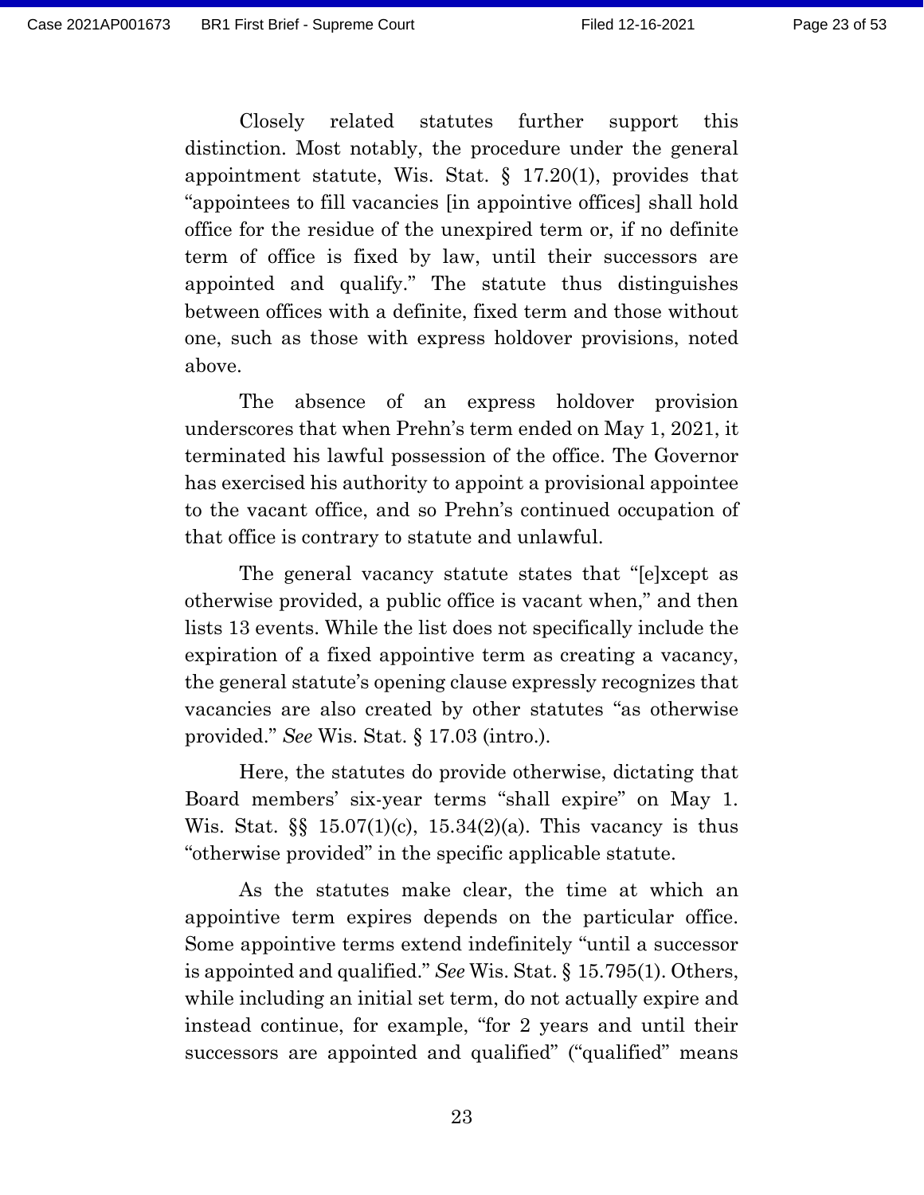Closely related statutes further support this distinction. Most notably, the procedure under the general appointment statute, Wis. Stat. § 17.20(1), provides that "appointees to fill vacancies [in appointive offices] shall hold office for the residue of the unexpired term or, if no definite term of office is fixed by law, until their successors are appointed and qualify." The statute thus distinguishes between offices with a definite, fixed term and those without one, such as those with express holdover provisions, noted above.

The absence of an express holdover provision underscores that when Prehn's term ended on May 1, 2021, it terminated his lawful possession of the office. The Governor has exercised his authority to appoint a provisional appointee to the vacant office, and so Prehn's continued occupation of that office is contrary to statute and unlawful.

The general vacancy statute states that "[e]xcept as otherwise provided, a public office is vacant when," and then lists 13 events. While the list does not specifically include the expiration of a fixed appointive term as creating a vacancy, the general statute's opening clause expressly recognizes that vacancies are also created by other statutes "as otherwise provided." *See* Wis. Stat. § 17.03 (intro.).

Here, the statutes do provide otherwise, dictating that Board members' six-year terms "shall expire" on May 1. Wis. Stat. §§ 15.07(1)(c), 15.34(2)(a). This vacancy is thus "otherwise provided" in the specific applicable statute.

As the statutes make clear, the time at which an appointive term expires depends on the particular office. Some appointive terms extend indefinitely "until a successor is appointed and qualified." *See* Wis. Stat. § 15.795(1). Others, while including an initial set term, do not actually expire and instead continue, for example, "for 2 years and until their successors are appointed and qualified" ("qualified" means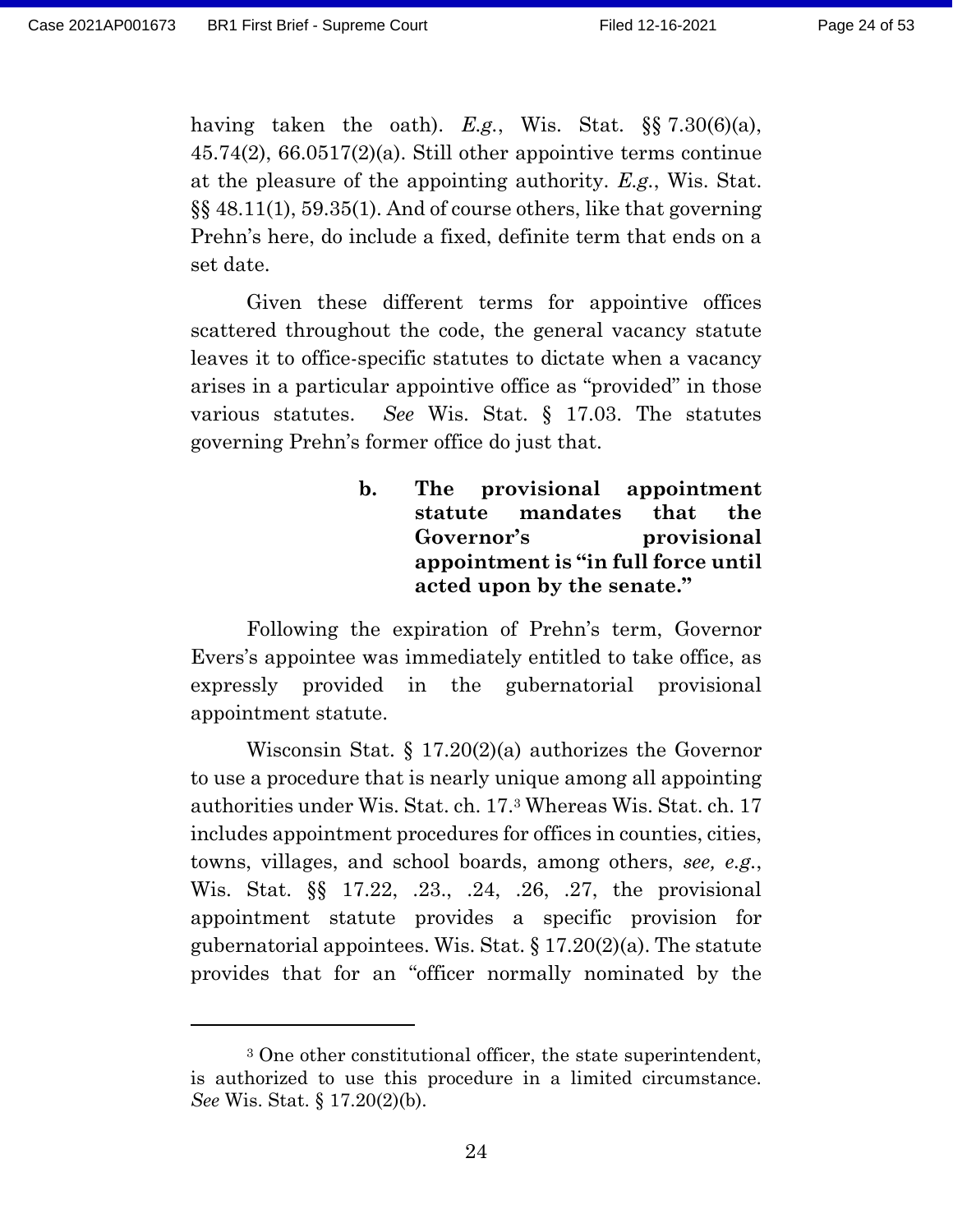having taken the oath). *E.g.*, Wis. Stat. §§ 7.30(6)(a), 45.74(2), 66.0517(2)(a). Still other appointive terms continue at the pleasure of the appointing authority. *E.g.*, Wis. Stat. §§ 48.11(1), 59.35(1). And of course others, like that governing Prehn's here, do include a fixed, definite term that ends on a set date.

Given these different terms for appointive offices scattered throughout the code, the general vacancy statute leaves it to office-specific statutes to dictate when a vacancy arises in a particular appointive office as "provided" in those various statutes. *See* Wis. Stat. § 17.03. The statutes governing Prehn's former office do just that.

#### b. The provisional appointment statute mandates that the Governor's provisional appointment is "in full force until acted upon by the senate."

Following the expiration of Prehn's term, Governor Evers's appointee was immediately entitled to take office, as expressly provided in the gubernatorial provisional appointment statute.

Wisconsin Stat. § 17.20(2)(a) authorizes the Governor to use a procedure that is nearly unique among all appointing authorities under Wis. Stat. ch. 17.[3] Whereas Wis. Stat. ch. 17 includes appointment procedures for offices in counties, cities, towns, villages, and school boards, among others, *see, e.g.*, Wis. Stat. §§ 17.22, .23., .24, .26, .27, the provisional appointment statute provides a specific provision for gubernatorial appointees. Wis. Stat. § 17.20(2)(a). The statute provides that for an "officer normally nominated by the

---

[3] One other constitutional officer, the state superintendent, is authorized to use this procedure in a limited circumstance. *See* Wis. Stat. § 17.20(2)(b).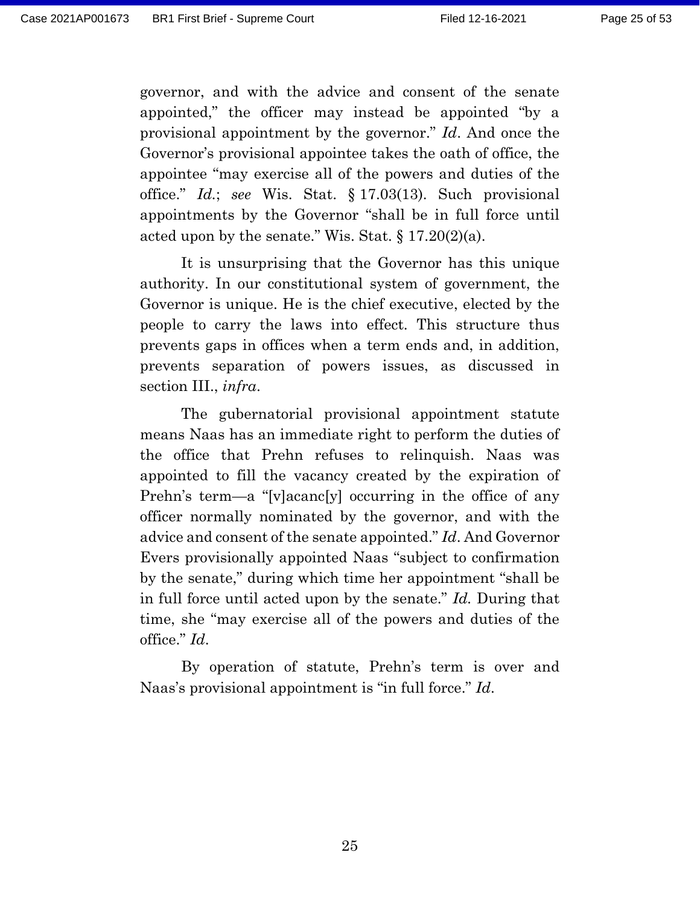governor, and with the advice and consent of the senate appointed," the officer may instead be appointed "by a provisional appointment by the governor." *Id*. And once the Governor's provisional appointee takes the oath of office, the appointee "may exercise all of the powers and duties of the office." *Id*.; *see* Wis. Stat. § 17.03(13). Such provisional appointments by the Governor "shall be in full force until acted upon by the senate." Wis. Stat. § 17.20(2)(a).

It is unsurprising that the Governor has this unique authority. In our constitutional system of government, the Governor is unique. He is the chief executive, elected by the people to carry the laws into effect. This structure thus prevents gaps in offices when a term ends and, in addition, prevents separation of powers issues, as discussed in section III., *infra*.

The gubernatorial provisional appointment statute means Naas has an immediate right to perform the duties of the office that Prehn refuses to relinquish. Naas was appointed to fill the vacancy created by the expiration of Prehn's term—a "[v]acanc[y] occurring in the office of any officer normally nominated by the governor, and with the advice and consent of the senate appointed." *Id*. And Governor Evers provisionally appointed Naas "subject to confirmation by the senate," during which time her appointment "shall be in full force until acted upon by the senate." *Id.* During that time, she "may exercise all of the powers and duties of the office." *Id*.

By operation of statute, Prehn's term is over and Naas's provisional appointment is "in full force." *Id*.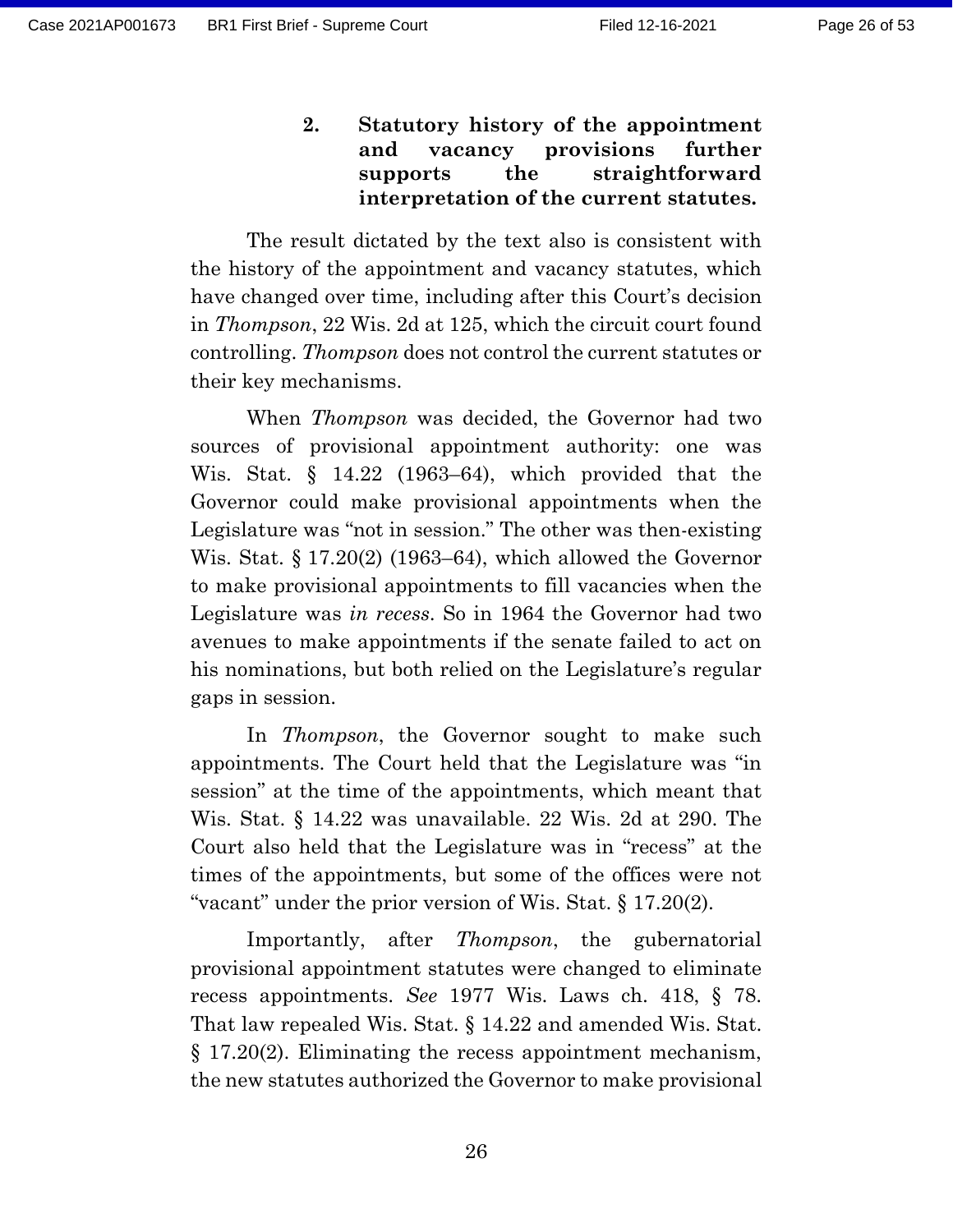### 2. Statutory history of the appointment and vacancy provisions further supports the straightforward interpretation of the current statutes.

The result dictated by the text also is consistent with the history of the appointment and vacancy statutes, which have changed over time, including after this Court's decision in *Thompson*, 22 Wis. 2d at 125, which the circuit court found controlling. *Thompson* does not control the current statutes or their key mechanisms.

When *Thompson* was decided, the Governor had two sources of provisional appointment authority: one was Wis. Stat. § 14.22 (1963–64), which provided that the Governor could make provisional appointments when the Legislature was "not in session." The other was then-existing Wis. Stat. § 17.20(2) (1963–64), which allowed the Governor to make provisional appointments to fill vacancies when the Legislature was *in recess*. So in 1964 the Governor had two avenues to make appointments if the senate failed to act on his nominations, but both relied on the Legislature's regular gaps in session.

In *Thompson*, the Governor sought to make such appointments. The Court held that the Legislature was "in session" at the time of the appointments, which meant that Wis. Stat. § 14.22 was unavailable. 22 Wis. 2d at 290. The Court also held that the Legislature was in "recess" at the times of the appointments, but some of the offices were not "vacant" under the prior version of Wis. Stat. § 17.20(2).

Importantly, after *Thompson*, the gubernatorial provisional appointment statutes were changed to eliminate recess appointments. *See* 1977 Wis. Laws ch. 418, § 78. That law repealed Wis. Stat. § 14.22 and amended Wis. Stat. § 17.20(2). Eliminating the recess appointment mechanism, the new statutes authorized the Governor to make provisional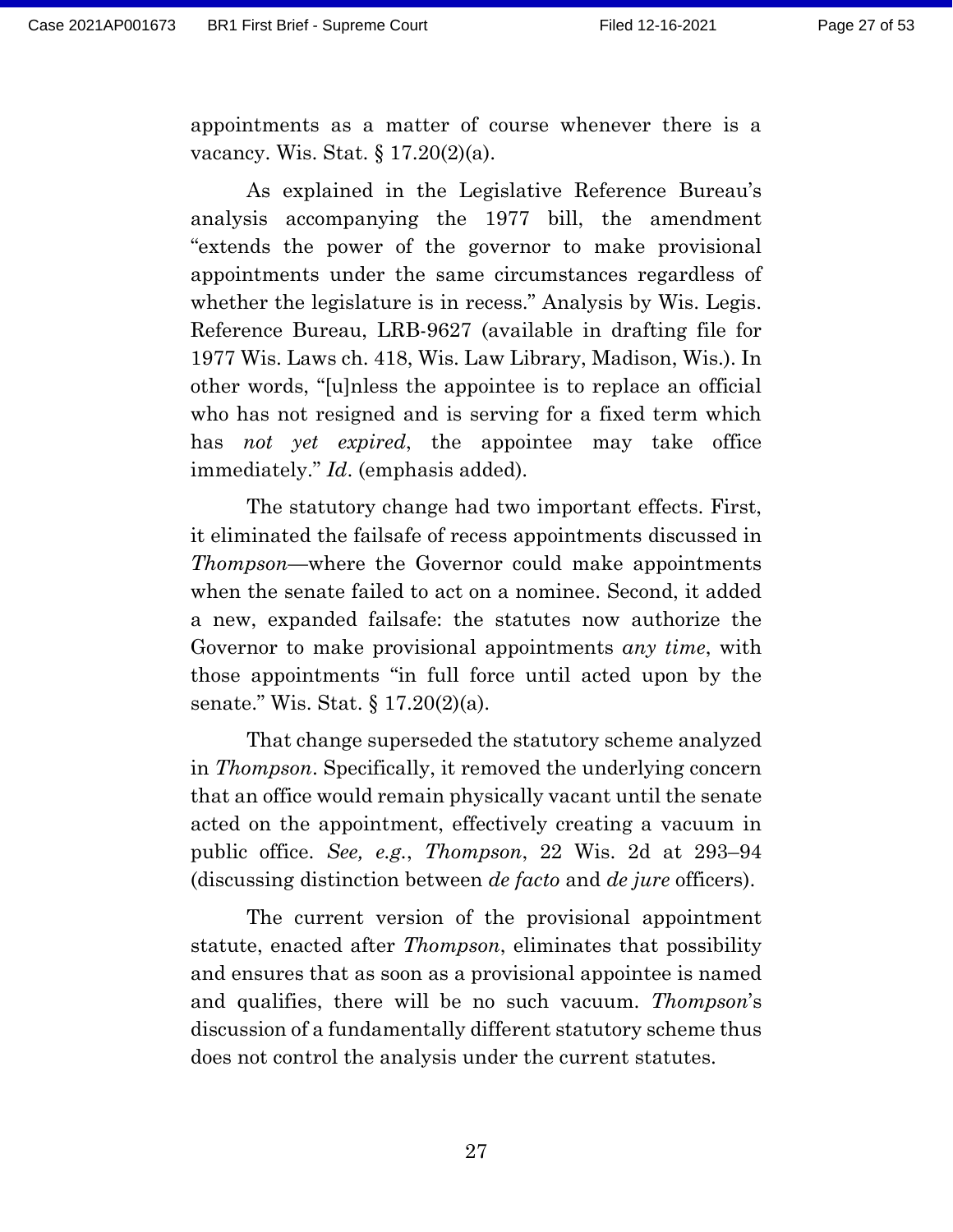appointments as a matter of course whenever there is a vacancy. Wis. Stat. § 17.20(2)(a).

As explained in the Legislative Reference Bureau's analysis accompanying the 1977 bill, the amendment "extends the power of the governor to make provisional appointments under the same circumstances regardless of whether the legislature is in recess." Analysis by Wis. Legis. Reference Bureau, LRB-9627 (available in drafting file for 1977 Wis. Laws ch. 418, Wis. Law Library, Madison, Wis.). In other words, "[u]nless the appointee is to replace an official who has not resigned and is serving for a fixed term which has *not yet expired*, the appointee may take office immediately." *Id*. (emphasis added).

The statutory change had two important effects. First, it eliminated the failsafe of recess appointments discussed in *Thompson*—where the Governor could make appointments when the senate failed to act on a nominee. Second, it added a new, expanded failsafe: the statutes now authorize the Governor to make provisional appointments *any time*, with those appointments "in full force until acted upon by the senate." Wis. Stat. § 17.20(2)(a).

That change superseded the statutory scheme analyzed in *Thompson*. Specifically, it removed the underlying concern that an office would remain physically vacant until the senate acted on the appointment, effectively creating a vacuum in public office. *See, e.g.*, *Thompson*, 22 Wis. 2d at 293–94 (discussing distinction between *de facto* and *de jure* officers).

The current version of the provisional appointment statute, enacted after *Thompson*, eliminates that possibility and ensures that as soon as a provisional appointee is named and qualifies, there will be no such vacuum. *Thompson*'s discussion of a fundamentally different statutory scheme thus does not control the analysis under the current statutes.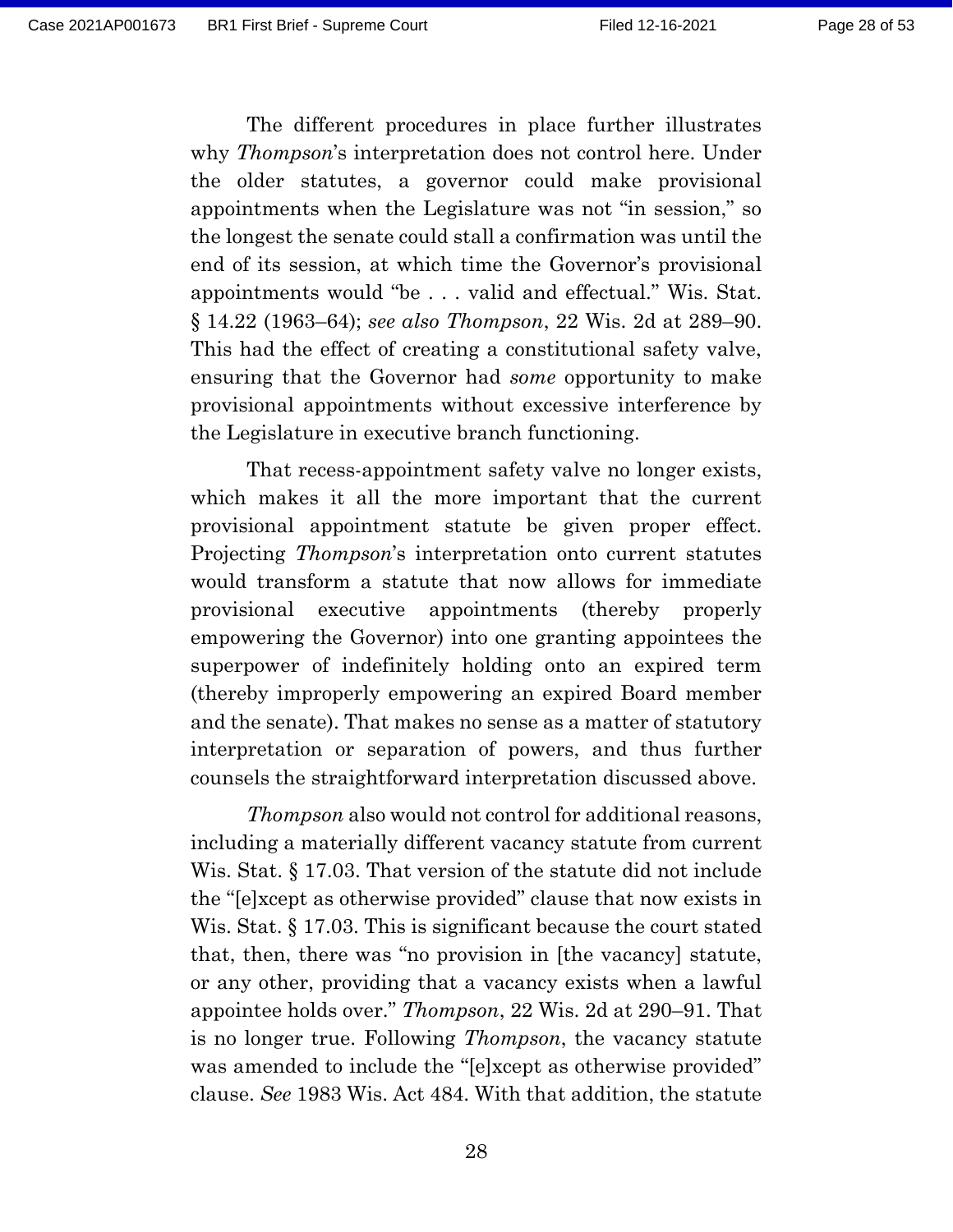The different procedures in place further illustrates why *Thompson*'s interpretation does not control here. Under the older statutes, a governor could make provisional appointments when the Legislature was not "in session," so the longest the senate could stall a confirmation was until the end of its session, at which time the Governor's provisional appointments would "be . . . valid and effectual." Wis. Stat. § 14.22 (1963–64); *see also Thompson*, 22 Wis. 2d at 289–90. This had the effect of creating a constitutional safety valve, ensuring that the Governor had *some* opportunity to make provisional appointments without excessive interference by the Legislature in executive branch functioning.

That recess-appointment safety valve no longer exists, which makes it all the more important that the current provisional appointment statute be given proper effect. Projecting *Thompson*'s interpretation onto current statutes would transform a statute that now allows for immediate provisional executive appointments (thereby properly empowering the Governor) into one granting appointees the superpower of indefinitely holding onto an expired term (thereby improperly empowering an expired Board member and the senate). That makes no sense as a matter of statutory interpretation or separation of powers, and thus further counsels the straightforward interpretation discussed above.

*Thompson* also would not control for additional reasons, including a materially different vacancy statute from current Wis. Stat. § 17.03. That version of the statute did not include the "[e]xcept as otherwise provided" clause that now exists in Wis. Stat. § 17.03. This is significant because the court stated that, then, there was "no provision in [the vacancy] statute, or any other, providing that a vacancy exists when a lawful appointee holds over." *Thompson*, 22 Wis. 2d at 290–91. That is no longer true. Following *Thompson*, the vacancy statute was amended to include the "[e]xcept as otherwise provided" clause. *See* 1983 Wis. Act 484. With that addition, the statute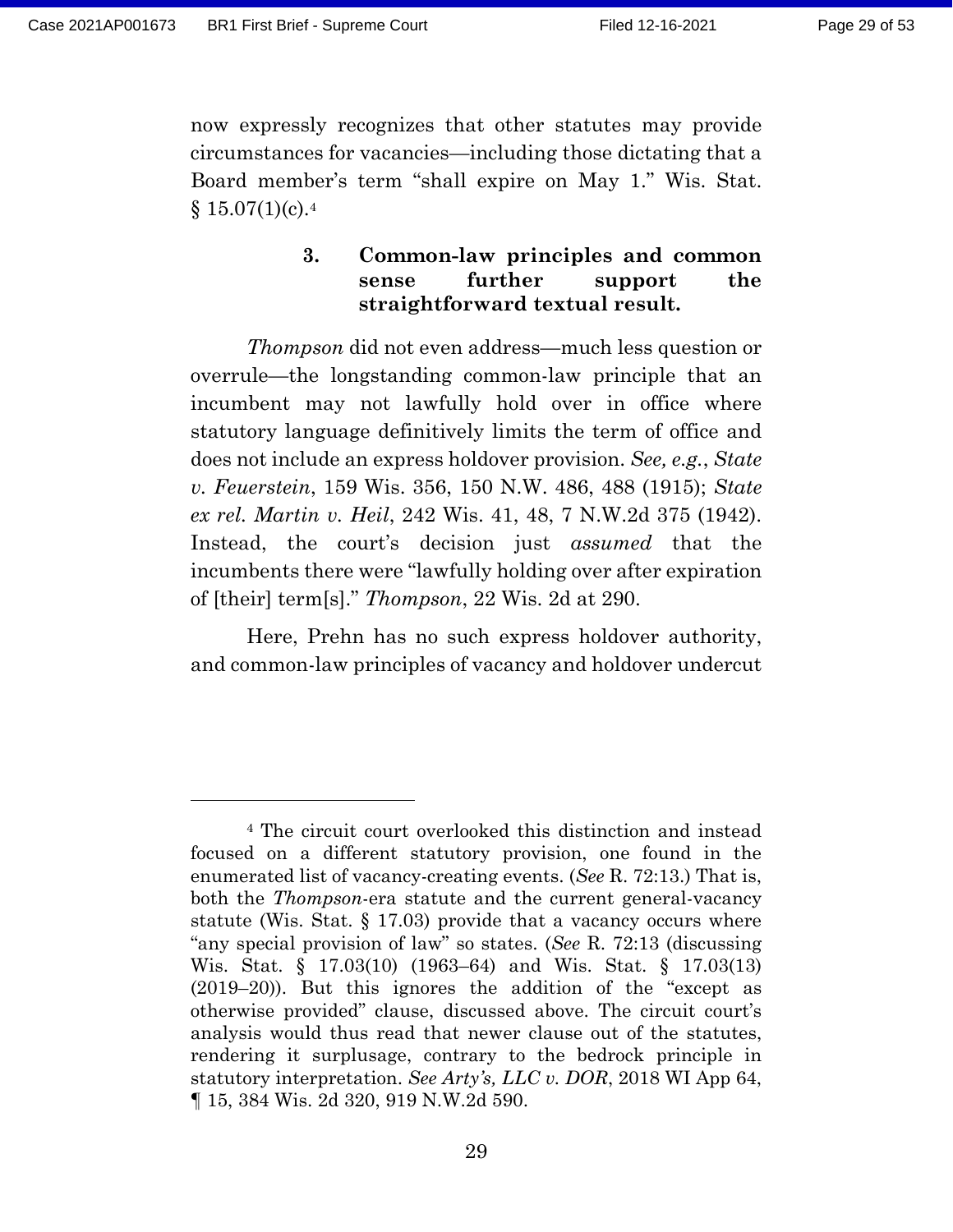now expressly recognizes that other statutes may provide circumstances for vacancies—including those dictating that a Board member's term "shall expire on May 1." Wis. Stat. § 15.07(1)(c).[4]

#### 3. Common-law principles and common sense further support the straightforward textual result.

*Thompson* did not even address—much less question or overrule—the longstanding common-law principle that an incumbent may not lawfully hold over in office where statutory language definitively limits the term of office and does not include an express holdover provision. *See, e.g.*, *State v. Feuerstein*, 159 Wis. 356, 150 N.W. 486, 488 (1915); *State ex rel. Martin v. Heil*, 242 Wis. 41, 48, 7 N.W.2d 375 (1942). Instead, the court's decision just *assumed* that the incumbents there were "lawfully holding over after expiration of [their] term[s]." *Thompson*, 22 Wis. 2d at 290.

Here, Prehn has no such express holdover authority, and common-law principles of vacancy and holdover undercut

---

[4] The circuit court overlooked this distinction and instead focused on a different statutory provision, one found in the enumerated list of vacancy-creating events. (*See* R. 72:13.) That is, both the *Thompson*-era statute and the current general-vacancy statute (Wis. Stat. § 17.03) provide that a vacancy occurs where "any special provision of law" so states. (*See* R. 72:13 (discussing Wis. Stat. § 17.03(10) (1963–64) and Wis. Stat. § 17.03(13) (2019–20)). But this ignores the addition of the "except as otherwise provided" clause, discussed above. The circuit court's analysis would thus read that newer clause out of the statutes, rendering it surplusage, contrary to the bedrock principle in statutory interpretation. *See Arty's, LLC v. DOR*, 2018 WI App 64, ¶ 15, 384 Wis. 2d 320, 919 N.W.2d 590.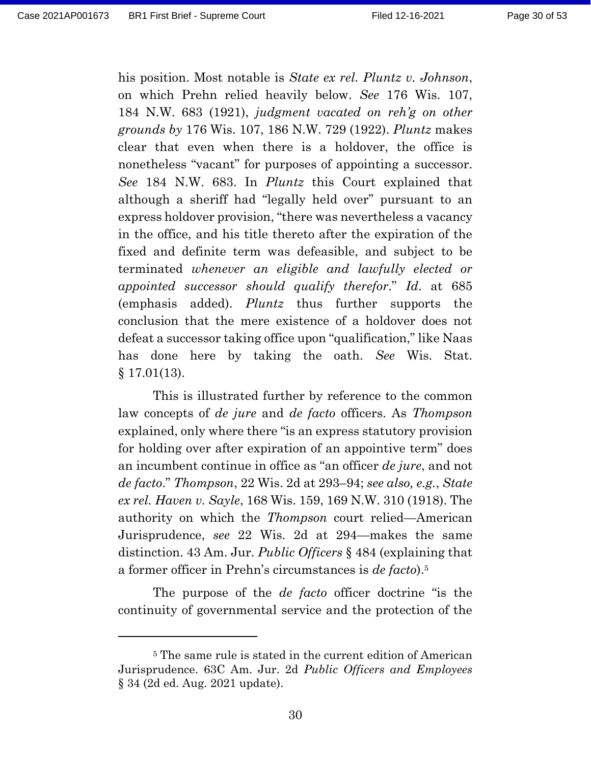his position. Most notable is *State ex rel. Pluntz v. Johnson*, on which Prehn relied heavily below. *See* 176 Wis. 107, 184 N.W. 683 (1921), *judgment vacated on reh'g on other grounds by* 176 Wis. 107, 186 N.W. 729 (1922). *Pluntz* makes clear that even when there is a holdover, the office is nonetheless "vacant" for purposes of appointing a successor. *See* 184 N.W. 683. In *Pluntz* this Court explained that although a sheriff had "legally held over" pursuant to an express holdover provision, "there was nevertheless a vacancy in the office, and his title thereto after the expiration of the fixed and definite term was defeasible, and subject to be terminated *whenever an eligible and lawfully elected or appointed successor should qualify therefor*." *Id.* at 685 (emphasis added). *Pluntz* thus further supports the conclusion that the mere existence of a holdover does not defeat a successor taking office upon "qualification," like Naas has done here by taking the oath. *See* Wis. Stat. § 17.01(13).

This is illustrated further by reference to the common law concepts of *de jure* and *de facto* officers. As *Thompson* explained, only where there "is an express statutory provision for holding over after expiration of an appointive term" does an incumbent continue in office as "an officer *de jure*, and not *de facto*." *Thompson*, 22 Wis. 2d at 293–94; *see also, e.g.*, *State ex rel. Haven v. Sayle*, 168 Wis. 159, 169 N.W. 310 (1918). The authority on which the *Thompson* court relied—American Jurisprudence, *see* 22 Wis. 2d at 294—makes the same distinction. 43 Am. Jur. *Public Officers* § 484 (explaining that a former officer in Prehn's circumstances is *de facto*).[5]

The purpose of the *de facto* officer doctrine "is the continuity of governmental service and the protection of the

---

[5] The same rule is stated in the current edition of American Jurisprudence. 63C Am. Jur. 2d *Public Officers and Employees* § 34 (2d ed. Aug. 2021 update).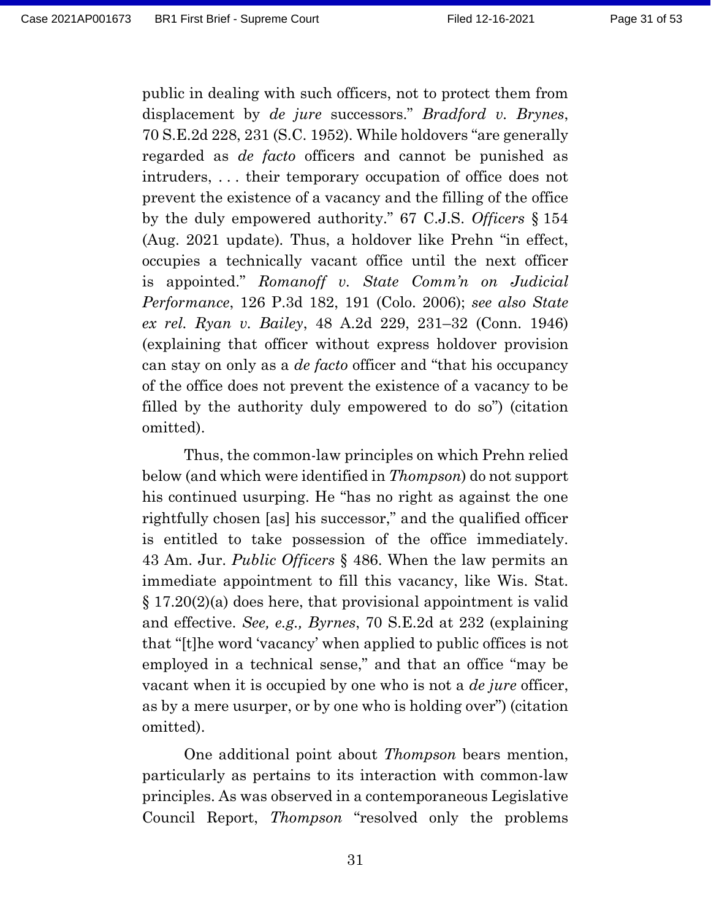public in dealing with such officers, not to protect them from displacement by *de jure* successors." *Bradford v. Brynes*, 70 S.E.2d 228, 231 (S.C. 1952). While holdovers "are generally regarded as *de facto* officers and cannot be punished as intruders, . . . their temporary occupation of office does not prevent the existence of a vacancy and the filling of the office by the duly empowered authority." 67 C.J.S. *Officers* § 154 (Aug. 2021 update). Thus, a holdover like Prehn "in effect, occupies a technically vacant office until the next officer is appointed." *Romanoff v. State Comm'n on Judicial Performance*, 126 P.3d 182, 191 (Colo. 2006); *see also State ex rel. Ryan v. Bailey*, 48 A.2d 229, 231–32 (Conn. 1946) (explaining that officer without express holdover provision can stay on only as a *de facto* officer and "that his occupancy of the office does not prevent the existence of a vacancy to be filled by the authority duly empowered to do so") (citation omitted).

Thus, the common-law principles on which Prehn relied below (and which were identified in *Thompson*) do not support his continued usurping. He "has no right as against the one rightfully chosen [as] his successor," and the qualified officer is entitled to take possession of the office immediately. 43 Am. Jur. *Public Officers* § 486. When the law permits an immediate appointment to fill this vacancy, like Wis. Stat. § 17.20(2)(a) does here, that provisional appointment is valid and effective. *See, e.g., Byrnes*, 70 S.E.2d at 232 (explaining that "[t]he word 'vacancy' when applied to public offices is not employed in a technical sense," and that an office "may be vacant when it is occupied by one who is not a *de jure* officer, as by a mere usurper, or by one who is holding over") (citation omitted).

One additional point about *Thompson* bears mention, particularly as pertains to its interaction with common-law principles. As was observed in a contemporaneous Legislative Council Report, *Thompson* "resolved only the problems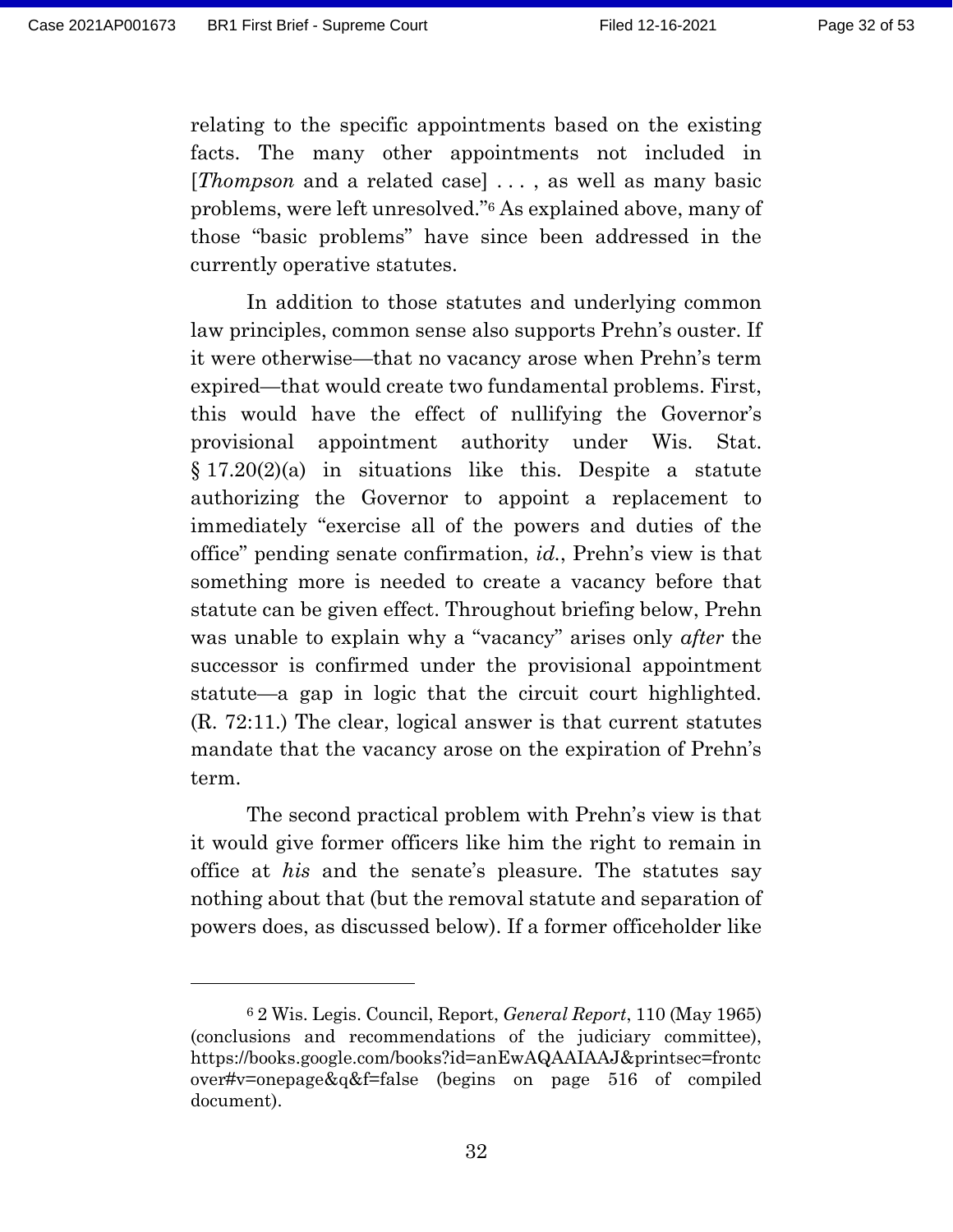relating to the specific appointments based on the existing facts. The many other appointments not included in [*Thompson* and a related case] . . . , as well as many basic problems, were left unresolved."[6] As explained above, many of those "basic problems" have since been addressed in the currently operative statutes.

In addition to those statutes and underlying common law principles, common sense also supports Prehn's ouster. If it were otherwise—that no vacancy arose when Prehn's term expired—that would create two fundamental problems. First, this would have the effect of nullifying the Governor's provisional appointment authority under Wis. Stat. § 17.20(2)(a) in situations like this. Despite a statute authorizing the Governor to appoint a replacement to immediately "exercise all of the powers and duties of the office" pending senate confirmation, *id.*, Prehn's view is that something more is needed to create a vacancy before that statute can be given effect. Throughout briefing below, Prehn was unable to explain why a "vacancy" arises only *after* the successor is confirmed under the provisional appointment statute—a gap in logic that the circuit court highlighted. (R. 72:11.) The clear, logical answer is that current statutes mandate that the vacancy arose on the expiration of Prehn's term.

The second practical problem with Prehn's view is that it would give former officers like him the right to remain in office at *his* and the senate's pleasure. The statutes say nothing about that (but the removal statute and separation of powers does, as discussed below). If a former officeholder like

---

[6] 2 Wis. Legis. Council, Report, *General Report*, 110 (May 1965) (conclusions and recommendations of the judiciary committee), https://books.google.com/books?id=anEwAQAAIAAJ&printsec=frontcover#v=onepage&q&f=false (begins on page 516 of compiled document).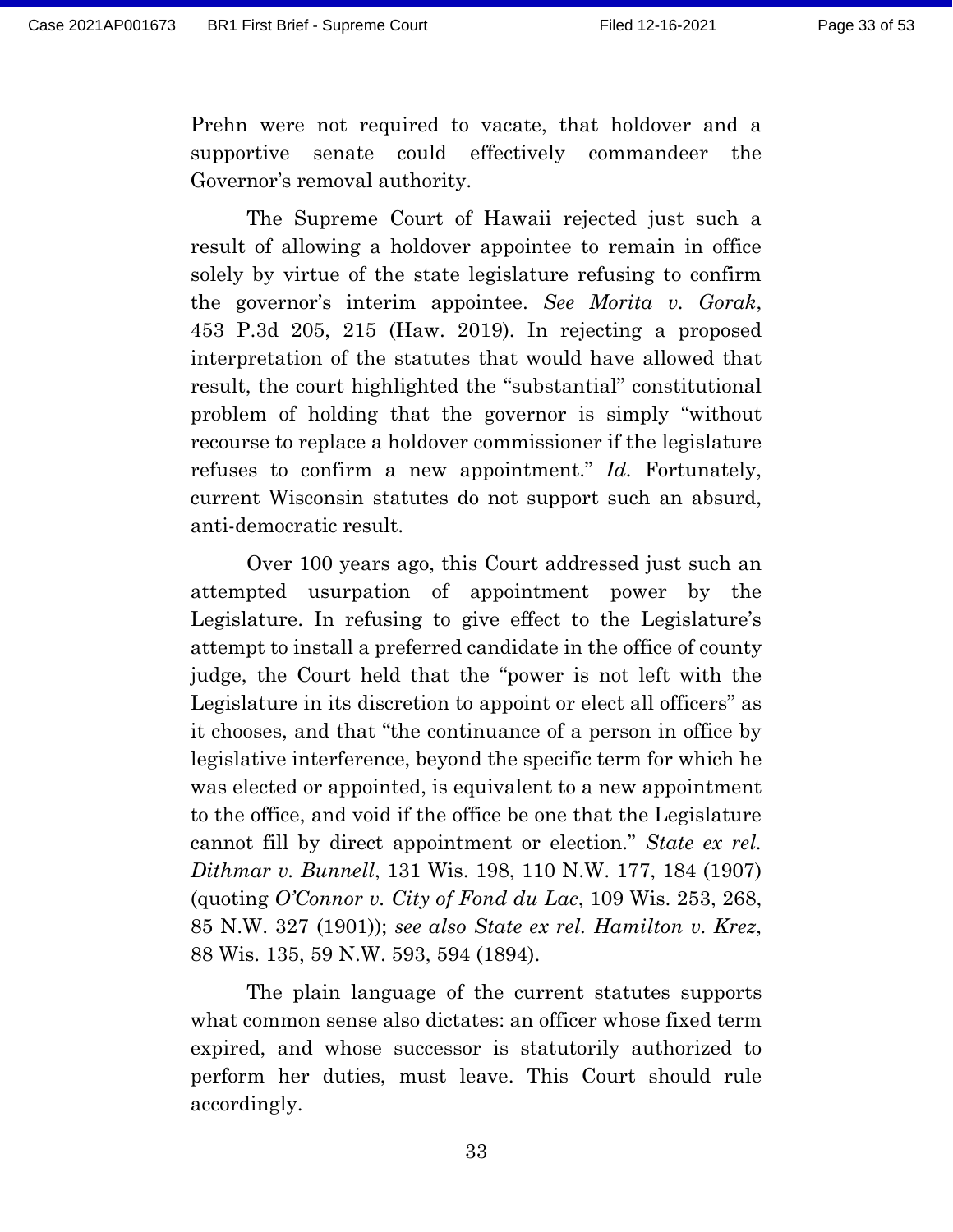Prehn were not required to vacate, that holdover and a supportive senate could effectively commandeer the Governor's removal authority.

The Supreme Court of Hawaii rejected just such a result of allowing a holdover appointee to remain in office solely by virtue of the state legislature refusing to confirm the governor's interim appointee. *See Morita v. Gorak*, 453 P.3d 205, 215 (Haw. 2019). In rejecting a proposed interpretation of the statutes that would have allowed that result, the court highlighted the "substantial" constitutional problem of holding that the governor is simply "without recourse to replace a holdover commissioner if the legislature refuses to confirm a new appointment." *Id.* Fortunately, current Wisconsin statutes do not support such an absurd, anti-democratic result.

Over 100 years ago, this Court addressed just such an attempted usurpation of appointment power by the Legislature. In refusing to give effect to the Legislature's attempt to install a preferred candidate in the office of county judge, the Court held that the "power is not left with the Legislature in its discretion to appoint or elect all officers" as it chooses, and that "the continuance of a person in office by legislative interference, beyond the specific term for which he was elected or appointed, is equivalent to a new appointment to the office, and void if the office be one that the Legislature cannot fill by direct appointment or election." *State ex rel. Dithmar v. Bunnell*, 131 Wis. 198, 110 N.W. 177, 184 (1907) (quoting *O'Connor v. City of Fond du Lac*, 109 Wis. 253, 268, 85 N.W. 327 (1901)); *see also State ex rel. Hamilton v. Krez*, 88 Wis. 135, 59 N.W. 593, 594 (1894).

The plain language of the current statutes supports what common sense also dictates: an officer whose fixed term expired, and whose successor is statutorily authorized to perform her duties, must leave. This Court should rule accordingly.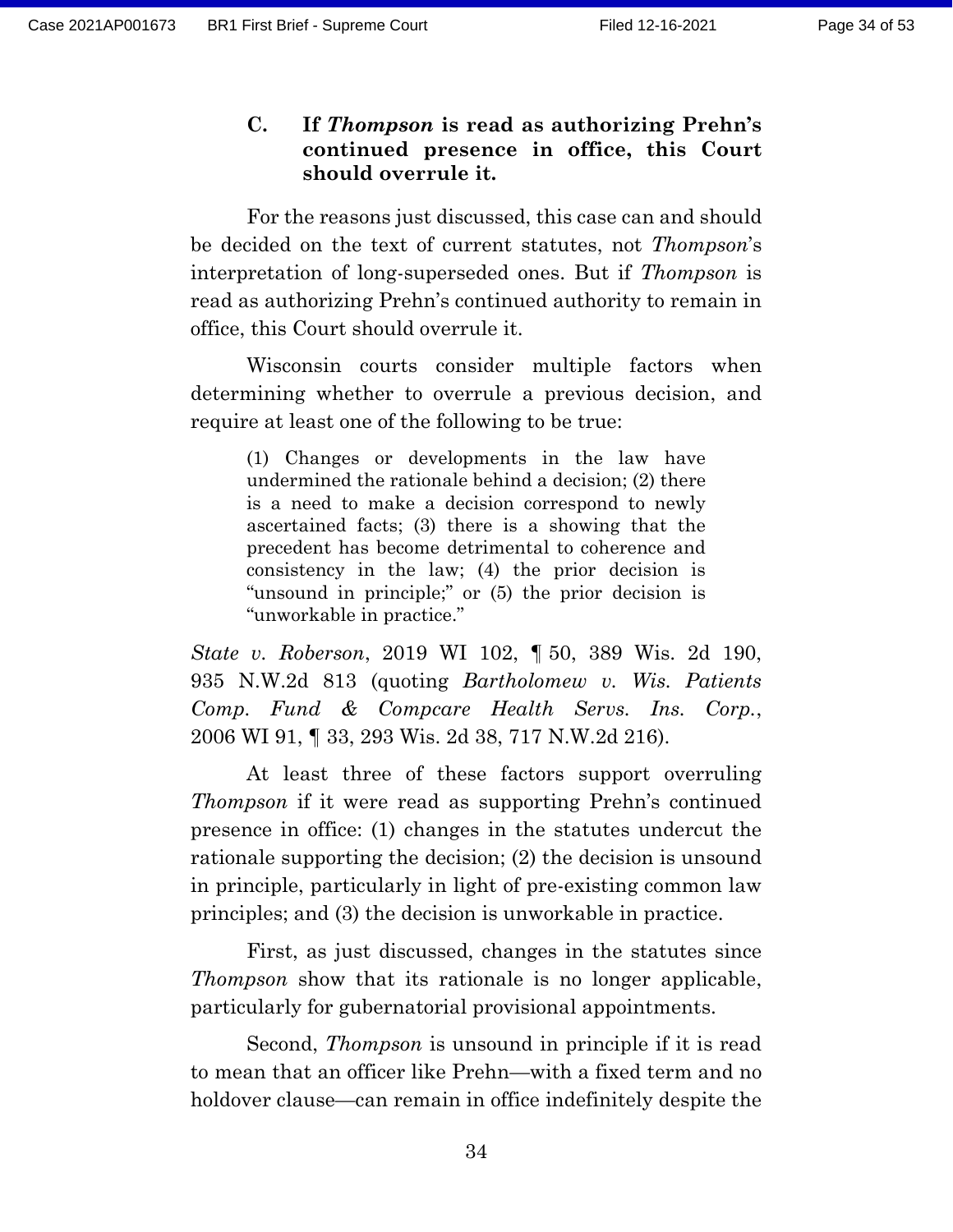### C. If *Thompson* is read as authorizing Prehn's continued presence in office, this Court should overrule it.

For the reasons just discussed, this case can and should be decided on the text of current statutes, not *Thompson*'s interpretation of long-superseded ones. But if *Thompson* is read as authorizing Prehn's continued authority to remain in office, this Court should overrule it.

Wisconsin courts consider multiple factors when determining whether to overrule a previous decision, and require at least one of the following to be true:

> (1) Changes or developments in the law have undermined the rationale behind a decision; (2) there is a need to make a decision correspond to newly ascertained facts; (3) there is a showing that the precedent has become detrimental to coherence and consistency in the law; (4) the prior decision is "unsound in principle;" or (5) the prior decision is "unworkable in practice."

*State v. Roberson*, 2019 WI 102, ¶ 50, 389 Wis. 2d 190, 935 N.W.2d 813 (quoting *Bartholomew v. Wis. Patients Comp. Fund & Compcare Health Servs. Ins. Corp.*, 2006 WI 91, ¶ 33, 293 Wis. 2d 38, 717 N.W.2d 216).

At least three of these factors support overruling *Thompson* if it were read as supporting Prehn's continued presence in office: (1) changes in the statutes undercut the rationale supporting the decision; (2) the decision is unsound in principle, particularly in light of pre-existing common law principles; and (3) the decision is unworkable in practice.

First, as just discussed, changes in the statutes since *Thompson* show that its rationale is no longer applicable, particularly for gubernatorial provisional appointments.

Second, *Thompson* is unsound in principle if it is read to mean that an officer like Prehn—with a fixed term and no holdover clause—can remain in office indefinitely despite the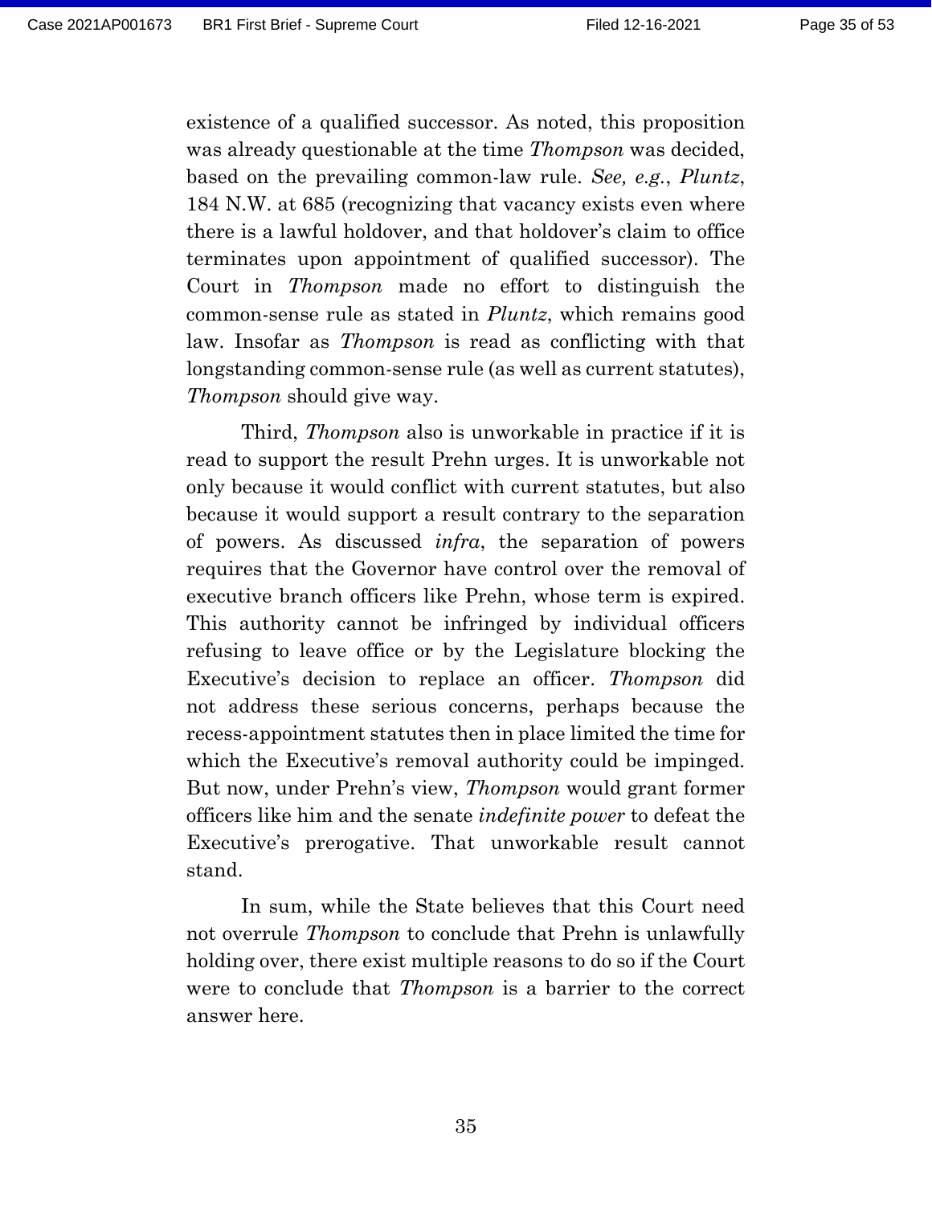existence of a qualified successor. As noted, this proposition was already questionable at the time *Thompson* was decided, based on the prevailing common-law rule. *See, e.g.*, *Pluntz*, 184 N.W. at 685 (recognizing that vacancy exists even where there is a lawful holdover, and that holdover's claim to office terminates upon appointment of qualified successor). The Court in *Thompson* made no effort to distinguish the common-sense rule as stated in *Pluntz*, which remains good law. Insofar as *Thompson* is read as conflicting with that longstanding common-sense rule (as well as current statutes), *Thompson* should give way.

Third, *Thompson* also is unworkable in practice if it is read to support the result Prehn urges. It is unworkable not only because it would conflict with current statutes, but also because it would support a result contrary to the separation of powers. As discussed *infra*, the separation of powers requires that the Governor have control over the removal of executive branch officers like Prehn, whose term is expired. This authority cannot be infringed by individual officers refusing to leave office or by the Legislature blocking the Executive's decision to replace an officer. *Thompson* did not address these serious concerns, perhaps because the recess-appointment statutes then in place limited the time for which the Executive's removal authority could be impinged. But now, under Prehn's view, *Thompson* would grant former officers like him and the senate *indefinite power* to defeat the Executive's prerogative. That unworkable result cannot stand.

In sum, while the State believes that this Court need not overrule *Thompson* to conclude that Prehn is unlawfully holding over, there exist multiple reasons to do so if the Court were to conclude that *Thompson* is a barrier to the correct answer here.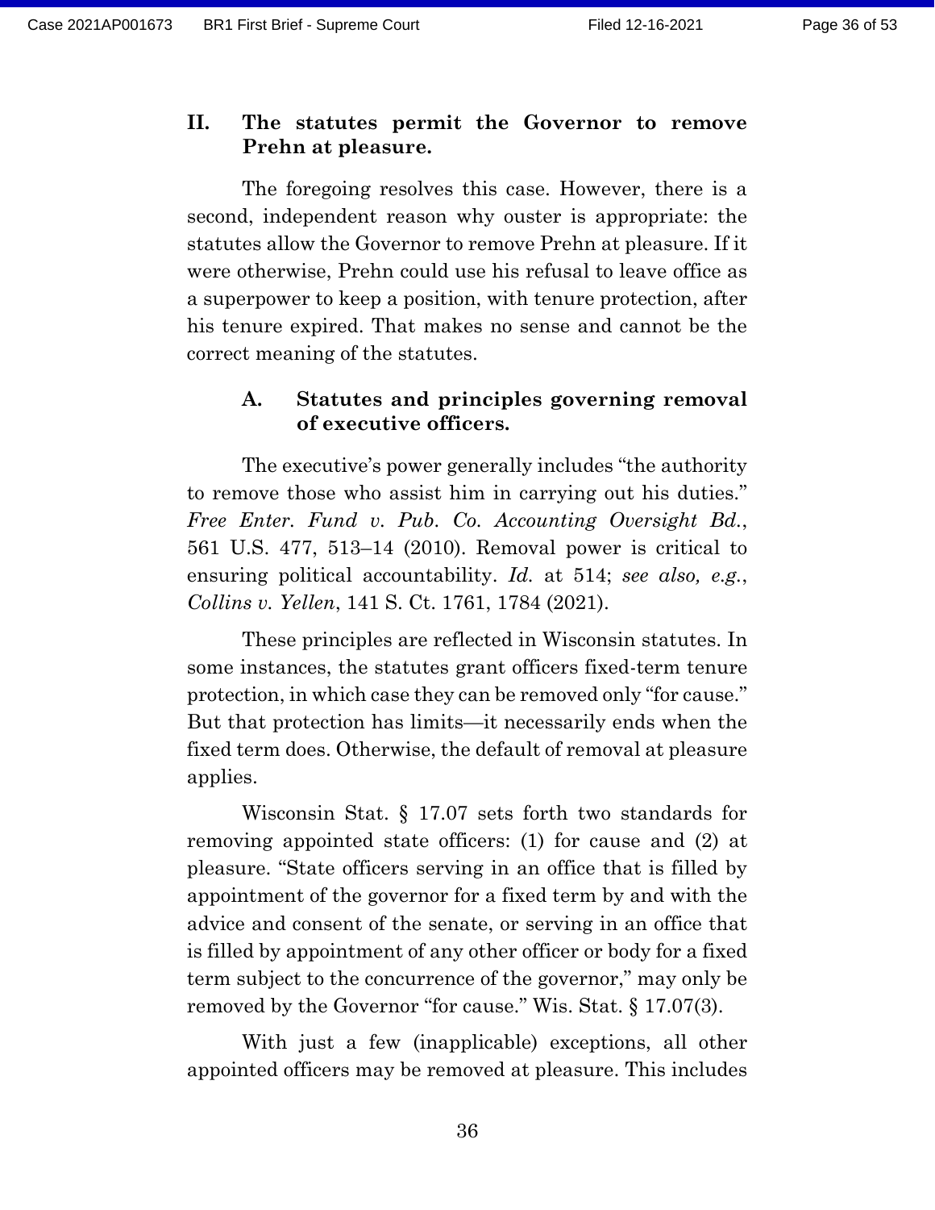## II. The statutes permit the Governor to remove Prehn at pleasure.

The foregoing resolves this case. However, there is a second, independent reason why ouster is appropriate: the statutes allow the Governor to remove Prehn at pleasure. If it were otherwise, Prehn could use his refusal to leave office as a superpower to keep a position, with tenure protection, after his tenure expired. That makes no sense and cannot be the correct meaning of the statutes.

### A. Statutes and principles governing removal of executive officers.

The executive's power generally includes "the authority to remove those who assist him in carrying out his duties." *Free Enter. Fund v. Pub. Co. Accounting Oversight Bd.*, 561 U.S. 477, 513–14 (2010). Removal power is critical to ensuring political accountability. *Id.* at 514; *see also, e.g.*, *Collins v. Yellen*, 141 S. Ct. 1761, 1784 (2021).

These principles are reflected in Wisconsin statutes. In some instances, the statutes grant officers fixed-term tenure protection, in which case they can be removed only "for cause." But that protection has limits—it necessarily ends when the fixed term does. Otherwise, the default of removal at pleasure applies.

Wisconsin Stat. § 17.07 sets forth two standards for removing appointed state officers: (1) for cause and (2) at pleasure. "State officers serving in an office that is filled by appointment of the governor for a fixed term by and with the advice and consent of the senate, or serving in an office that is filled by appointment of any other officer or body for a fixed term subject to the concurrence of the governor," may only be removed by the Governor "for cause." Wis. Stat. § 17.07(3).

With just a few (inapplicable) exceptions, all other appointed officers may be removed at pleasure. This includes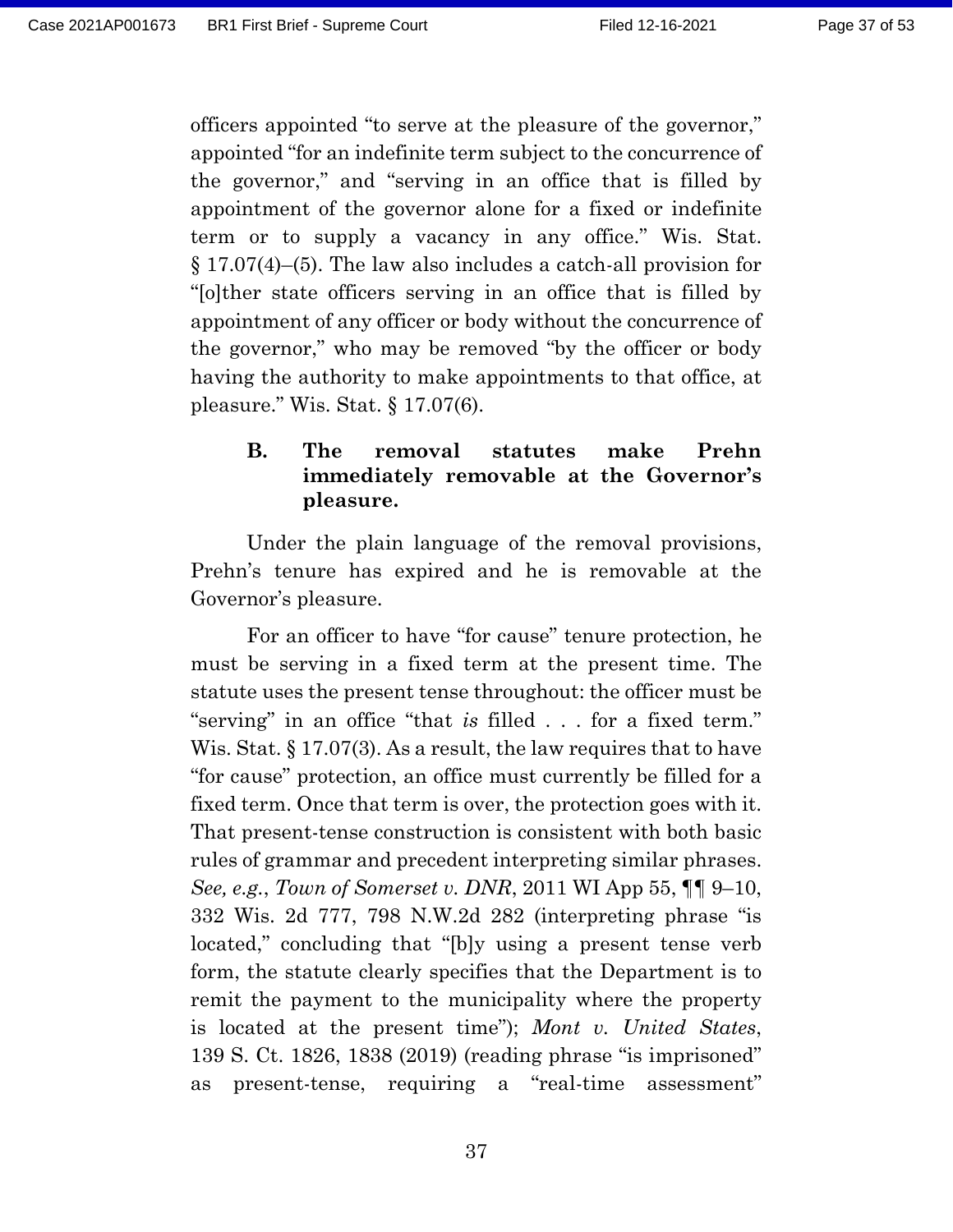officers appointed "to serve at the pleasure of the governor," appointed "for an indefinite term subject to the concurrence of the governor," and "serving in an office that is filled by appointment of the governor alone for a fixed or indefinite term or to supply a vacancy in any office." Wis. Stat. § 17.07(4)–(5). The law also includes a catch-all provision for "[o]ther state officers serving in an office that is filled by appointment of any officer or body without the concurrence of the governor," who may be removed "by the officer or body having the authority to make appointments to that office, at pleasure." Wis. Stat. § 17.07(6).

### B. The removal statutes make Prehn immediately removable at the Governor's pleasure.

Under the plain language of the removal provisions, Prehn's tenure has expired and he is removable at the Governor's pleasure.

For an officer to have "for cause" tenure protection, he must be serving in a fixed term at the present time. The statute uses the present tense throughout: the officer must be "serving" in an office "that *is* filled . . . for a fixed term." Wis. Stat. § 17.07(3). As a result, the law requires that to have "for cause" protection, an office must currently be filled for a fixed term. Once that term is over, the protection goes with it. That present-tense construction is consistent with both basic rules of grammar and precedent interpreting similar phrases. *See, e.g.*, *Town of Somerset v. DNR*, 2011 WI App 55, ¶¶ 9–10, 332 Wis. 2d 777, 798 N.W.2d 282 (interpreting phrase "is located," concluding that "[b]y using a present tense verb form, the statute clearly specifies that the Department is to remit the payment to the municipality where the property is located at the present time"); *Mont v. United States*, 139 S. Ct. 1826, 1838 (2019) (reading phrase "is imprisoned" as present-tense, requiring a "real-time assessment"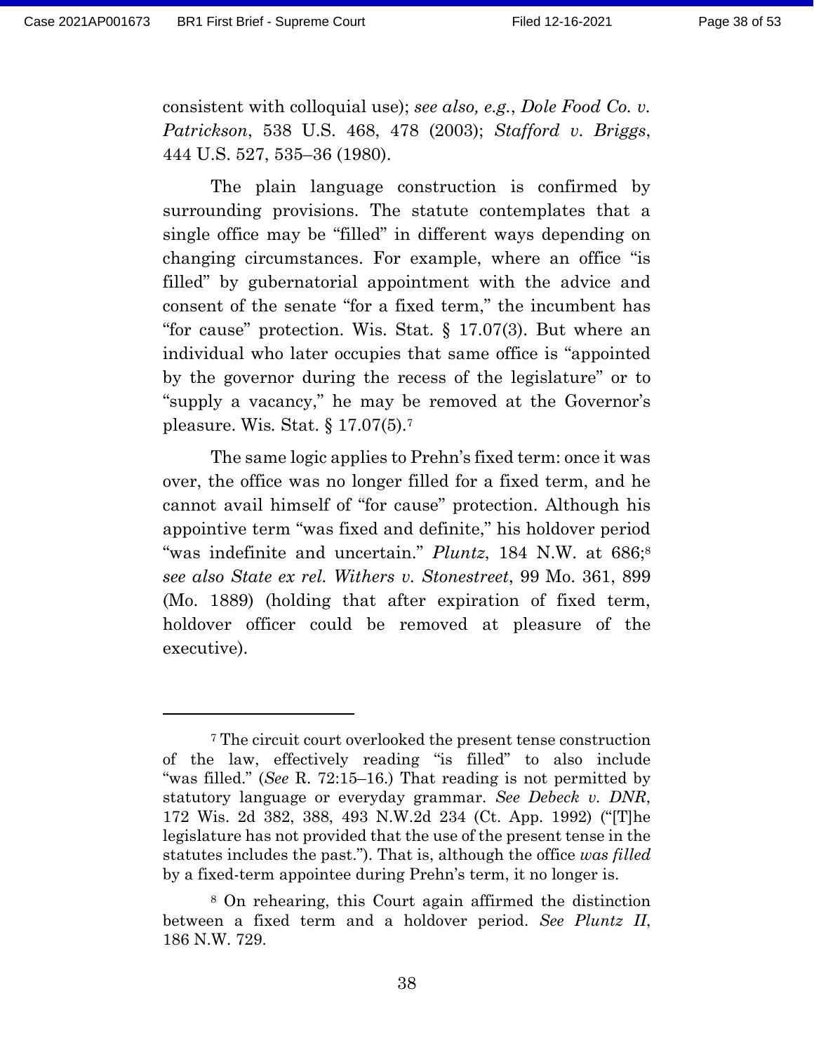consistent with colloquial use); *see also, e.g.*, *Dole Food Co. v. Patrickson*, 538 U.S. 468, 478 (2003); *Stafford v. Briggs*, 444 U.S. 527, 535–36 (1980).

The plain language construction is confirmed by surrounding provisions. The statute contemplates that a single office may be "filled" in different ways depending on changing circumstances. For example, where an office "is filled" by gubernatorial appointment with the advice and consent of the senate "for a fixed term," the incumbent has "for cause" protection. Wis. Stat. § 17.07(3). But where an individual who later occupies that same office is "appointed by the governor during the recess of the legislature" or to "supply a vacancy," he may be removed at the Governor's pleasure. Wis. Stat. § 17.07(5).[7]

The same logic applies to Prehn's fixed term: once it was over, the office was no longer filled for a fixed term, and he cannot avail himself of "for cause" protection. Although his appointive term "was fixed and definite," his holdover period "was indefinite and uncertain." *Pluntz*, 184 N.W. at 686;[8] *see also State ex rel. Withers v. Stonestreet*, 99 Mo. 361, 899 (Mo. 1889) (holding that after expiration of fixed term, holdover officer could be removed at pleasure of the executive).

---

[7] The circuit court overlooked the present tense construction of the law, effectively reading "is filled" to also include "was filled." (*See* R. 72:15–16.) That reading is not permitted by statutory language or everyday grammar. *See Debeck v. DNR*, 172 Wis. 2d 382, 388, 493 N.W.2d 234 (Ct. App. 1992) ("[T]he legislature has not provided that the use of the present tense in the statutes includes the past."). That is, although the office *was filled* by a fixed-term appointee during Prehn's term, it no longer is.

[8] On rehearing, this Court again affirmed the distinction between a fixed term and a holdover period. *See Pluntz II*, 186 N.W. 729.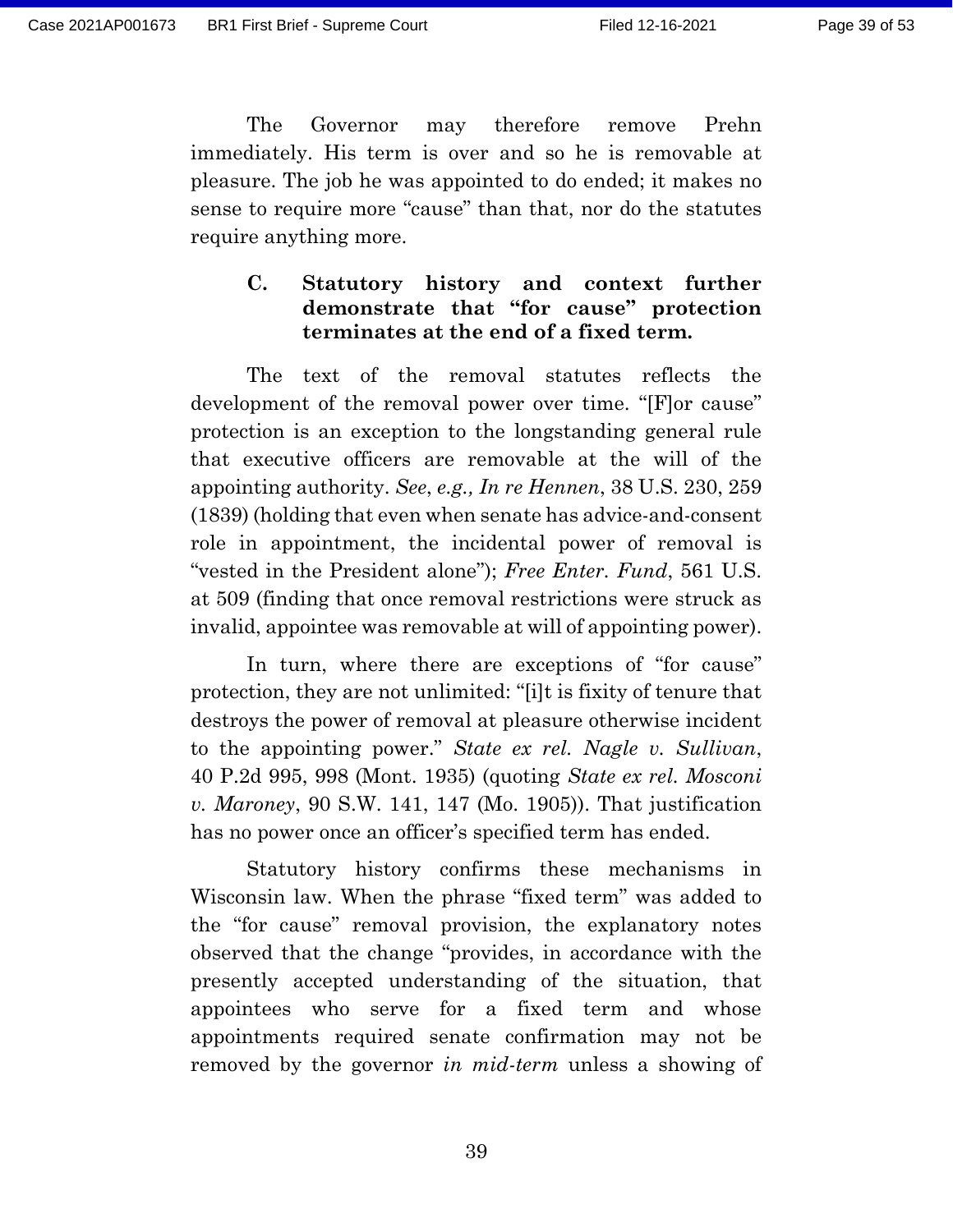The Governor may therefore remove Prehn immediately. His term is over and so he is removable at pleasure. The job he was appointed to do ended; it makes no sense to require more "cause" than that, nor do the statutes require anything more.

### C. Statutory history and context further demonstrate that "for cause" protection terminates at the end of a fixed term.

The text of the removal statutes reflects the development of the removal power over time. "[F]or cause" protection is an exception to the longstanding general rule that executive officers are removable at the will of the appointing authority. *See*, *e.g., In re Hennen*, 38 U.S. 230, 259 (1839) (holding that even when senate has advice-and-consent role in appointment, the incidental power of removal is "vested in the President alone"); *Free Enter. Fund*, 561 U.S. at 509 (finding that once removal restrictions were struck as invalid, appointee was removable at will of appointing power).

In turn, where there are exceptions of "for cause" protection, they are not unlimited: "[i]t is fixity of tenure that destroys the power of removal at pleasure otherwise incident to the appointing power." *State ex rel. Nagle v. Sullivan*, 40 P.2d 995, 998 (Mont. 1935) (quoting *State ex rel. Mosconi v. Maroney*, 90 S.W. 141, 147 (Mo. 1905)). That justification has no power once an officer's specified term has ended.

Statutory history confirms these mechanisms in Wisconsin law. When the phrase "fixed term" was added to the "for cause" removal provision, the explanatory notes observed that the change "provides, in accordance with the presently accepted understanding of the situation, that appointees who serve for a fixed term and whose appointments required senate confirmation may not be removed by the governor *in mid-term* unless a showing of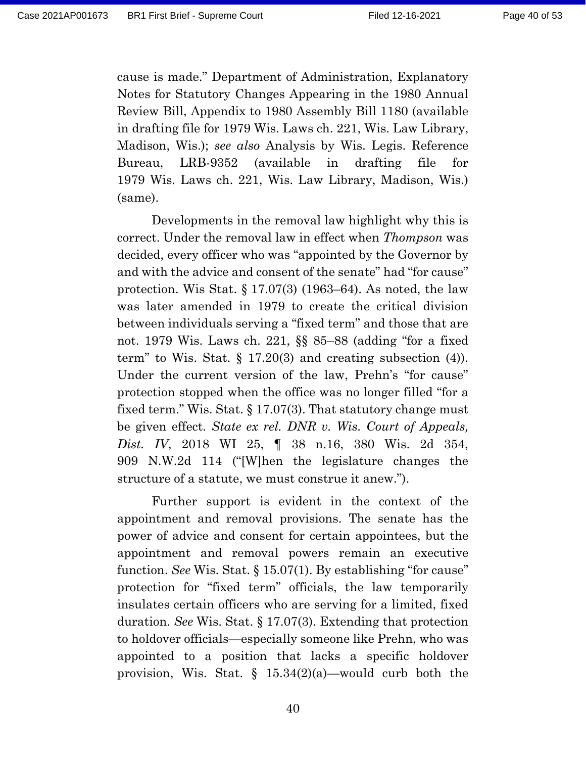cause is made." Department of Administration, Explanatory Notes for Statutory Changes Appearing in the 1980 Annual Review Bill, Appendix to 1980 Assembly Bill 1180 (available in drafting file for 1979 Wis. Laws ch. 221, Wis. Law Library, Madison, Wis.); *see also* Analysis by Wis. Legis. Reference Bureau, LRB-9352 (available in drafting file for 1979 Wis. Laws ch. 221, Wis. Law Library, Madison, Wis.) (same).

Developments in the removal law highlight why this is correct. Under the removal law in effect when *Thompson* was decided, every officer who was "appointed by the Governor by and with the advice and consent of the senate" had "for cause" protection. Wis Stat. § 17.07(3) (1963–64). As noted, the law was later amended in 1979 to create the critical division between individuals serving a "fixed term" and those that are not. 1979 Wis. Laws ch. 221, §§ 85–88 (adding "for a fixed term" to Wis. Stat. § 17.20(3) and creating subsection (4)). Under the current version of the law, Prehn's "for cause" protection stopped when the office was no longer filled "for a fixed term." Wis. Stat. § 17.07(3). That statutory change must be given effect. *State ex rel. DNR v. Wis. Court of Appeals, Dist. IV*, 2018 WI 25, ¶ 38 n.16, 380 Wis. 2d 354, 909 N.W.2d 114 ("[W]hen the legislature changes the structure of a statute, we must construe it anew.").

Further support is evident in the context of the appointment and removal provisions. The senate has the power of advice and consent for certain appointees, but the appointment and removal powers remain an executive function. *See* Wis. Stat. § 15.07(1). By establishing "for cause" protection for "fixed term" officials, the law temporarily insulates certain officers who are serving for a limited, fixed duration. *See* Wis. Stat. § 17.07(3). Extending that protection to holdover officials—especially someone like Prehn, who was appointed to a position that lacks a specific holdover provision, Wis. Stat. § 15.34(2)(a)—would curb both the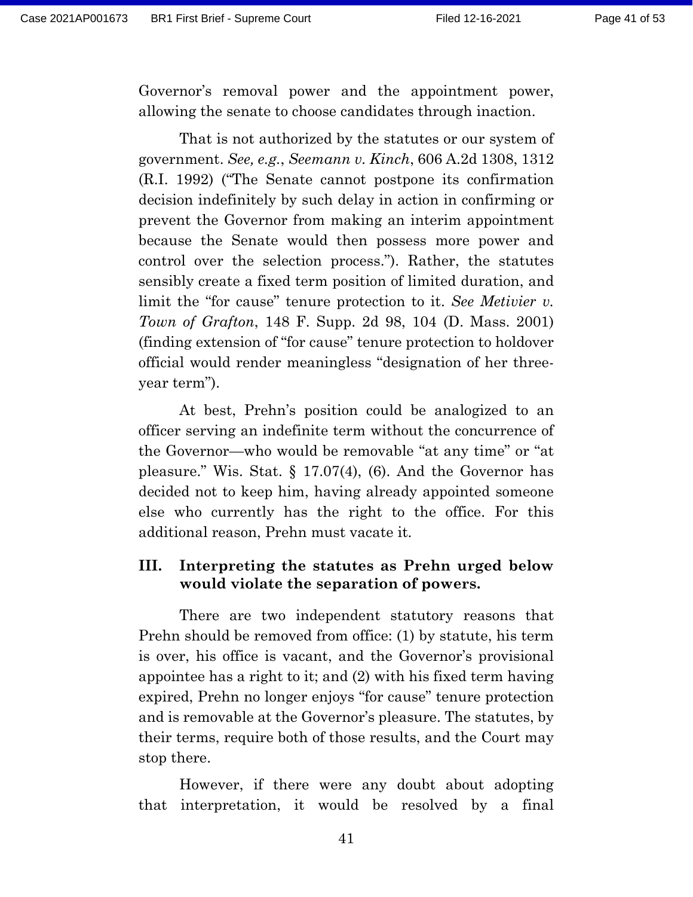Governor's removal power and the appointment power, allowing the senate to choose candidates through inaction.

That is not authorized by the statutes or our system of government. *See, e.g.*, *Seemann v. Kinch*, 606 A.2d 1308, 1312 (R.I. 1992) ("The Senate cannot postpone its confirmation decision indefinitely by such delay in action in confirming or prevent the Governor from making an interim appointment because the Senate would then possess more power and control over the selection process."). Rather, the statutes sensibly create a fixed term position of limited duration, and limit the "for cause" tenure protection to it. *See Metivier v. Town of Grafton*, 148 F. Supp. 2d 98, 104 (D. Mass. 2001) (finding extension of "for cause" tenure protection to holdover official would render meaningless "designation of her three-year term").

At best, Prehn's position could be analogized to an officer serving an indefinite term without the concurrence of the Governor—who would be removable "at any time" or "at pleasure." Wis. Stat. § 17.07(4), (6). And the Governor has decided not to keep him, having already appointed someone else who currently has the right to the office. For this additional reason, Prehn must vacate it.

## III. Interpreting the statutes as Prehn urged below would violate the separation of powers.

There are two independent statutory reasons that Prehn should be removed from office: (1) by statute, his term is over, his office is vacant, and the Governor's provisional appointee has a right to it; and (2) with his fixed term having expired, Prehn no longer enjoys "for cause" tenure protection and is removable at the Governor's pleasure. The statutes, by their terms, require both of those results, and the Court may stop there.

However, if there were any doubt about adopting that interpretation, it would be resolved by a final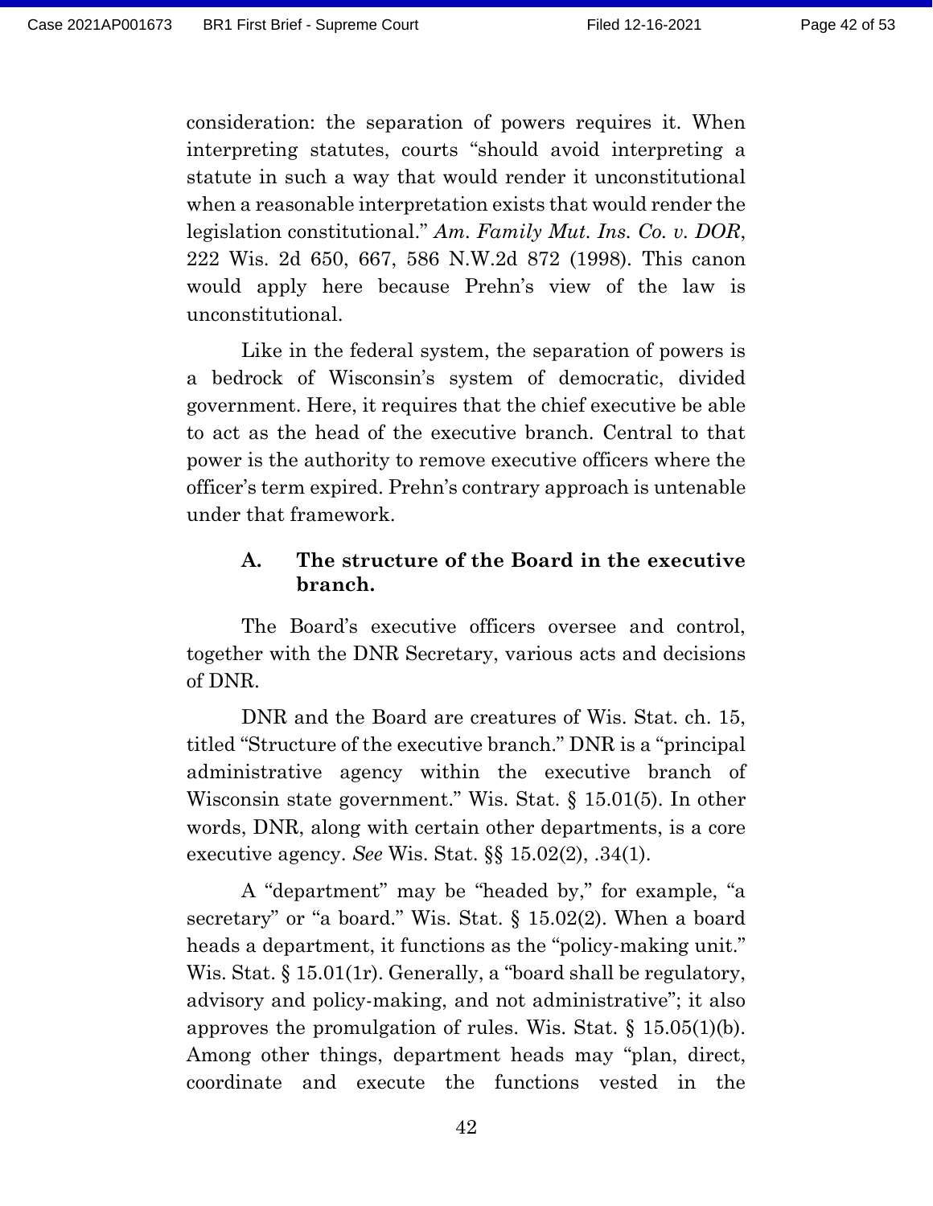consideration: the separation of powers requires it. When interpreting statutes, courts "should avoid interpreting a statute in such a way that would render it unconstitutional when a reasonable interpretation exists that would render the legislation constitutional." *Am. Family Mut. Ins. Co. v. DOR*, 222 Wis. 2d 650, 667, 586 N.W.2d 872 (1998). This canon would apply here because Prehn's view of the law is unconstitutional.

Like in the federal system, the separation of powers is a bedrock of Wisconsin's system of democratic, divided government. Here, it requires that the chief executive be able to act as the head of the executive branch. Central to that power is the authority to remove executive officers where the officer's term expired. Prehn's contrary approach is untenable under that framework.

### A. The structure of the Board in the executive branch.

The Board's executive officers oversee and control, together with the DNR Secretary, various acts and decisions of DNR.

DNR and the Board are creatures of Wis. Stat. ch. 15, titled "Structure of the executive branch." DNR is a "principal administrative agency within the executive branch of Wisconsin state government." Wis. Stat. § 15.01(5). In other words, DNR, along with certain other departments, is a core executive agency. *See* Wis. Stat. §§ 15.02(2), .34(1).

A "department" may be "headed by," for example, "a secretary" or "a board." Wis. Stat. § 15.02(2). When a board heads a department, it functions as the "policy-making unit." Wis. Stat. § 15.01(1r). Generally, a "board shall be regulatory, advisory and policy-making, and not administrative"; it also approves the promulgation of rules. Wis. Stat. § 15.05(1)(b). Among other things, department heads may "plan, direct, coordinate and execute the functions vested in the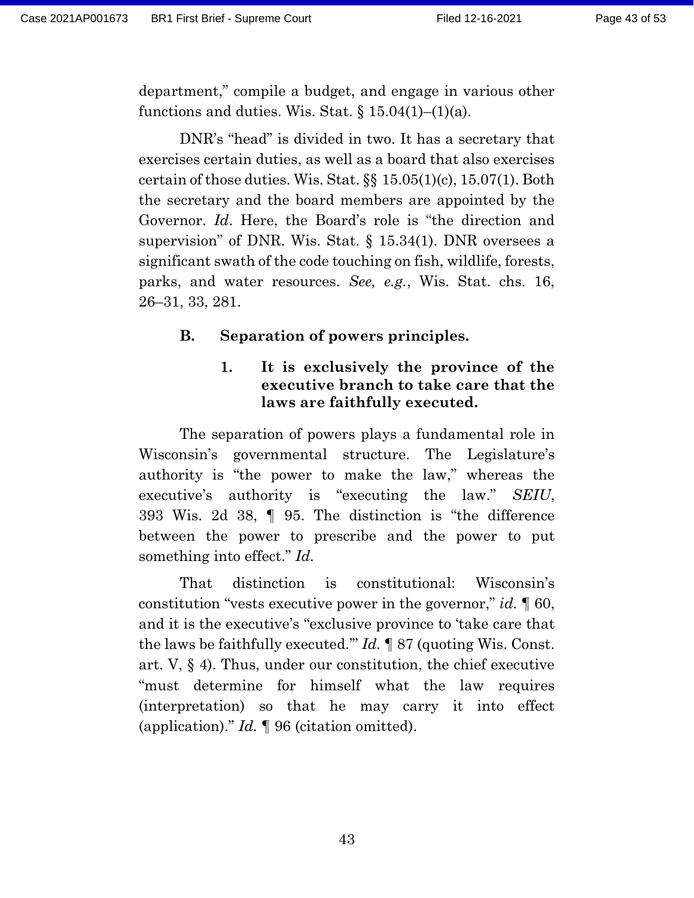department," compile a budget, and engage in various other functions and duties. Wis. Stat. § 15.04(1)–(1)(a).

DNR's "head" is divided in two. It has a secretary that exercises certain duties, as well as a board that also exercises certain of those duties. Wis. Stat. §§ 15.05(1)(c), 15.07(1). Both the secretary and the board members are appointed by the Governor. *Id*. Here, the Board's role is "the direction and supervision" of DNR. Wis. Stat. § 15.34(1). DNR oversees a significant swath of the code touching on fish, wildlife, forests, parks, and water resources. *See, e.g.*, Wis. Stat. chs. 16, 26–31, 33, 281.

### B. Separation of powers principles.

#### 1. It is exclusively the province of the executive branch to take care that the laws are faithfully executed.

The separation of powers plays a fundamental role in Wisconsin's governmental structure. The Legislature's authority is "the power to make the law," whereas the executive's authority is "executing the law." *SEIU*, 393 Wis. 2d 38, ¶ 95. The distinction is "the difference between the power to prescribe and the power to put something into effect." *Id.*

That distinction is constitutional: Wisconsin's constitution "vests executive power in the governor," *id.* ¶ 60, and it is the executive's "exclusive province to 'take care that the laws be faithfully executed.'" *Id.* ¶ 87 (quoting Wis. Const. art. V, § 4). Thus, under our constitution, the chief executive "must determine for himself what the law requires (interpretation) so that he may carry it into effect (application)." *Id.* ¶ 96 (citation omitted).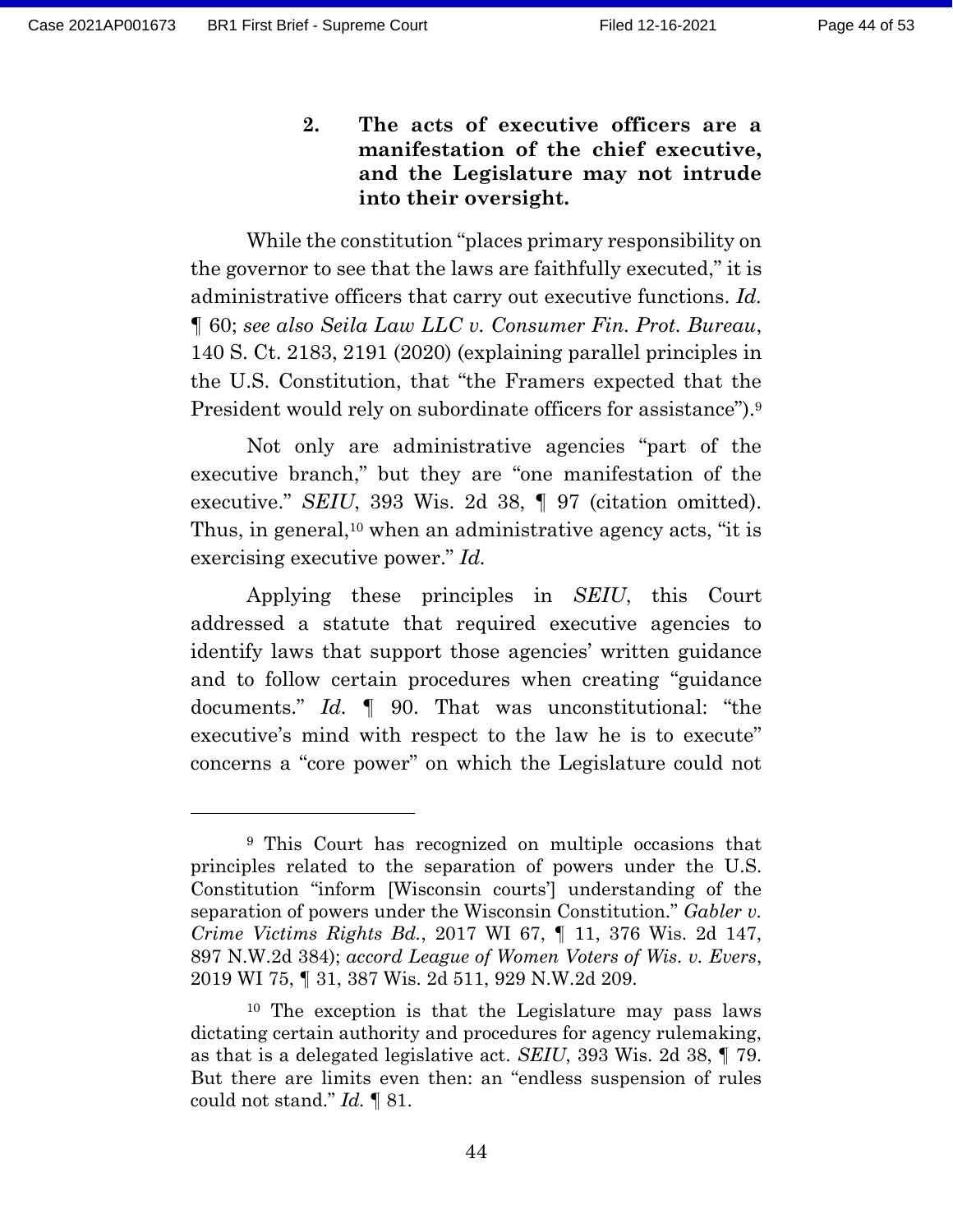### 2. The acts of executive officers are a manifestation of the chief executive, and the Legislature may not intrude into their oversight.

While the constitution "places primary responsibility on the governor to see that the laws are faithfully executed," it is administrative officers that carry out executive functions. *Id.* ¶ 60; *see also Seila Law LLC v. Consumer Fin. Prot. Bureau*, 140 S. Ct. 2183, 2191 (2020) (explaining parallel principles in the U.S. Constitution, that "the Framers expected that the President would rely on subordinate officers for assistance").[9]

Not only are administrative agencies "part of the executive branch," but they are "one manifestation of the executive." *SEIU*, 393 Wis. 2d 38, ¶ 97 (citation omitted). Thus, in general,[10] when an administrative agency acts, "it is exercising executive power." *Id.*

Applying these principles in *SEIU*, this Court addressed a statute that required executive agencies to identify laws that support those agencies' written guidance and to follow certain procedures when creating "guidance documents." *Id.* ¶ 90. That was unconstitutional: "the executive's mind with respect to the law he is to execute" concerns a "core power" on which the Legislature could not

---

[9] This Court has recognized on multiple occasions that principles related to the separation of powers under the U.S. Constitution "inform [Wisconsin courts'] understanding of the separation of powers under the Wisconsin Constitution." *Gabler v. Crime Victims Rights Bd.*, 2017 WI 67, ¶ 11, 376 Wis. 2d 147, 897 N.W.2d 384); *accord League of Women Voters of Wis. v. Evers*, 2019 WI 75, ¶ 31, 387 Wis. 2d 511, 929 N.W.2d 209.

[10] The exception is that the Legislature may pass laws dictating certain authority and procedures for agency rulemaking, as that is a delegated legislative act. *SEIU*, 393 Wis. 2d 38, ¶ 79. But there are limits even then: an "endless suspension of rules could not stand." *Id.* ¶ 81.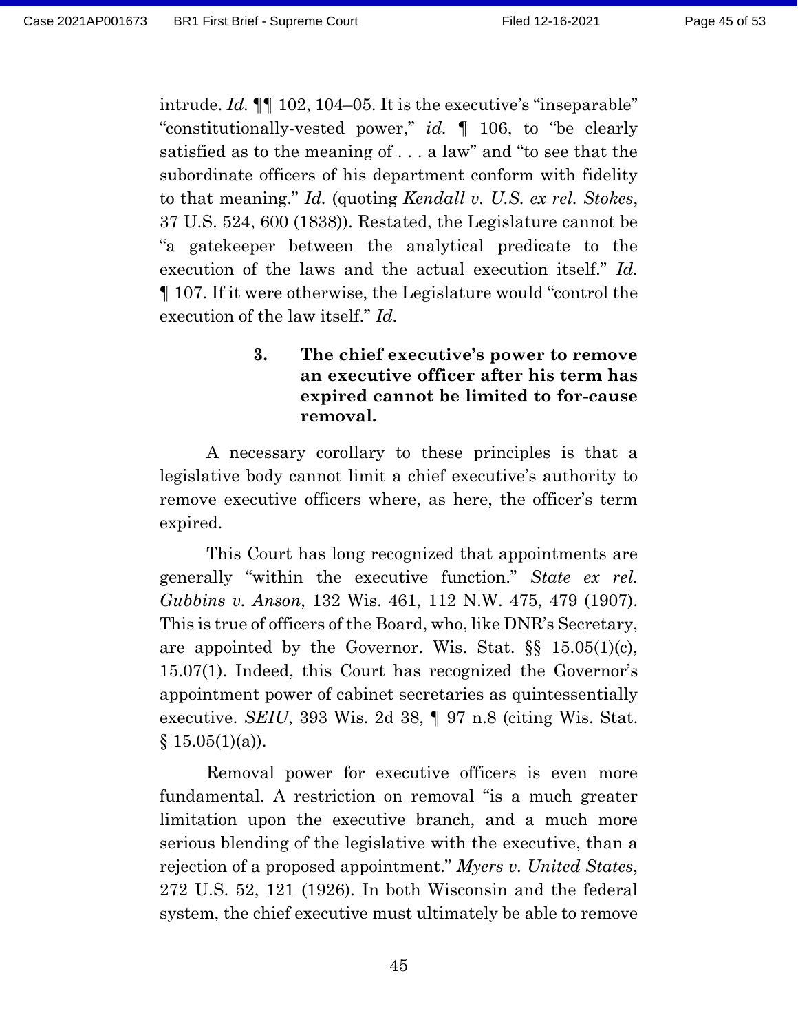intrude. *Id.* ¶¶ 102, 104–05. It is the executive's "inseparable" "constitutionally-vested power," *id.* ¶ 106, to "be clearly satisfied as to the meaning of . . . a law" and "to see that the subordinate officers of his department conform with fidelity to that meaning." *Id.* (quoting *Kendall v. U.S. ex rel. Stokes*, 37 U.S. 524, 600 (1838)). Restated, the Legislature cannot be "a gatekeeper between the analytical predicate to the execution of the laws and the actual execution itself." *Id.* ¶ 107. If it were otherwise, the Legislature would "control the execution of the law itself." *Id.*

#### 3. The chief executive's power to remove an executive officer after his term has expired cannot be limited to for-cause removal.

A necessary corollary to these principles is that a legislative body cannot limit a chief executive's authority to remove executive officers where, as here, the officer's term expired.

This Court has long recognized that appointments are generally "within the executive function." *State ex rel. Gubbins v. Anson*, 132 Wis. 461, 112 N.W. 475, 479 (1907). This is true of officers of the Board, who, like DNR's Secretary, are appointed by the Governor. Wis. Stat. §§ 15.05(1)(c), 15.07(1). Indeed, this Court has recognized the Governor's appointment power of cabinet secretaries as quintessentially executive. *SEIU*, 393 Wis. 2d 38, ¶ 97 n.8 (citing Wis. Stat. § 15.05(1)(a)).

Removal power for executive officers is even more fundamental. A restriction on removal "is a much greater limitation upon the executive branch, and a much more serious blending of the legislative with the executive, than a rejection of a proposed appointment." *Myers v. United States*, 272 U.S. 52, 121 (1926). In both Wisconsin and the federal system, the chief executive must ultimately be able to remove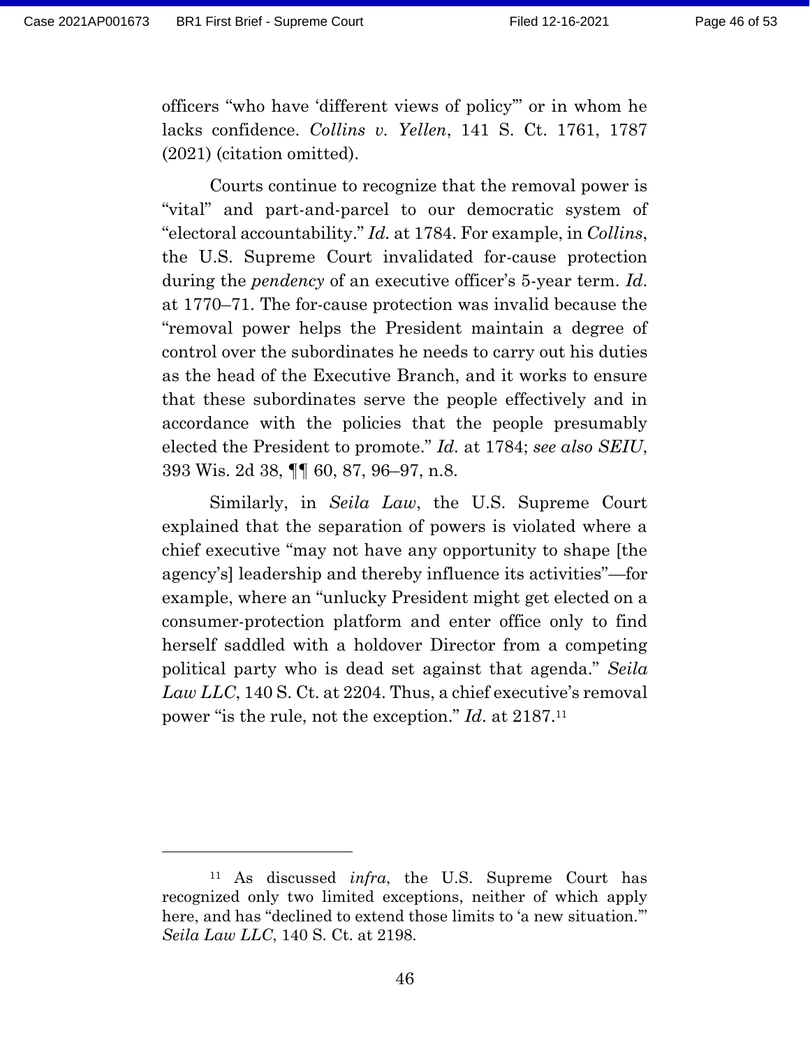officers "who have 'different views of policy'" or in whom he lacks confidence. *Collins v. Yellen*, 141 S. Ct. 1761, 1787 (2021) (citation omitted).

Courts continue to recognize that the removal power is "vital" and part-and-parcel to our democratic system of "electoral accountability." *Id.* at 1784. For example, in *Collins*, the U.S. Supreme Court invalidated for-cause protection during the *pendency* of an executive officer's 5-year term. *Id.* at 1770–71. The for-cause protection was invalid because the "removal power helps the President maintain a degree of control over the subordinates he needs to carry out his duties as the head of the Executive Branch, and it works to ensure that these subordinates serve the people effectively and in accordance with the policies that the people presumably elected the President to promote." *Id.* at 1784; *see also SEIU*, 393 Wis. 2d 38, ¶¶ 60, 87, 96–97, n.8.

Similarly, in *Seila Law*, the U.S. Supreme Court explained that the separation of powers is violated where a chief executive "may not have any opportunity to shape [the agency's] leadership and thereby influence its activities"—for example, where an "unlucky President might get elected on a consumer-protection platform and enter office only to find herself saddled with a holdover Director from a competing political party who is dead set against that agenda." *Seila Law LLC*, 140 S. Ct. at 2204. Thus, a chief executive's removal power "is the rule, not the exception." *Id.* at 2187.[11]

---

[11] As discussed *infra*, the U.S. Supreme Court has recognized only two limited exceptions, neither of which apply here, and has "declined to extend those limits to 'a new situation.'" *Seila Law LLC*, 140 S. Ct. at 2198.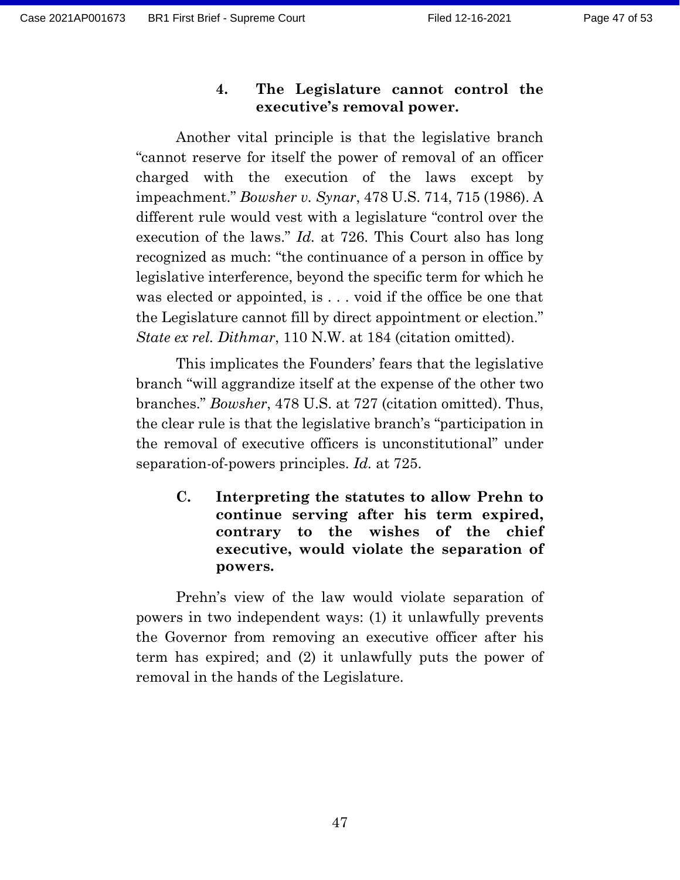### 4. The Legislature cannot control the executive's removal power.

Another vital principle is that the legislative branch "cannot reserve for itself the power of removal of an officer charged with the execution of the laws except by impeachment." *Bowsher v. Synar*, 478 U.S. 714, 715 (1986). A different rule would vest with a legislature "control over the execution of the laws." *Id.* at 726. This Court also has long recognized as much: "the continuance of a person in office by legislative interference, beyond the specific term for which he was elected or appointed, is . . . void if the office be one that the Legislature cannot fill by direct appointment or election." *State ex rel. Dithmar*, 110 N.W. at 184 (citation omitted).

This implicates the Founders' fears that the legislative branch "will aggrandize itself at the expense of the other two branches." *Bowsher*, 478 U.S. at 727 (citation omitted). Thus, the clear rule is that the legislative branch's "participation in the removal of executive officers is unconstitutional" under separation-of-powers principles. *Id.* at 725.

## C. Interpreting the statutes to allow Prehn to continue serving after his term expired, contrary to the wishes of the chief executive, would violate the separation of powers.

Prehn's view of the law would violate separation of powers in two independent ways: (1) it unlawfully prevents the Governor from removing an executive officer after his term has expired; and (2) it unlawfully puts the power of removal in the hands of the Legislature.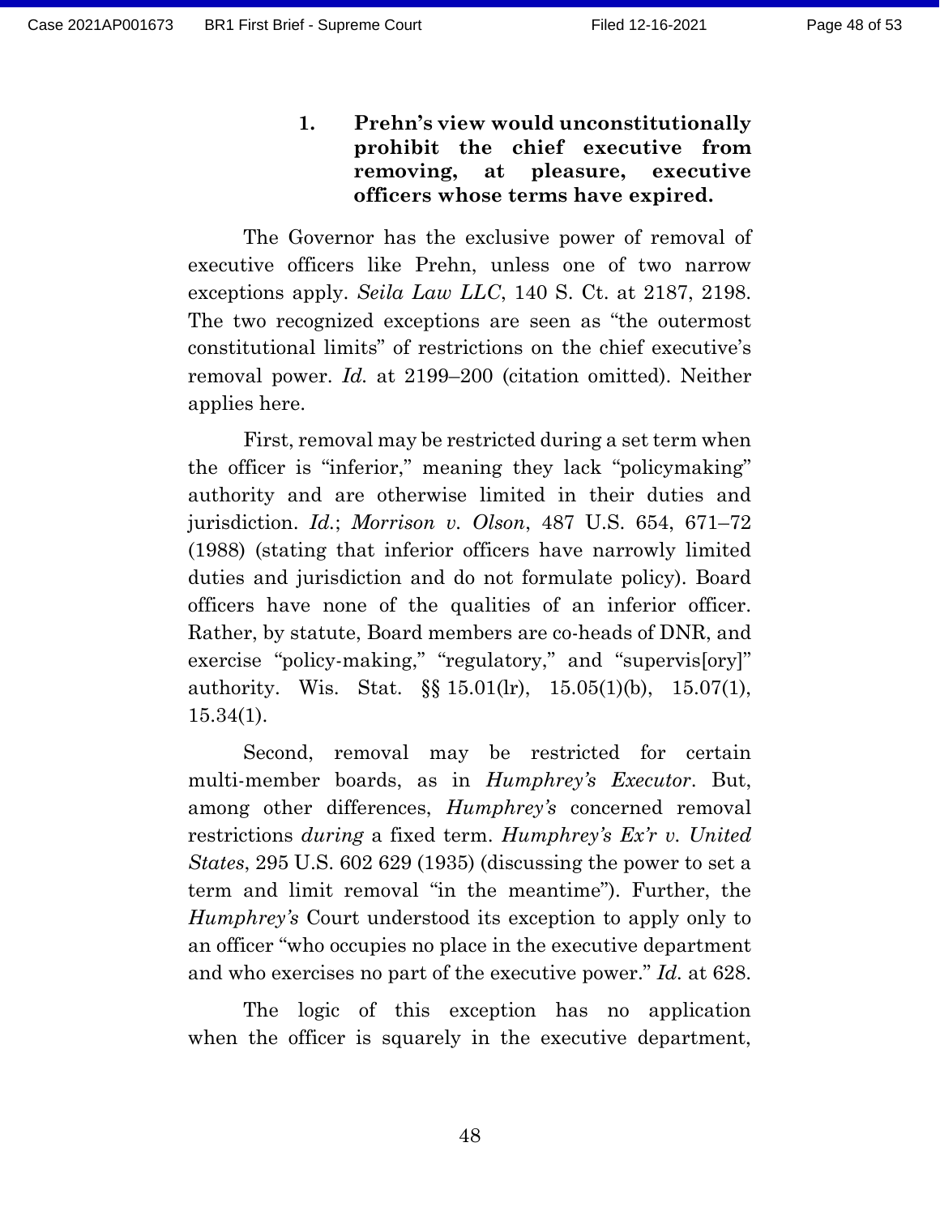### 1. Prehn's view would unconstitutionally prohibit the chief executive from removing, at pleasure, executive officers whose terms have expired.

The Governor has the exclusive power of removal of executive officers like Prehn, unless one of two narrow exceptions apply. *Seila Law LLC*, 140 S. Ct. at 2187, 2198. The two recognized exceptions are seen as "the outermost constitutional limits" of restrictions on the chief executive's removal power. *Id.* at 2199–200 (citation omitted). Neither applies here.

First, removal may be restricted during a set term when the officer is "inferior," meaning they lack "policymaking" authority and are otherwise limited in their duties and jurisdiction. *Id.*; *Morrison v. Olson*, 487 U.S. 654, 671–72 (1988) (stating that inferior officers have narrowly limited duties and jurisdiction and do not formulate policy). Board officers have none of the qualities of an inferior officer. Rather, by statute, Board members are co-heads of DNR, and exercise "policy-making," "regulatory," and "supervis[ory]" authority. Wis. Stat. §§ 15.01(lr), 15.05(1)(b), 15.07(1), 15.34(1).

Second, removal may be restricted for certain multi-member boards, as in *Humphrey's Executor*. But, among other differences, *Humphrey's* concerned removal restrictions *during* a fixed term. *Humphrey's Ex'r v. United States*, 295 U.S. 602 629 (1935) (discussing the power to set a term and limit removal "in the meantime"). Further, the *Humphrey's* Court understood its exception to apply only to an officer "who occupies no place in the executive department and who exercises no part of the executive power." *Id.* at 628.

The logic of this exception has no application when the officer is squarely in the executive department,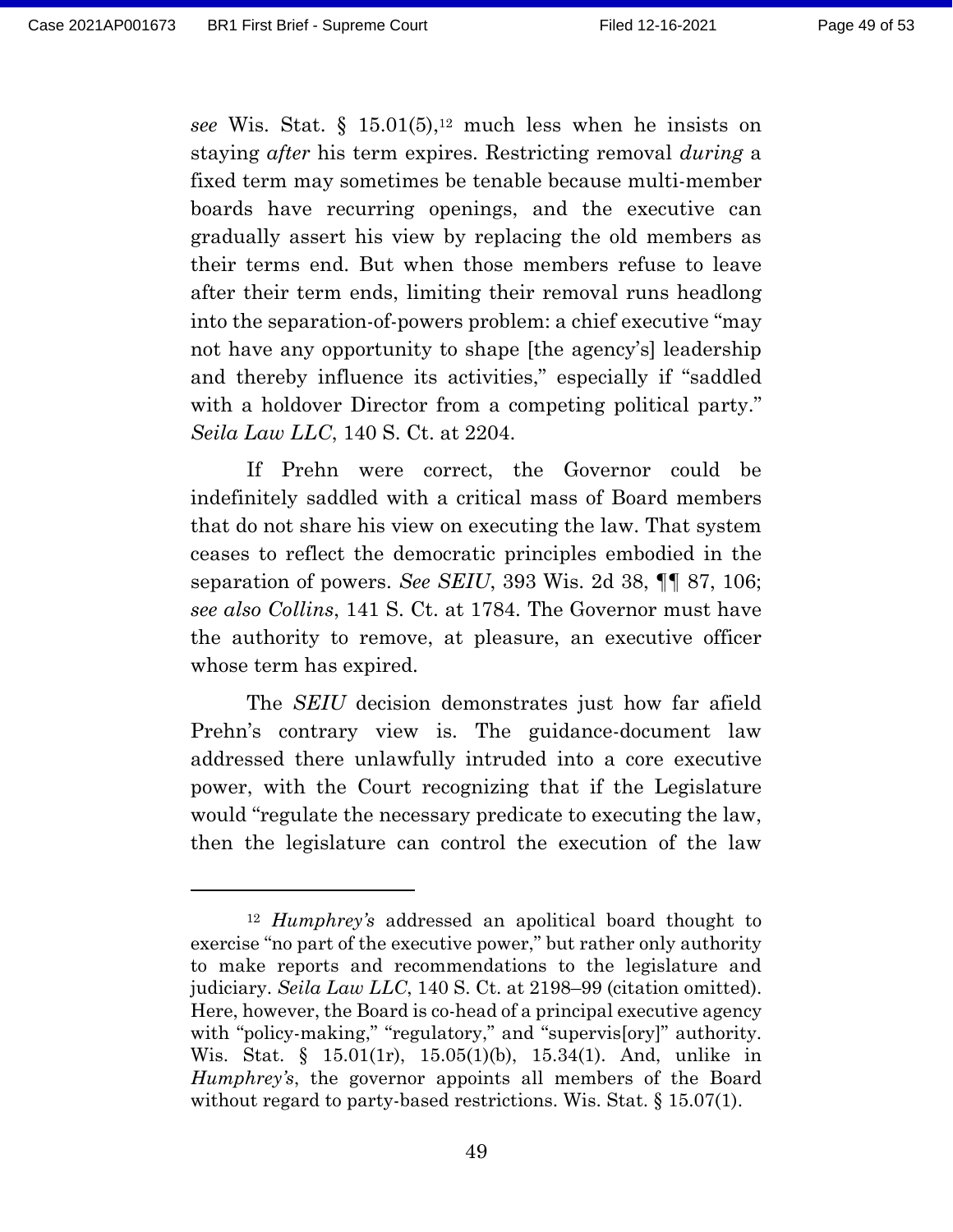*see* Wis. Stat. § 15.01(5),[12] much less when he insists on staying *after* his term expires. Restricting removal *during* a fixed term may sometimes be tenable because multi-member boards have recurring openings, and the executive can gradually assert his view by replacing the old members as their terms end. But when those members refuse to leave after their term ends, limiting their removal runs headlong into the separation-of-powers problem: a chief executive "may not have any opportunity to shape [the agency's] leadership and thereby influence its activities," especially if "saddled with a holdover Director from a competing political party." *Seila Law LLC*, 140 S. Ct. at 2204.

If Prehn were correct, the Governor could be indefinitely saddled with a critical mass of Board members that do not share his view on executing the law. That system ceases to reflect the democratic principles embodied in the separation of powers. *See SEIU*, 393 Wis. 2d 38, ¶¶ 87, 106; *see also Collins*, 141 S. Ct. at 1784. The Governor must have the authority to remove, at pleasure, an executive officer whose term has expired.

The *SEIU* decision demonstrates just how far afield Prehn's contrary view is. The guidance-document law addressed there unlawfully intruded into a core executive power, with the Court recognizing that if the Legislature would "regulate the necessary predicate to executing the law, then the legislature can control the execution of the law

---

[12] *Humphrey's* addressed an apolitical board thought to exercise "no part of the executive power," but rather only authority to make reports and recommendations to the legislature and judiciary. *Seila Law LLC*, 140 S. Ct. at 2198–99 (citation omitted). Here, however, the Board is co-head of a principal executive agency with "policy-making," "regulatory," and "supervis[ory]" authority. Wis. Stat. § 15.01(1r), 15.05(1)(b), 15.34(1). And, unlike in *Humphrey's*, the governor appoints all members of the Board without regard to party-based restrictions. Wis. Stat. § 15.07(1).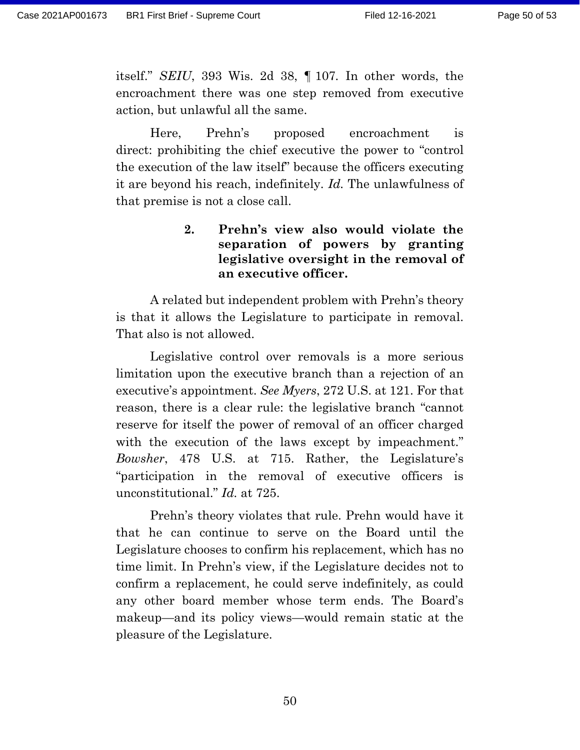itself." *SEIU*, 393 Wis. 2d 38, ¶ 107. In other words, the encroachment there was one step removed from executive action, but unlawful all the same.

Here, Prehn's proposed encroachment is direct: prohibiting the chief executive the power to "control the execution of the law itself" because the officers executing it are beyond his reach, indefinitely. *Id.* The unlawfulness of that premise is not a close call.

#### 2. Prehn's view also would violate the separation of powers by granting legislative oversight in the removal of an executive officer.

A related but independent problem with Prehn's theory is that it allows the Legislature to participate in removal. That also is not allowed.

Legislative control over removals is a more serious limitation upon the executive branch than a rejection of an executive's appointment. *See Myers*, 272 U.S. at 121. For that reason, there is a clear rule: the legislative branch "cannot reserve for itself the power of removal of an officer charged with the execution of the laws except by impeachment." *Bowsher*, 478 U.S. at 715. Rather, the Legislature's "participation in the removal of executive officers is unconstitutional." *Id.* at 725.

Prehn's theory violates that rule. Prehn would have it that he can continue to serve on the Board until the Legislature chooses to confirm his replacement, which has no time limit. In Prehn's view, if the Legislature decides not to confirm a replacement, he could serve indefinitely, as could any other board member whose term ends. The Board's makeup—and its policy views—would remain static at the pleasure of the Legislature.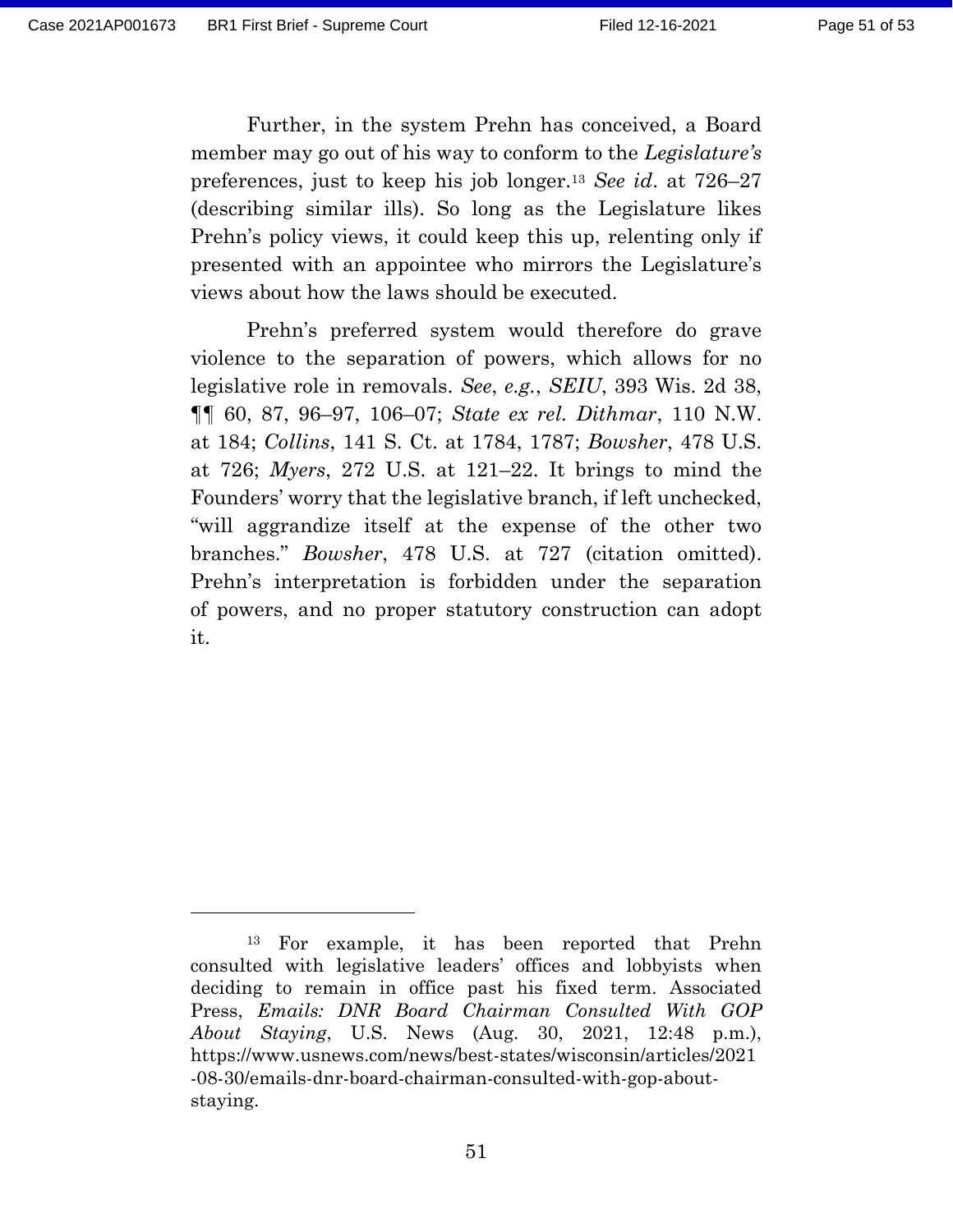Further, in the system Prehn has conceived, a Board member may go out of his way to conform to the *Legislature's* preferences, just to keep his job longer.[13] *See id*. at 726–27 (describing similar ills). So long as the Legislature likes Prehn's policy views, it could keep this up, relenting only if presented with an appointee who mirrors the Legislature's views about how the laws should be executed.

Prehn's preferred system would therefore do grave violence to the separation of powers, which allows for no legislative role in removals. *See*, *e.g.*, *SEIU*, 393 Wis. 2d 38, ¶¶ 60, 87, 96–97, 106–07; *State ex rel. Dithmar*, 110 N.W. at 184; *Collins*, 141 S. Ct. at 1784, 1787; *Bowsher*, 478 U.S. at 726; *Myers*, 272 U.S. at 121–22. It brings to mind the Founders' worry that the legislative branch, if left unchecked, "will aggrandize itself at the expense of the other two branches." *Bowsher*, 478 U.S. at 727 (citation omitted). Prehn's interpretation is forbidden under the separation of powers, and no proper statutory construction can adopt it.

---

[13] For example, it has been reported that Prehn consulted with legislative leaders' offices and lobbyists when deciding to remain in office past his fixed term. Associated Press, *Emails: DNR Board Chairman Consulted With GOP About Staying*, U.S. News (Aug. 30, 2021, 12:48 p.m.), https://www.usnews.com/news/best-states/wisconsin/articles/2021-08-30/emails-dnr-board-chairman-consulted-with-gop-about-staying.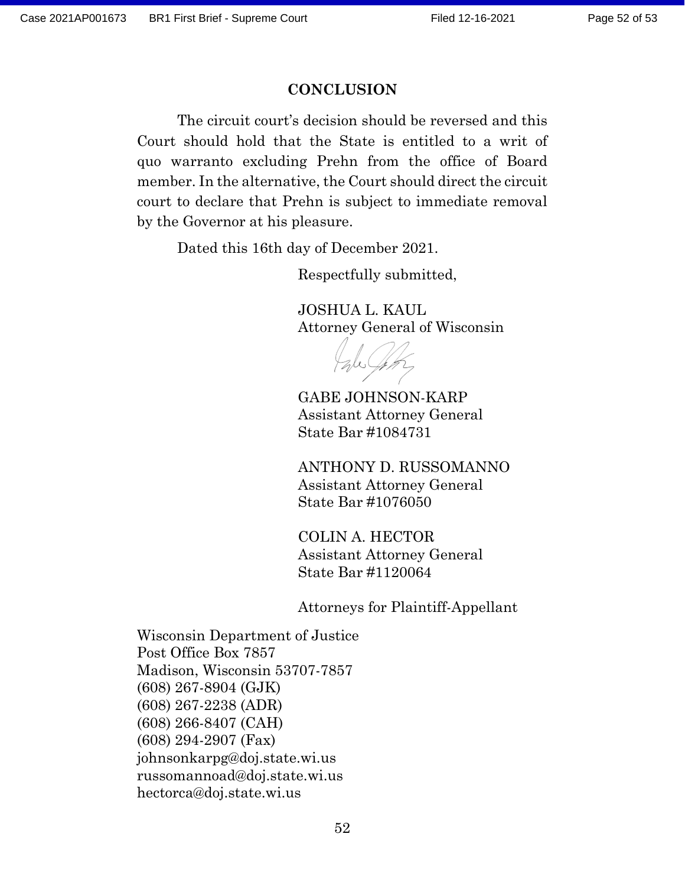## CONCLUSION

The circuit court's decision should be reversed and this Court should hold that the State is entitled to a writ of quo warranto excluding Prehn from the office of Board member. In the alternative, the Court should direct the circuit court to declare that Prehn is subject to immediate removal by the Governor at his pleasure.

Dated this 16th day of December 2021.

Respectfully submitted,

JOSHUA L. KAUL
Attorney General of Wisconsin

GABE JOHNSON-KARP
Assistant Attorney General
State Bar #1084731

ANTHONY D. RUSSOMANNO
Assistant Attorney General
State Bar #1076050

COLIN A. HECTOR
Assistant Attorney General
State Bar #1120064

Attorneys for Plaintiff-Appellant

Wisconsin Department of Justice
Post Office Box 7857
Madison, Wisconsin 53707-7857
(608) 267-8904 (GJK)
(608) 267-2238 (ADR)
(608) 266-8407 (CAH)
(608) 294-2907 (Fax)
johnsonkarpg@doj.state.wi.us
russomannoad@doj.state.wi.us
hectorca@doj.state.wi.us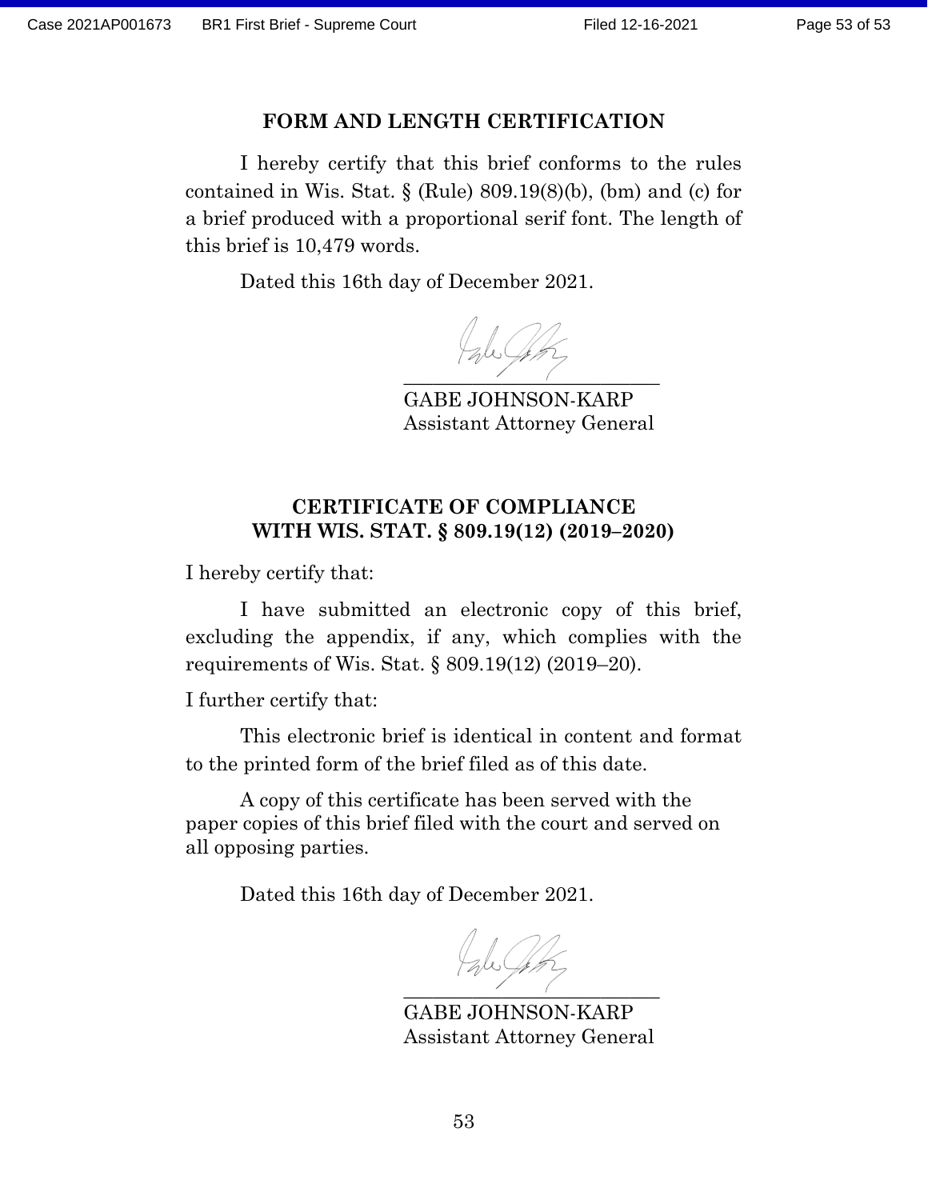## FORM AND LENGTH CERTIFICATION

I hereby certify that this brief conforms to the rules contained in Wis. Stat. § (Rule) 809.19(8)(b), (bm) and (c) for a brief produced with a proportional serif font. The length of this brief is 10,479 words.

Dated this 16th day of December 2021.

\_\_\_\_\_\_\_\_\_\_\_\_\_\_\_\_\_\_\_\_\_\_\_\_\_\_\_
GABE JOHNSON-KARP
Assistant Attorney General

## CERTIFICATE OF COMPLIANCE WITH WIS. STAT. § 809.19(12) (2019–2020)

I hereby certify that:

I have submitted an electronic copy of this brief, excluding the appendix, if any, which complies with the requirements of Wis. Stat. § 809.19(12) (2019–20).

I further certify that:

This electronic brief is identical in content and format to the printed form of the brief filed as of this date.

A copy of this certificate has been served with the paper copies of this brief filed with the court and served on all opposing parties.

Dated this 16th day of December 2021.

\_\_\_\_\_\_\_\_\_\_\_\_\_\_\_\_\_\_\_\_\_\_\_\_\_\_\_
GABE JOHNSON-KARP
Assistant Attorney General